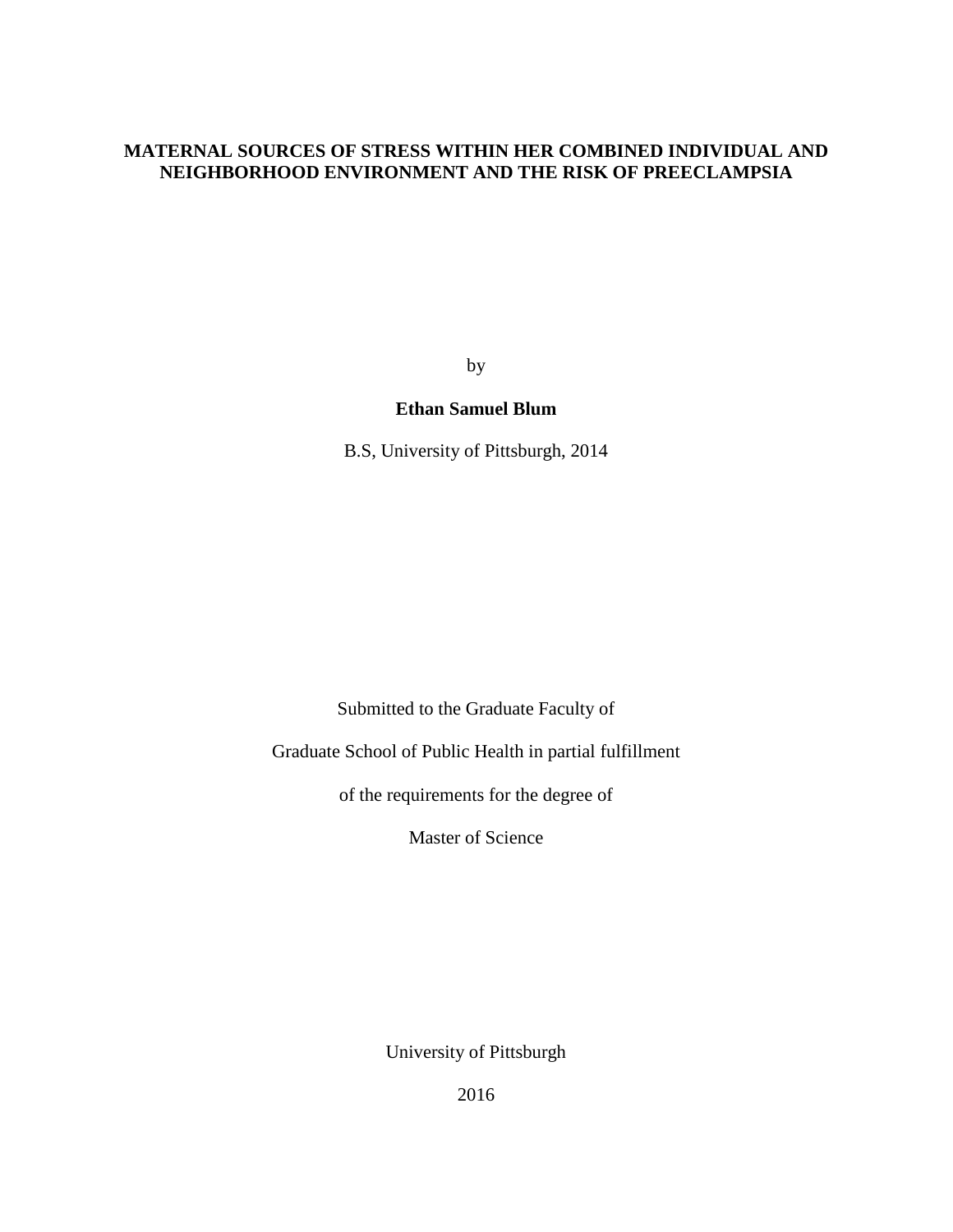# MATERNAL SOURCES OF STRESS WITHIN HER COMBINED INDIVIDUAL AND NEIGHBORHOOD ENVIRONMENT AND THE RISK OF PREECLAMPSIA

by

**Ethan Samuel Blum**

B.S, University of Pittsburgh, 2014

Submitted to the Graduate Faculty of

Graduate School of Public Health in partial fulfillment

of the requirements for the degree of

Master of Science

University of Pittsburgh

2016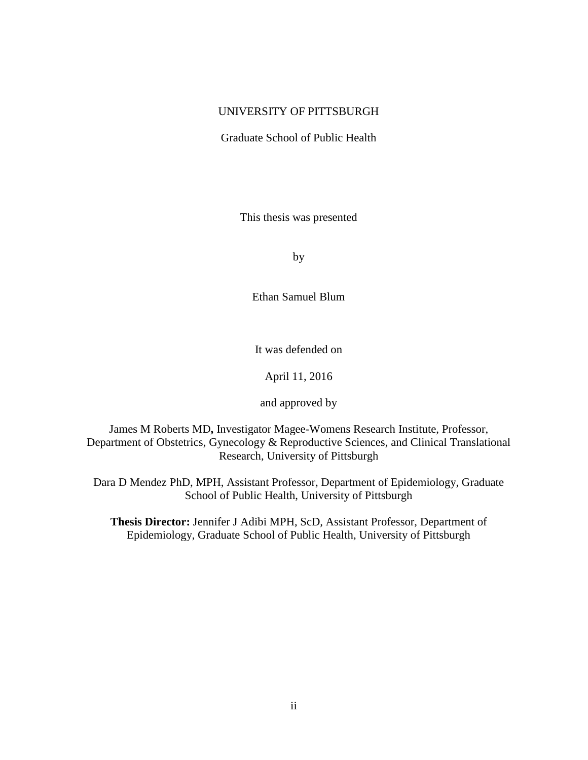UNIVERSITY OF PITTSBURGH

Graduate School of Public Health

This thesis was presented

by

Ethan Samuel Blum

It was defended on

April 11, 2016

and approved by

James M Roberts MD**,** Investigator Magee-Womens Research Institute, Professor, Department of Obstetrics, Gynecology & Reproductive Sciences, and Clinical Translational Research, University of Pittsburgh

Dara D Mendez PhD, MPH, Assistant Professor, Department of Epidemiology, Graduate School of Public Health, University of Pittsburgh

**Thesis Director:** Jennifer J Adibi MPH, ScD, Assistant Professor, Department of Epidemiology, Graduate School of Public Health, University of Pittsburgh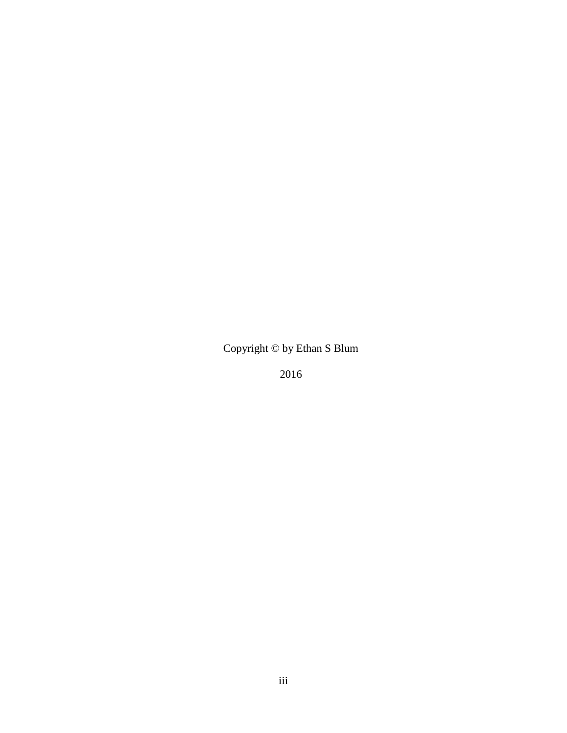Copyright © by Ethan S Blum

2016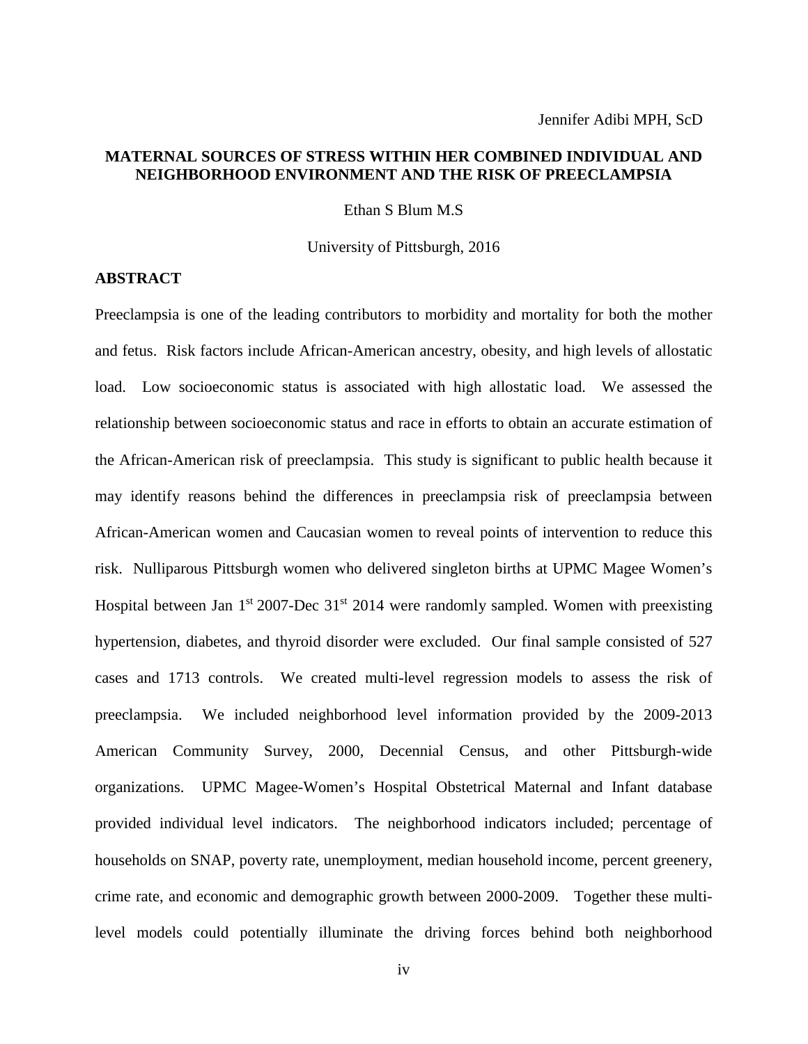Jennifer Adibi MPH, ScD

**MATERNAL SOURCES OF STRESS WITHIN HER COMBINED INDIVIDUAL AND NEIGHBORHOOD ENVIRONMENT AND THE RISK OF PREECLAMPSIA**

Ethan S Blum M.S

University of Pittsburgh, 2016

## ABSTRACT

Preeclampsia is one of the leading contributors to morbidity and mortality for both the mother and fetus. Risk factors include African-American ancestry, obesity, and high levels of allostatic load. Low socioeconomic status is associated with high allostatic load. We assessed the relationship between socioeconomic status and race in efforts to obtain an accurate estimation of the African-American risk of preeclampsia. This study is significant to public health because it may identify reasons behind the differences in preeclampsia risk of preeclampsia between African-American women and Caucasian women to reveal points of intervention to reduce this risk. Nulliparous Pittsburgh women who delivered singleton births at UPMC Magee Women's Hospital between Jan 1st 2007-Dec 31st 2014 were randomly sampled. Women with preexisting hypertension, diabetes, and thyroid disorder were excluded. Our final sample consisted of 527 cases and 1713 controls. We created multi-level regression models to assess the risk of preeclampsia. We included neighborhood level information provided by the 2009-2013 American Community Survey, 2000, Decennial Census, and other Pittsburgh-wide organizations. UPMC Magee-Women's Hospital Obstetrical Maternal and Infant database provided individual level indicators. The neighborhood indicators included; percentage of households on SNAP, poverty rate, unemployment, median household income, percent greenery, crime rate, and economic and demographic growth between 2000-2009. Together these multi-level models could potentially illuminate the driving forces behind both neighborhood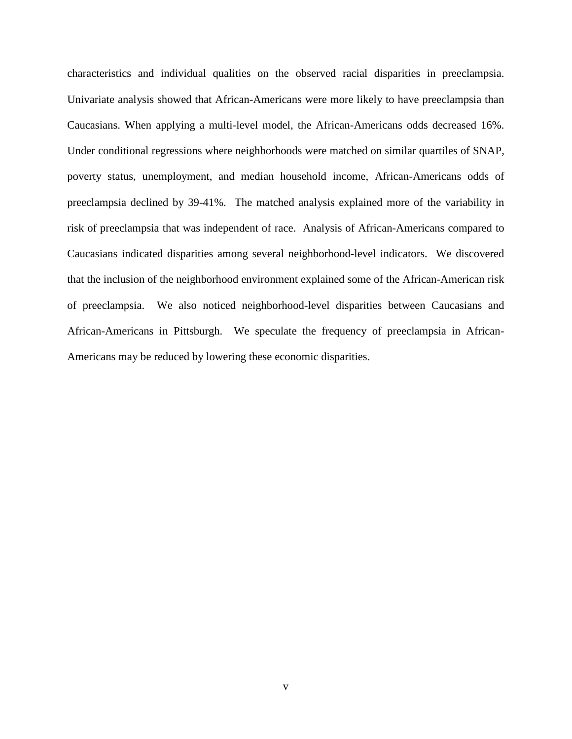characteristics and individual qualities on the observed racial disparities in preeclampsia. Univariate analysis showed that African-Americans were more likely to have preeclampsia than Caucasians. When applying a multi-level model, the African-Americans odds decreased 16%. Under conditional regressions where neighborhoods were matched on similar quartiles of SNAP, poverty status, unemployment, and median household income, African-Americans odds of preeclampsia declined by 39-41%. The matched analysis explained more of the variability in risk of preeclampsia that was independent of race. Analysis of African-Americans compared to Caucasians indicated disparities among several neighborhood-level indicators. We discovered that the inclusion of the neighborhood environment explained some of the African-American risk of preeclampsia. We also noticed neighborhood-level disparities between Caucasians and African-Americans in Pittsburgh. We speculate the frequency of preeclampsia in African-Americans may be reduced by lowering these economic disparities.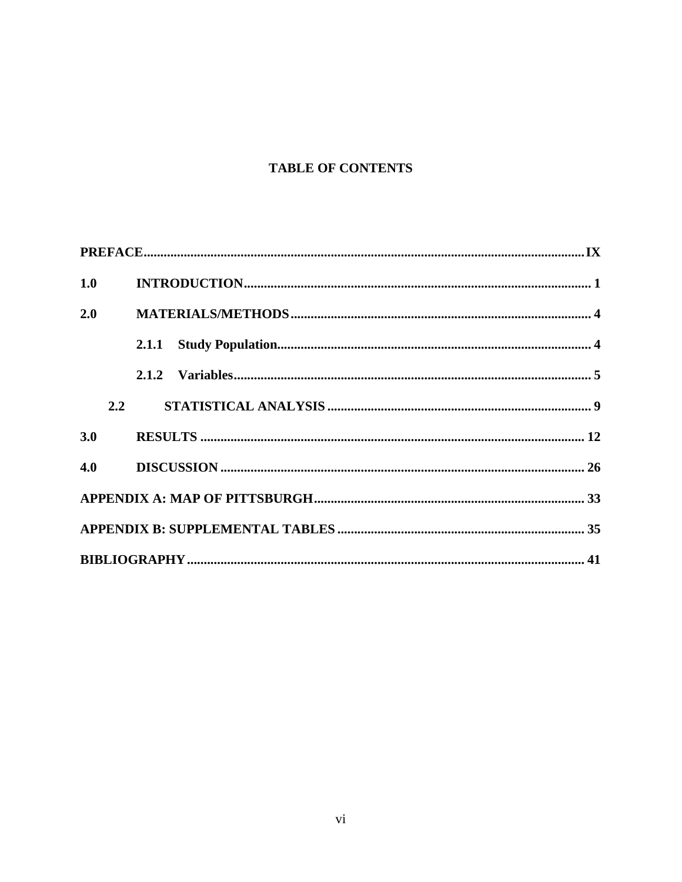## TABLE OF CONTENTS

**PREFACE** .................................................................................................................................. **IX**

**1.0 INTRODUCTION** ........................................................................................................ **1**

**2.0 MATERIALS/METHODS** ......................................................................................... **4**

  **2.1.1 Study Population** ............................................................................................. **4**

  **2.1.2 Variables** .......................................................................................................... **5**

 **2.2 STATISTICAL ANALYSIS** ............................................................................... **9**

**3.0 RESULTS** .................................................................................................................. **12**

**4.0 DISCUSSION** ............................................................................................................ **26**

**APPENDIX A: MAP OF PITTSBURGH** ................................................................................ **33**

**APPENDIX B: SUPPLEMENTAL TABLES** ......................................................................... **35**

**BIBLIOGRAPHY** ...................................................................................................................... **41**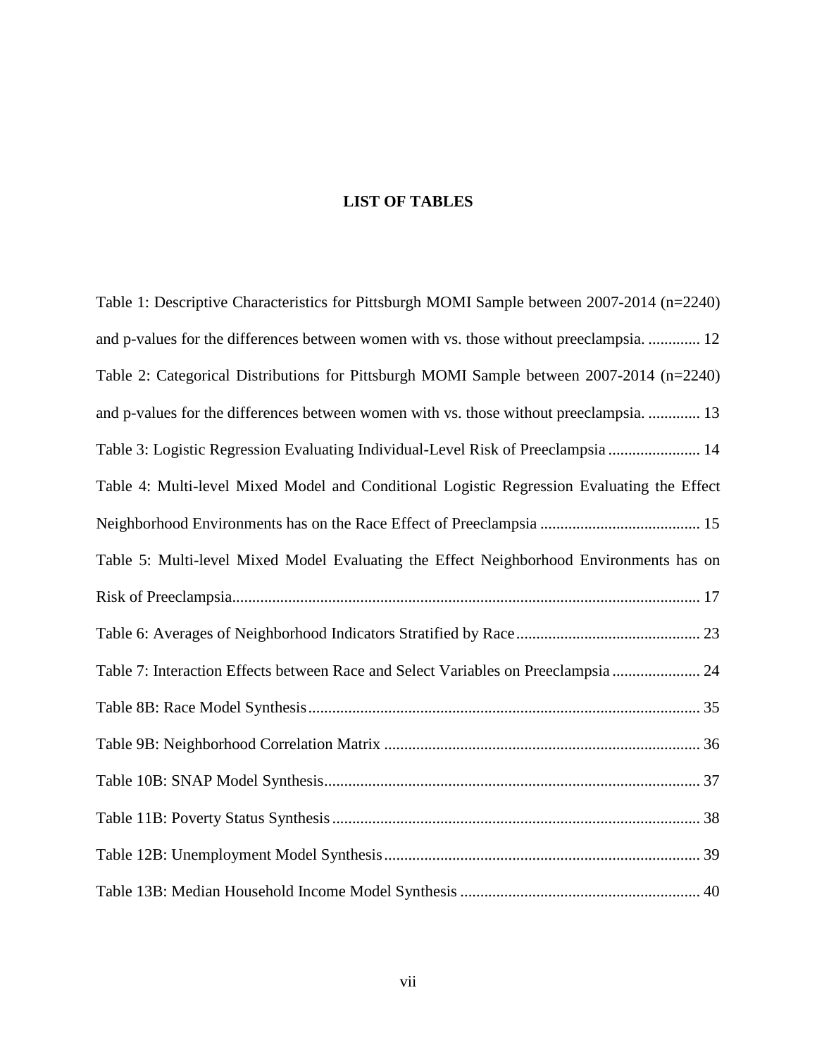# LIST OF TABLES

Table 1: Descriptive Characteristics for Pittsburgh MOMI Sample between 2007-2014 (n=2240) and p-values for the differences between women with vs. those without preeclampsia. ............. 12

Table 2: Categorical Distributions for Pittsburgh MOMI Sample between 2007-2014 (n=2240) and p-values for the differences between women with vs. those without preeclampsia. ............. 13

Table 3: Logistic Regression Evaluating Individual-Level Risk of Preeclampsia ....................... 14

Table 4: Multi-level Mixed Model and Conditional Logistic Regression Evaluating the Effect Neighborhood Environments has on the Race Effect of Preeclampsia ........................................ 15

Table 5: Multi-level Mixed Model Evaluating the Effect Neighborhood Environments has on Risk of Preeclampsia.................................................................................................................... 17

Table 6: Averages of Neighborhood Indicators Stratified by Race .............................................. 23

Table 7: Interaction Effects between Race and Select Variables on Preeclampsia ...................... 24

Table 8B: Race Model Synthesis.................................................................................................. 35

Table 9B: Neighborhood Correlation Matrix ............................................................................... 36

Table 10B: SNAP Model Synthesis.............................................................................................. 37

Table 11B: Poverty Status Synthesis ............................................................................................ 38

Table 12B: Unemployment Model Synthesis............................................................................... 39

Table 13B: Median Household Income Model Synthesis ............................................................ 40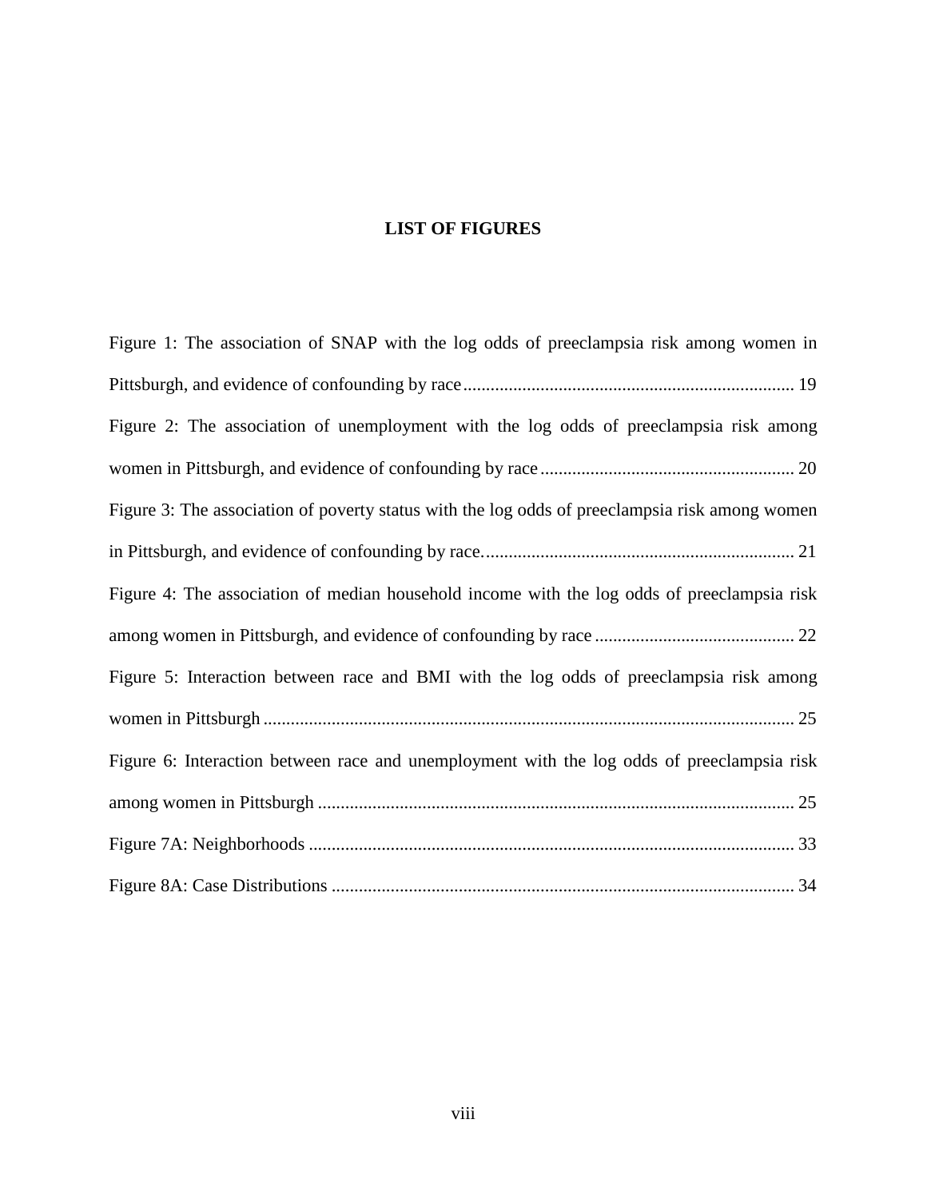## LIST OF FIGURES

Figure 1: The association of SNAP with the log odds of preeclampsia risk among women in Pittsburgh, and evidence of confounding by race ........................................................................ 19

Figure 2: The association of unemployment with the log odds of preeclampsia risk among women in Pittsburgh, and evidence of confounding by race ........................................................ 20

Figure 3: The association of poverty status with the log odds of preeclampsia risk among women in Pittsburgh, and evidence of confounding by race. .................................................................... 21

Figure 4: The association of median household income with the log odds of preeclampsia risk among women in Pittsburgh, and evidence of confounding by race ............................................ 22

Figure 5: Interaction between race and BMI with the log odds of preeclampsia risk among women in Pittsburgh ..................................................................................................................... 25

Figure 6: Interaction between race and unemployment with the log odds of preeclampsia risk among women in Pittsburgh ......................................................................................................... 25

Figure 7A: Neighborhoods ........................................................................................................... 33

Figure 8A: Case Distributions ...................................................................................................... 34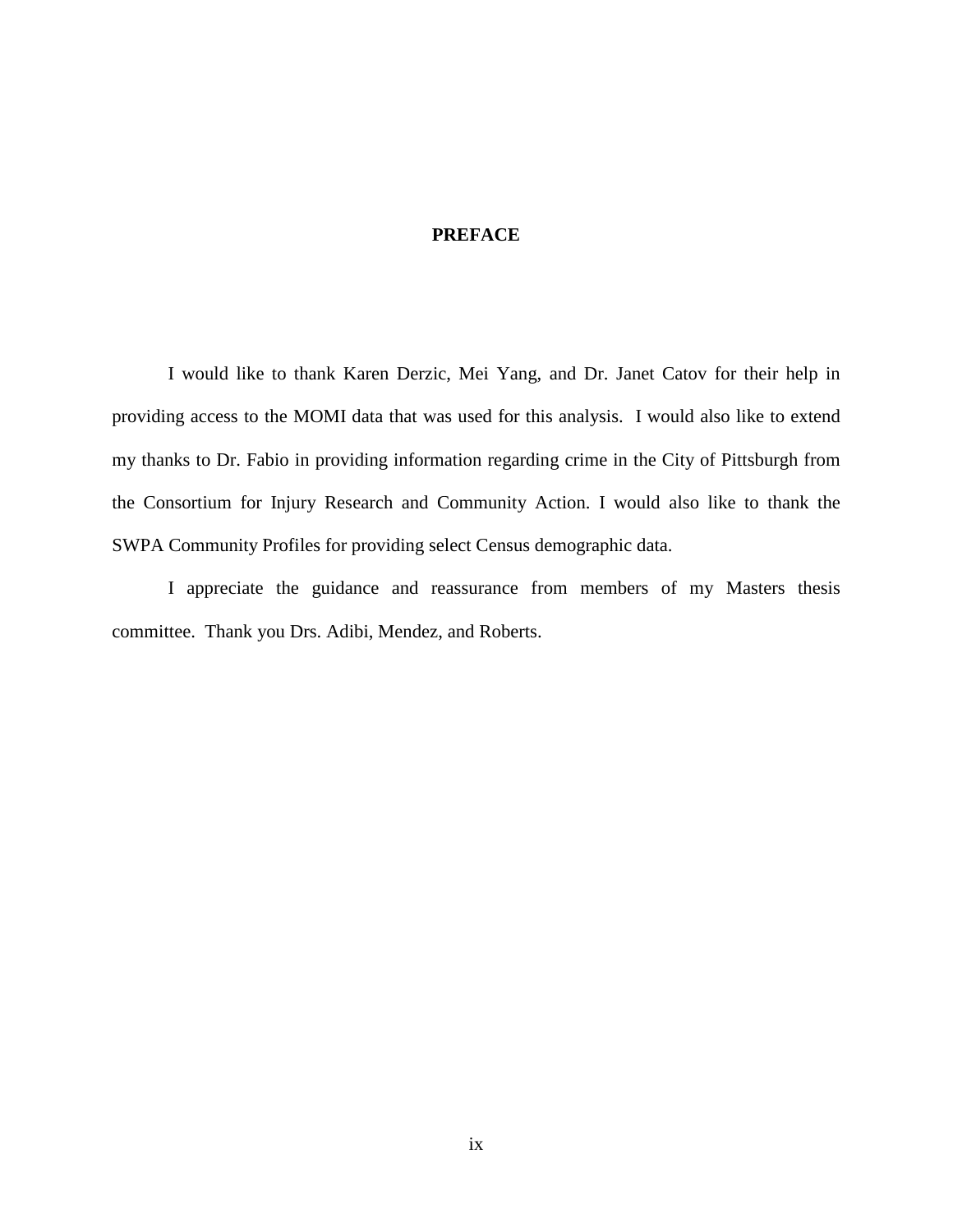# PREFACE

I would like to thank Karen Derzic, Mei Yang, and Dr. Janet Catov for their help in providing access to the MOMI data that was used for this analysis. I would also like to extend my thanks to Dr. Fabio in providing information regarding crime in the City of Pittsburgh from the Consortium for Injury Research and Community Action. I would also like to thank the SWPA Community Profiles for providing select Census demographic data.

I appreciate the guidance and reassurance from members of my Masters thesis committee. Thank you Drs. Adibi, Mendez, and Roberts.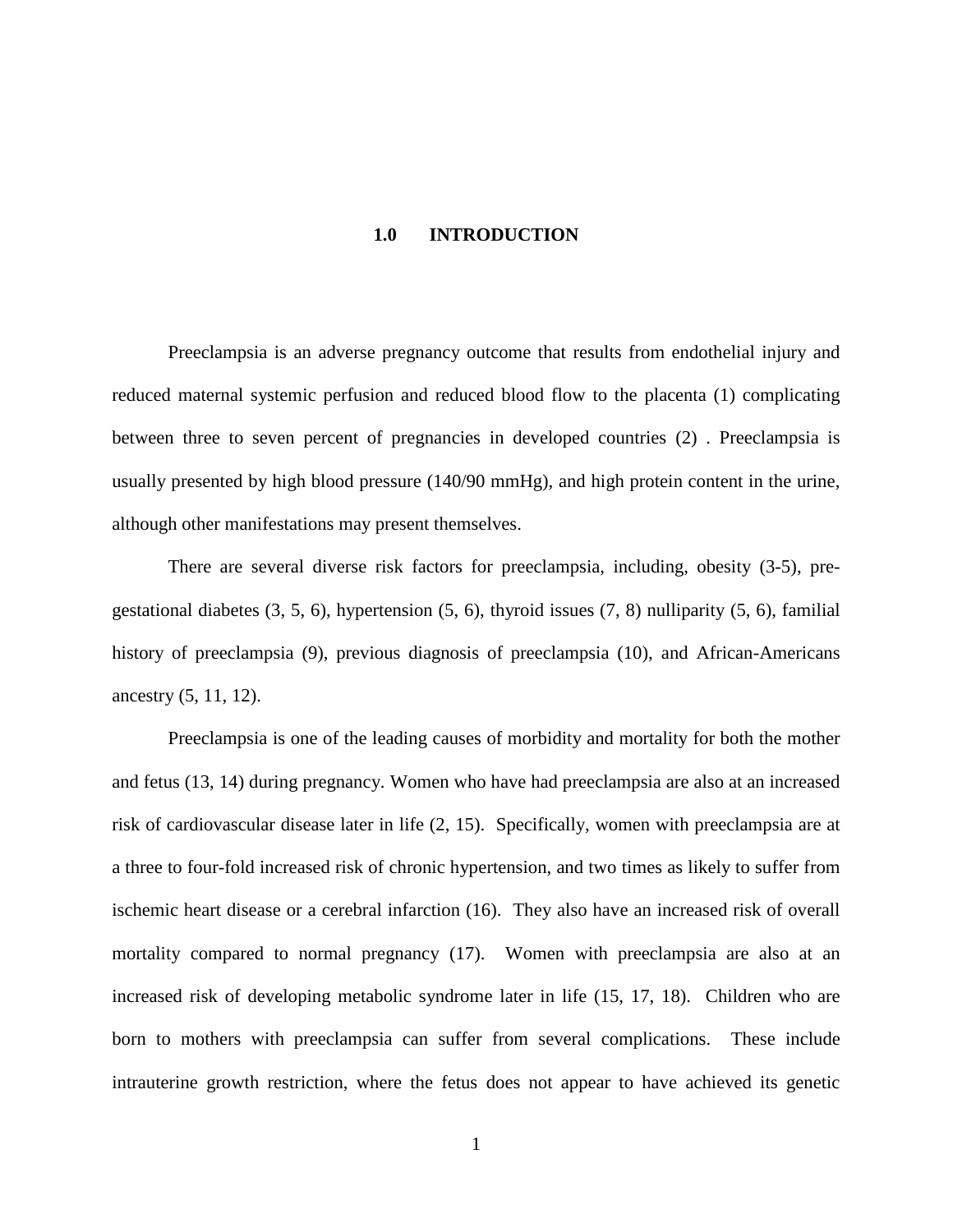# 1.0 INTRODUCTION

Preeclampsia is an adverse pregnancy outcome that results from endothelial injury and reduced maternal systemic perfusion and reduced blood flow to the placenta (1) complicating between three to seven percent of pregnancies in developed countries (2) . Preeclampsia is usually presented by high blood pressure (140/90 mmHg), and high protein content in the urine, although other manifestations may present themselves.

There are several diverse risk factors for preeclampsia, including, obesity (3-5), pre-gestational diabetes (3, 5, 6), hypertension (5, 6), thyroid issues (7, 8) nulliparity (5, 6), familial history of preeclampsia (9), previous diagnosis of preeclampsia (10), and African-Americans ancestry (5, 11, 12).

Preeclampsia is one of the leading causes of morbidity and mortality for both the mother and fetus (13, 14) during pregnancy. Women who have had preeclampsia are also at an increased risk of cardiovascular disease later in life (2, 15). Specifically, women with preeclampsia are at a three to four-fold increased risk of chronic hypertension, and two times as likely to suffer from ischemic heart disease or a cerebral infarction (16). They also have an increased risk of overall mortality compared to normal pregnancy (17). Women with preeclampsia are also at an increased risk of developing metabolic syndrome later in life (15, 17, 18). Children who are born to mothers with preeclampsia can suffer from several complications. These include intrauterine growth restriction, where the fetus does not appear to have achieved its genetic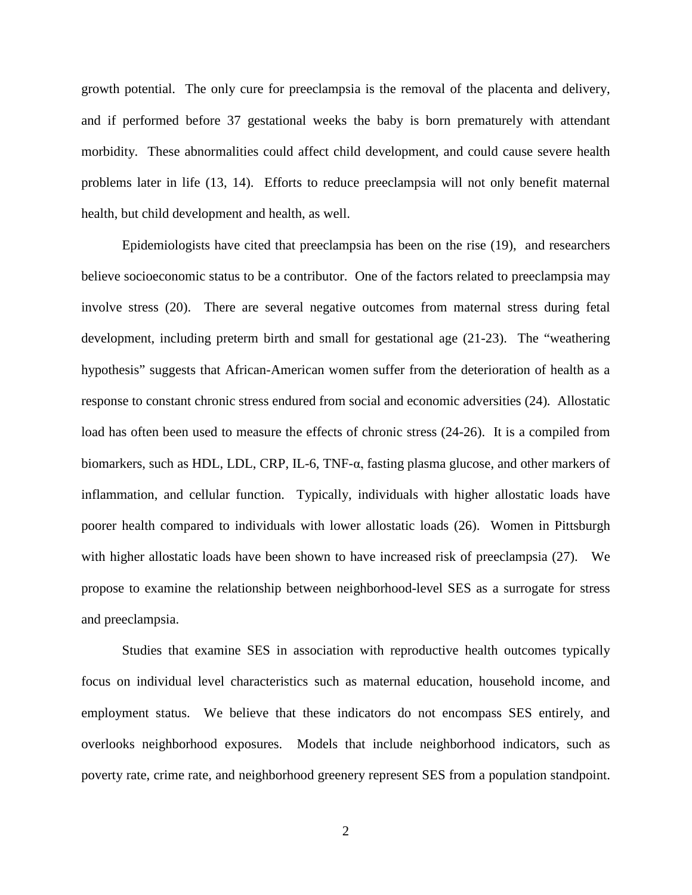growth potential. The only cure for preeclampsia is the removal of the placenta and delivery, and if performed before 37 gestational weeks the baby is born prematurely with attendant morbidity. These abnormalities could affect child development, and could cause severe health problems later in life (13, 14). Efforts to reduce preeclampsia will not only benefit maternal health, but child development and health, as well.

Epidemiologists have cited that preeclampsia has been on the rise (19), and researchers believe socioeconomic status to be a contributor. One of the factors related to preeclampsia may involve stress (20). There are several negative outcomes from maternal stress during fetal development, including preterm birth and small for gestational age (21-23). The "weathering hypothesis" suggests that African-American women suffer from the deterioration of health as a response to constant chronic stress endured from social and economic adversities (24). Allostatic load has often been used to measure the effects of chronic stress (24-26). It is a compiled from biomarkers, such as HDL, LDL, CRP, IL-6, TNF-α, fasting plasma glucose, and other markers of inflammation, and cellular function. Typically, individuals with higher allostatic loads have poorer health compared to individuals with lower allostatic loads (26). Women in Pittsburgh with higher allostatic loads have been shown to have increased risk of preeclampsia (27). We propose to examine the relationship between neighborhood-level SES as a surrogate for stress and preeclampsia.

Studies that examine SES in association with reproductive health outcomes typically focus on individual level characteristics such as maternal education, household income, and employment status. We believe that these indicators do not encompass SES entirely, and overlooks neighborhood exposures. Models that include neighborhood indicators, such as poverty rate, crime rate, and neighborhood greenery represent SES from a population standpoint.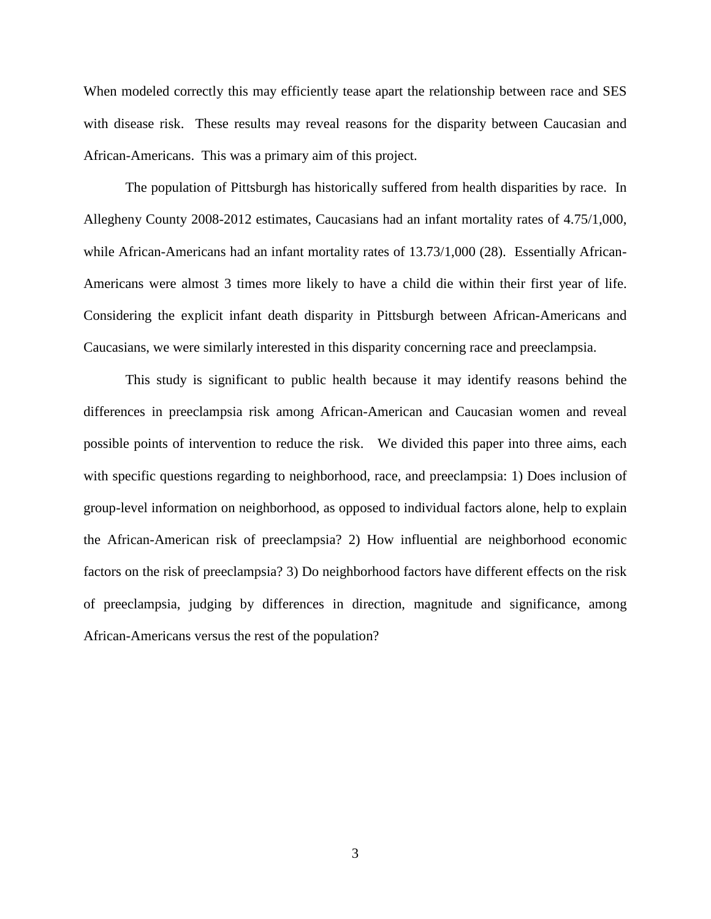When modeled correctly this may efficiently tease apart the relationship between race and SES with disease risk. These results may reveal reasons for the disparity between Caucasian and African-Americans. This was a primary aim of this project.

The population of Pittsburgh has historically suffered from health disparities by race. In Allegheny County 2008-2012 estimates, Caucasians had an infant mortality rates of 4.75/1,000, while African-Americans had an infant mortality rates of 13.73/1,000 (28). Essentially African-Americans were almost 3 times more likely to have a child die within their first year of life. Considering the explicit infant death disparity in Pittsburgh between African-Americans and Caucasians, we were similarly interested in this disparity concerning race and preeclampsia.

This study is significant to public health because it may identify reasons behind the differences in preeclampsia risk among African-American and Caucasian women and reveal possible points of intervention to reduce the risk. We divided this paper into three aims, each with specific questions regarding to neighborhood, race, and preeclampsia: 1) Does inclusion of group-level information on neighborhood, as opposed to individual factors alone, help to explain the African-American risk of preeclampsia? 2) How influential are neighborhood economic factors on the risk of preeclampsia? 3) Do neighborhood factors have different effects on the risk of preeclampsia, judging by differences in direction, magnitude and significance, among African-Americans versus the rest of the population?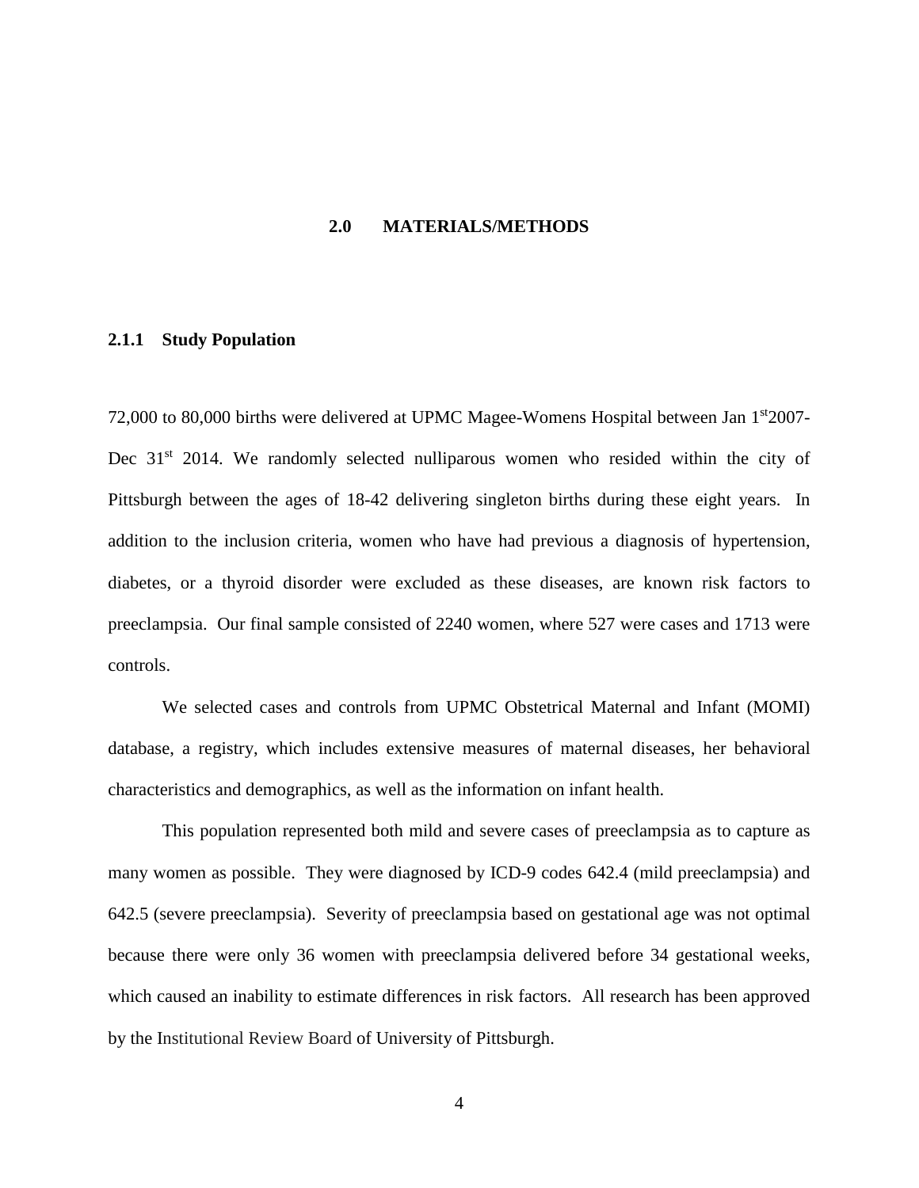# 2.0 MATERIALS/METHODS

### 2.1.1 Study Population

72,000 to 80,000 births were delivered at UPMC Magee-Womens Hospital between Jan 1st 2007-Dec 31st 2014. We randomly selected nulliparous women who resided within the city of Pittsburgh between the ages of 18-42 delivering singleton births during these eight years. In addition to the inclusion criteria, women who have had previous a diagnosis of hypertension, diabetes, or a thyroid disorder were excluded as these diseases, are known risk factors to preeclampsia. Our final sample consisted of 2240 women, where 527 were cases and 1713 were controls.

We selected cases and controls from UPMC Obstetrical Maternal and Infant (MOMI) database, a registry, which includes extensive measures of maternal diseases, her behavioral characteristics and demographics, as well as the information on infant health.

This population represented both mild and severe cases of preeclampsia as to capture as many women as possible. They were diagnosed by ICD-9 codes 642.4 (mild preeclampsia) and 642.5 (severe preeclampsia). Severity of preeclampsia based on gestational age was not optimal because there were only 36 women with preeclampsia delivered before 34 gestational weeks, which caused an inability to estimate differences in risk factors. All research has been approved by the Institutional Review Board of University of Pittsburgh.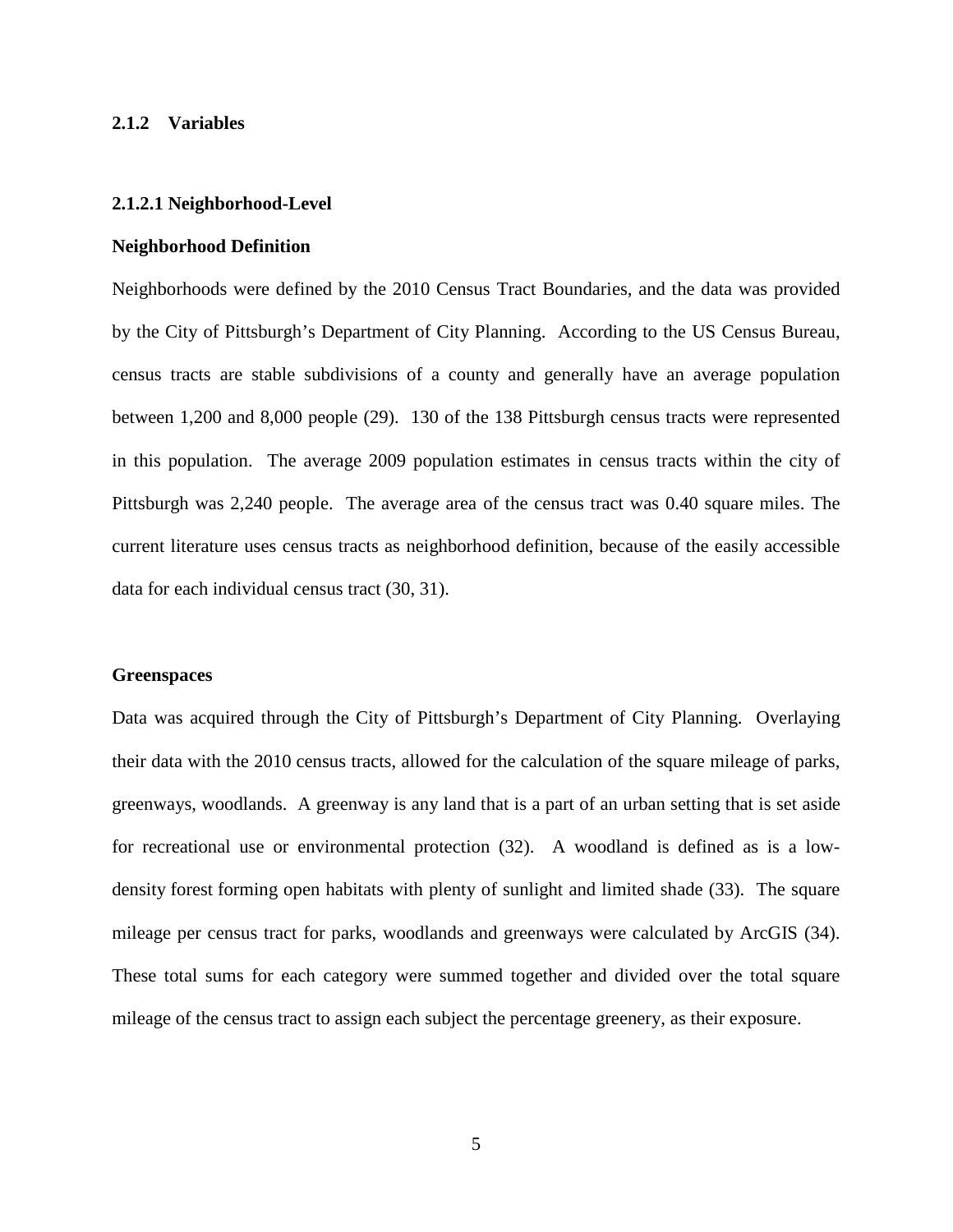### 2.1.2 Variables

#### 2.1.2.1 Neighborhood-Level

**Neighborhood Definition**

Neighborhoods were defined by the 2010 Census Tract Boundaries, and the data was provided by the City of Pittsburgh's Department of City Planning. According to the US Census Bureau, census tracts are stable subdivisions of a county and generally have an average population between 1,200 and 8,000 people (29). 130 of the 138 Pittsburgh census tracts were represented in this population. The average 2009 population estimates in census tracts within the city of Pittsburgh was 2,240 people. The average area of the census tract was 0.40 square miles. The current literature uses census tracts as neighborhood definition, because of the easily accessible data for each individual census tract (30, 31).

**Greenspaces**

Data was acquired through the City of Pittsburgh's Department of City Planning. Overlaying their data with the 2010 census tracts, allowed for the calculation of the square mileage of parks, greenways, woodlands. A greenway is any land that is a part of an urban setting that is set aside for recreational use or environmental protection (32). A woodland is defined as is a low-density forest forming open habitats with plenty of sunlight and limited shade (33). The square mileage per census tract for parks, woodlands and greenways were calculated by ArcGIS (34). These total sums for each category were summed together and divided over the total square mileage of the census tract to assign each subject the percentage greenery, as their exposure.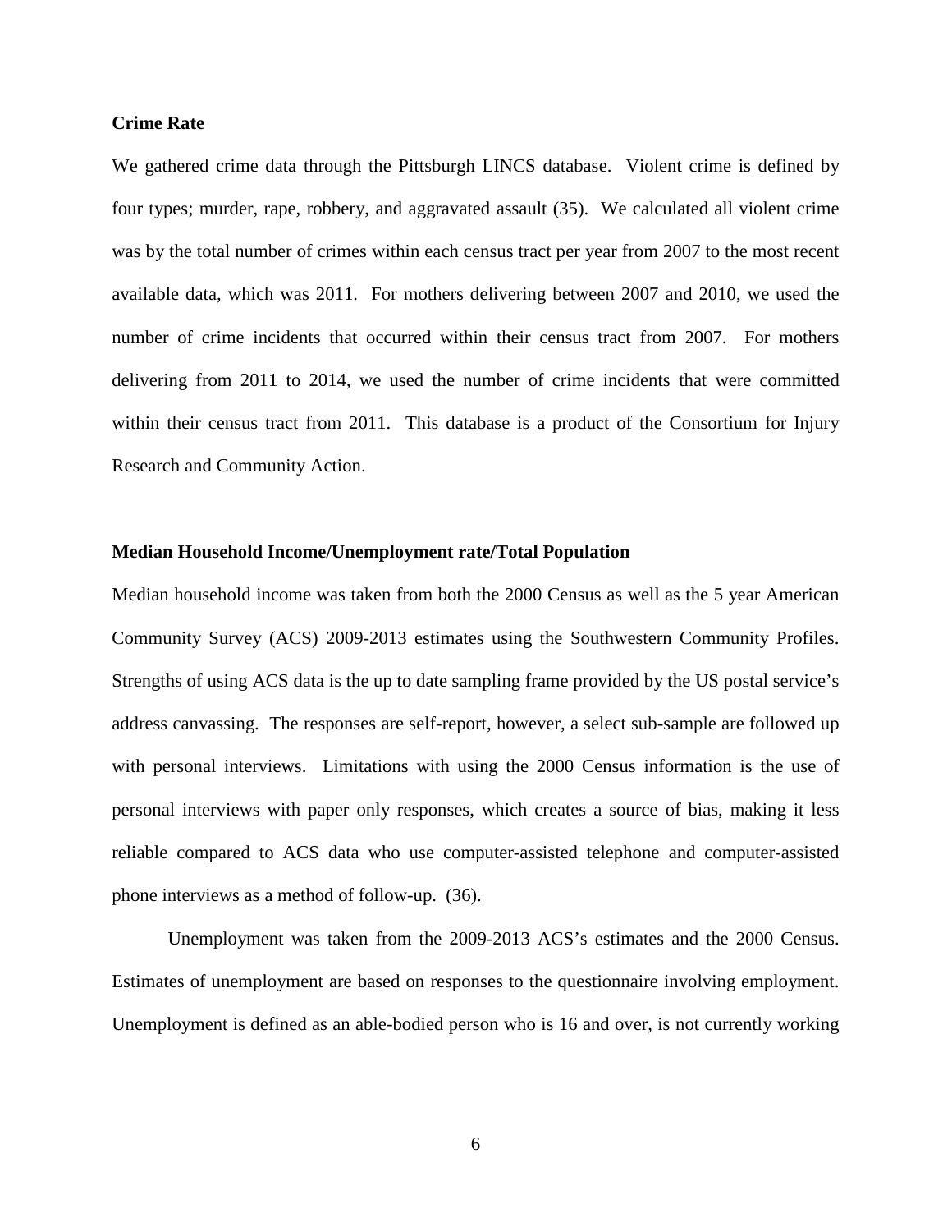**Crime Rate**

We gathered crime data through the Pittsburgh LINCS database. Violent crime is defined by four types; murder, rape, robbery, and aggravated assault (35). We calculated all violent crime was by the total number of crimes within each census tract per year from 2007 to the most recent available data, which was 2011. For mothers delivering between 2007 and 2010, we used the number of crime incidents that occurred within their census tract from 2007. For mothers delivering from 2011 to 2014, we used the number of crime incidents that were committed within their census tract from 2011. This database is a product of the Consortium for Injury Research and Community Action.

**Median Household Income/Unemployment rate/Total Population**

Median household income was taken from both the 2000 Census as well as the 5 year American Community Survey (ACS) 2009-2013 estimates using the Southwestern Community Profiles. Strengths of using ACS data is the up to date sampling frame provided by the US postal service's address canvassing. The responses are self-report, however, a select sub-sample are followed up with personal interviews. Limitations with using the 2000 Census information is the use of personal interviews with paper only responses, which creates a source of bias, making it less reliable compared to ACS data who use computer-assisted telephone and computer-assisted phone interviews as a method of follow-up. (36).

Unemployment was taken from the 2009-2013 ACS's estimates and the 2000 Census. Estimates of unemployment are based on responses to the questionnaire involving employment. Unemployment is defined as an able-bodied person who is 16 and over, is not currently working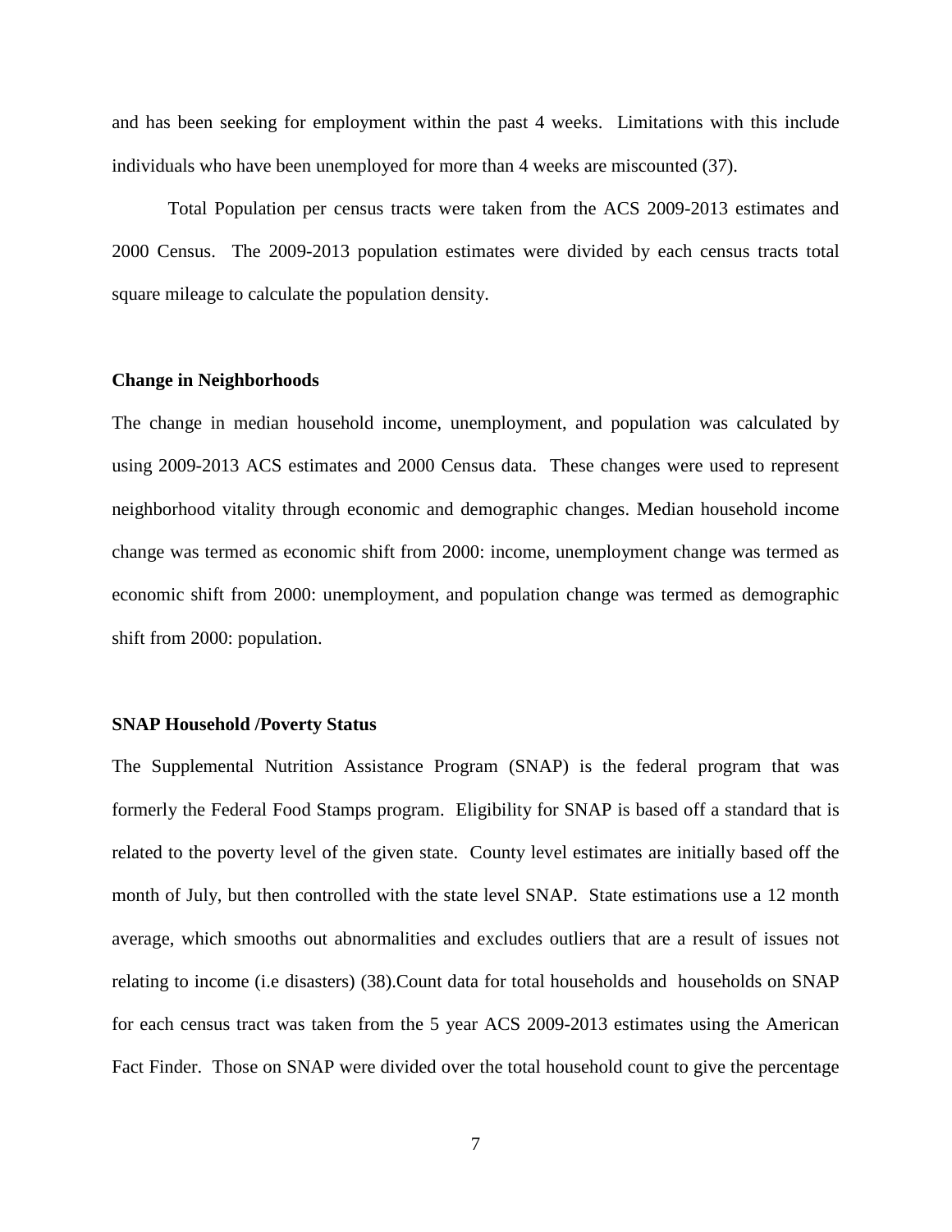and has been seeking for employment within the past 4 weeks. Limitations with this include individuals who have been unemployed for more than 4 weeks are miscounted (37).

Total Population per census tracts were taken from the ACS 2009-2013 estimates and 2000 Census. The 2009-2013 population estimates were divided by each census tracts total square mileage to calculate the population density.

**Change in Neighborhoods**

The change in median household income, unemployment, and population was calculated by using 2009-2013 ACS estimates and 2000 Census data. These changes were used to represent neighborhood vitality through economic and demographic changes. Median household income change was termed as economic shift from 2000: income, unemployment change was termed as economic shift from 2000: unemployment, and population change was termed as demographic shift from 2000: population.

**SNAP Household /Poverty Status**

The Supplemental Nutrition Assistance Program (SNAP) is the federal program that was formerly the Federal Food Stamps program. Eligibility for SNAP is based off a standard that is related to the poverty level of the given state. County level estimates are initially based off the month of July, but then controlled with the state level SNAP. State estimations use a 12 month average, which smooths out abnormalities and excludes outliers that are a result of issues not relating to income (i.e disasters) (38).Count data for total households and households on SNAP for each census tract was taken from the 5 year ACS 2009-2013 estimates using the American Fact Finder. Those on SNAP were divided over the total household count to give the percentage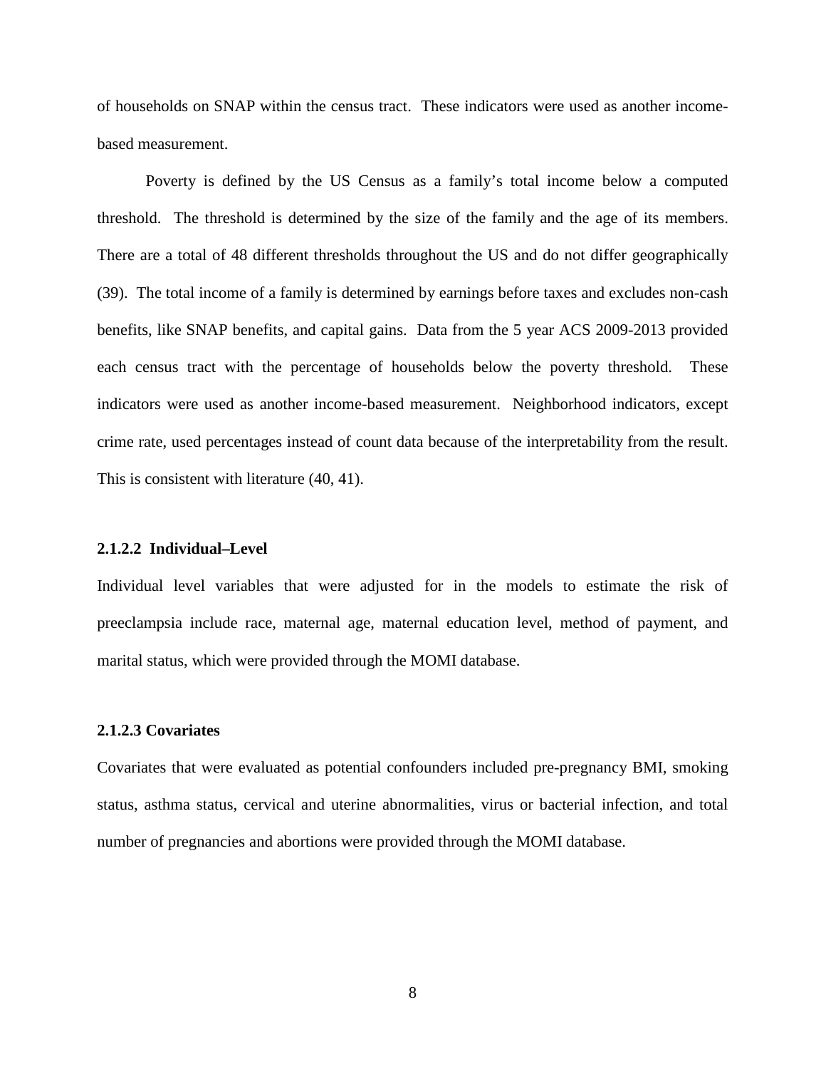of households on SNAP within the census tract. These indicators were used as another income-based measurement.

Poverty is defined by the US Census as a family's total income below a computed threshold. The threshold is determined by the size of the family and the age of its members. There are a total of 48 different thresholds throughout the US and do not differ geographically (39). The total income of a family is determined by earnings before taxes and excludes non-cash benefits, like SNAP benefits, and capital gains. Data from the 5 year ACS 2009-2013 provided each census tract with the percentage of households below the poverty threshold. These indicators were used as another income-based measurement. Neighborhood indicators, except crime rate, used percentages instead of count data because of the interpretability from the result. This is consistent with literature (40, 41).

#### 2.1.2.2 Individual–Level

Individual level variables that were adjusted for in the models to estimate the risk of preeclampsia include race, maternal age, maternal education level, method of payment, and marital status, which were provided through the MOMI database.

#### 2.1.2.3 Covariates

Covariates that were evaluated as potential confounders included pre-pregnancy BMI, smoking status, asthma status, cervical and uterine abnormalities, virus or bacterial infection, and total number of pregnancies and abortions were provided through the MOMI database.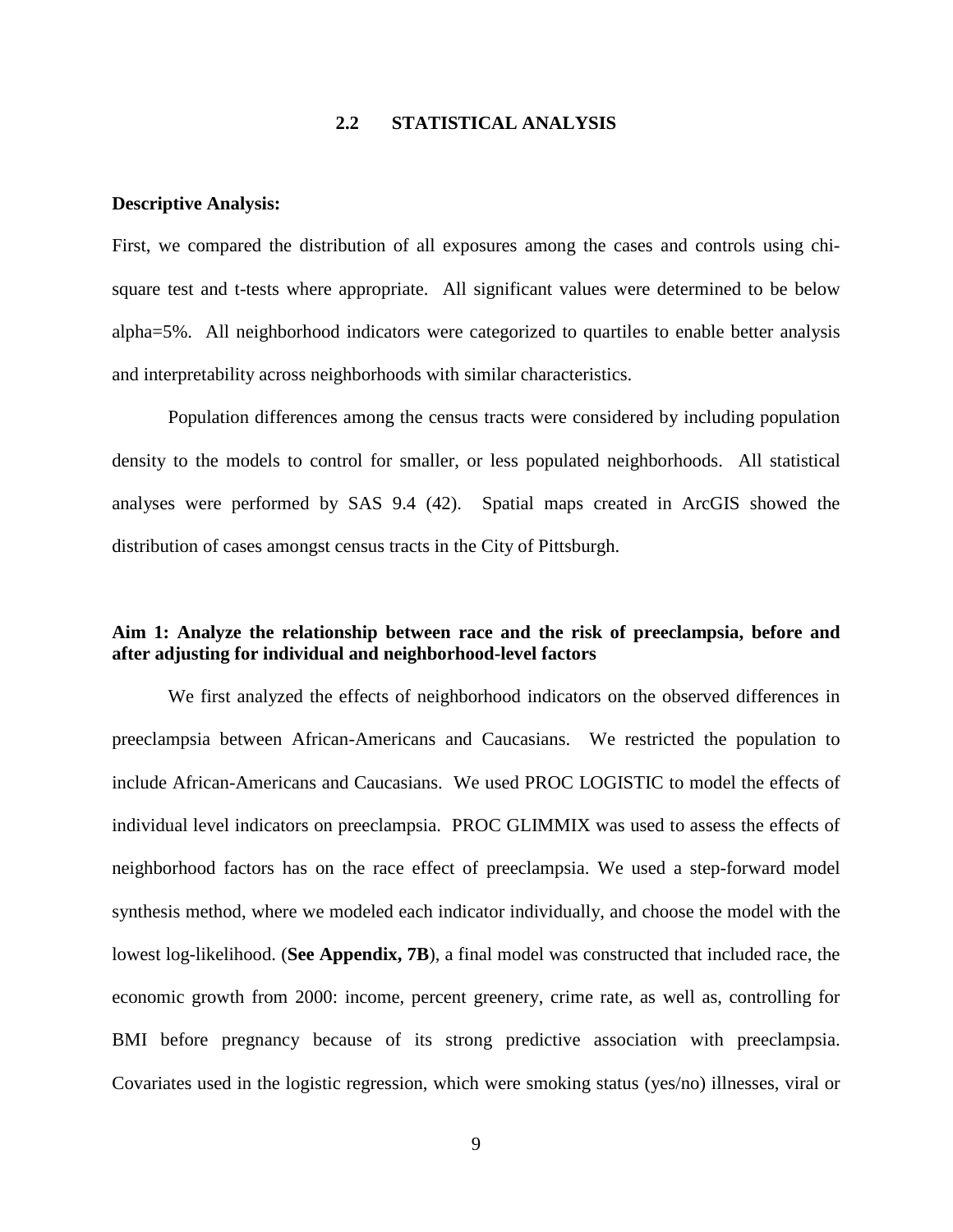## 2.2 STATISTICAL ANALYSIS

**Descriptive Analysis:**

First, we compared the distribution of all exposures among the cases and controls using chi-square test and t-tests where appropriate. All significant values were determined to be below alpha=5%. All neighborhood indicators were categorized to quartiles to enable better analysis and interpretability across neighborhoods with similar characteristics.

Population differences among the census tracts were considered by including population density to the models to control for smaller, or less populated neighborhoods. All statistical analyses were performed by SAS 9.4 (42). Spatial maps created in ArcGIS showed the distribution of cases amongst census tracts in the City of Pittsburgh.

**Aim 1: Analyze the relationship between race and the risk of preeclampsia, before and after adjusting for individual and neighborhood-level factors**

We first analyzed the effects of neighborhood indicators on the observed differences in preeclampsia between African-Americans and Caucasians. We restricted the population to include African-Americans and Caucasians. We used PROC LOGISTIC to model the effects of individual level indicators on preeclampsia. PROC GLIMMIX was used to assess the effects of neighborhood factors has on the race effect of preeclampsia. We used a step-forward model synthesis method, where we modeled each indicator individually, and choose the model with the lowest log-likelihood. (**See Appendix, 7B**), a final model was constructed that included race, the economic growth from 2000: income, percent greenery, crime rate, as well as, controlling for BMI before pregnancy because of its strong predictive association with preeclampsia. Covariates used in the logistic regression, which were smoking status (yes/no) illnesses, viral or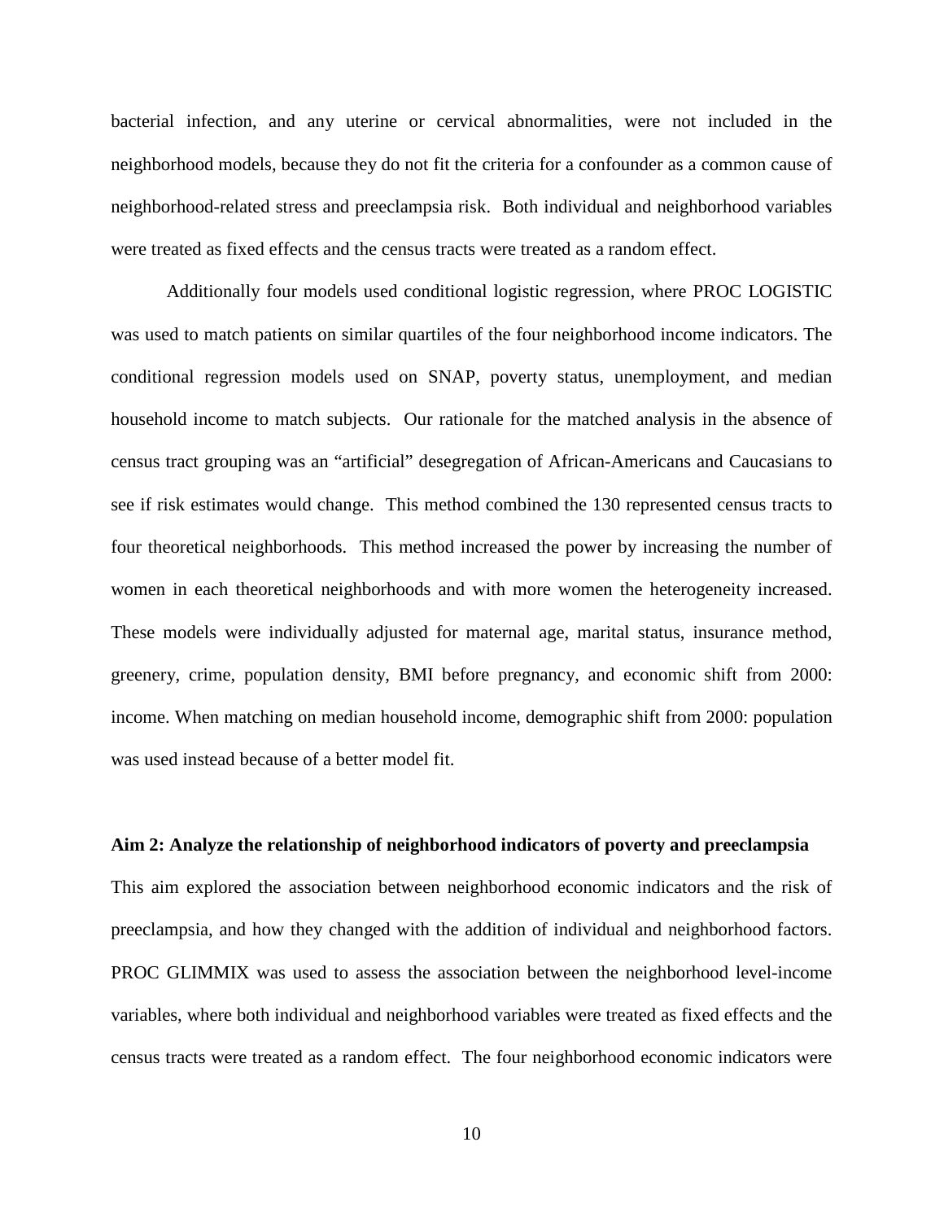bacterial infection, and any uterine or cervical abnormalities, were not included in the neighborhood models, because they do not fit the criteria for a confounder as a common cause of neighborhood-related stress and preeclampsia risk. Both individual and neighborhood variables were treated as fixed effects and the census tracts were treated as a random effect.

Additionally four models used conditional logistic regression, where PROC LOGISTIC was used to match patients on similar quartiles of the four neighborhood income indicators. The conditional regression models used on SNAP, poverty status, unemployment, and median household income to match subjects. Our rationale for the matched analysis in the absence of census tract grouping was an "artificial" desegregation of African-Americans and Caucasians to see if risk estimates would change. This method combined the 130 represented census tracts to four theoretical neighborhoods. This method increased the power by increasing the number of women in each theoretical neighborhoods and with more women the heterogeneity increased. These models were individually adjusted for maternal age, marital status, insurance method, greenery, crime, population density, BMI before pregnancy, and economic shift from 2000: income. When matching on median household income, demographic shift from 2000: population was used instead because of a better model fit.

**Aim 2: Analyze the relationship of neighborhood indicators of poverty and preeclampsia**

This aim explored the association between neighborhood economic indicators and the risk of preeclampsia, and how they changed with the addition of individual and neighborhood factors. PROC GLIMMIX was used to assess the association between the neighborhood level-income variables, where both individual and neighborhood variables were treated as fixed effects and the census tracts were treated as a random effect. The four neighborhood economic indicators were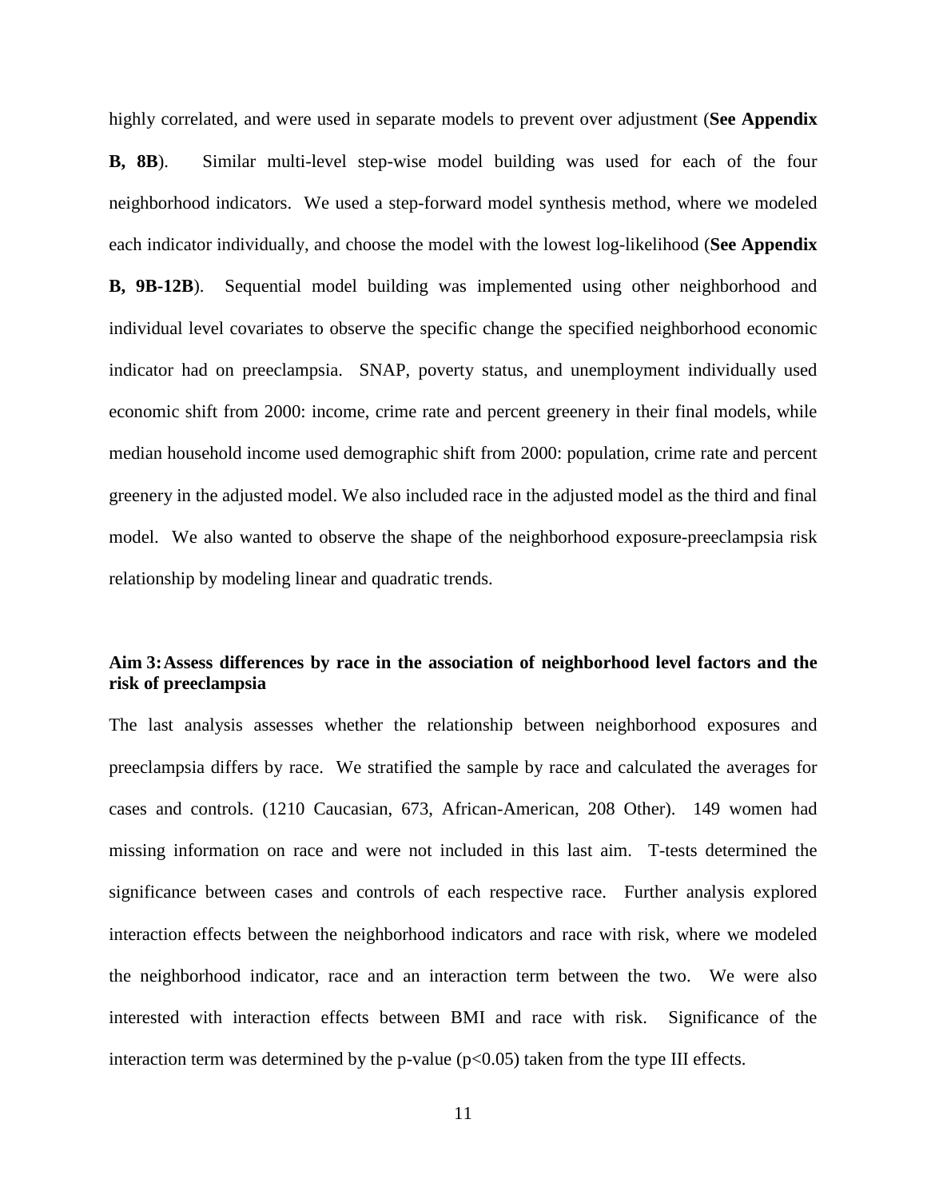highly correlated, and were used in separate models to prevent over adjustment (**See Appendix B, 8B**). Similar multi-level step-wise model building was used for each of the four neighborhood indicators. We used a step-forward model synthesis method, where we modeled each indicator individually, and choose the model with the lowest log-likelihood (**See Appendix B, 9B-12B**). Sequential model building was implemented using other neighborhood and individual level covariates to observe the specific change the specified neighborhood economic indicator had on preeclampsia. SNAP, poverty status, and unemployment individually used economic shift from 2000: income, crime rate and percent greenery in their final models, while median household income used demographic shift from 2000: population, crime rate and percent greenery in the adjusted model. We also included race in the adjusted model as the third and final model. We also wanted to observe the shape of the neighborhood exposure-preeclampsia risk relationship by modeling linear and quadratic trends.

### Aim 3: Assess differences by race in the association of neighborhood level factors and the risk of preeclampsia

The last analysis assesses whether the relationship between neighborhood exposures and preeclampsia differs by race. We stratified the sample by race and calculated the averages for cases and controls. (1210 Caucasian, 673, African-American, 208 Other). 149 women had missing information on race and were not included in this last aim. T-tests determined the significance between cases and controls of each respective race. Further analysis explored interaction effects between the neighborhood indicators and race with risk, where we modeled the neighborhood indicator, race and an interaction term between the two. We were also interested with interaction effects between BMI and race with risk. Significance of the interaction term was determined by the p-value ($p<0.05$) taken from the type III effects.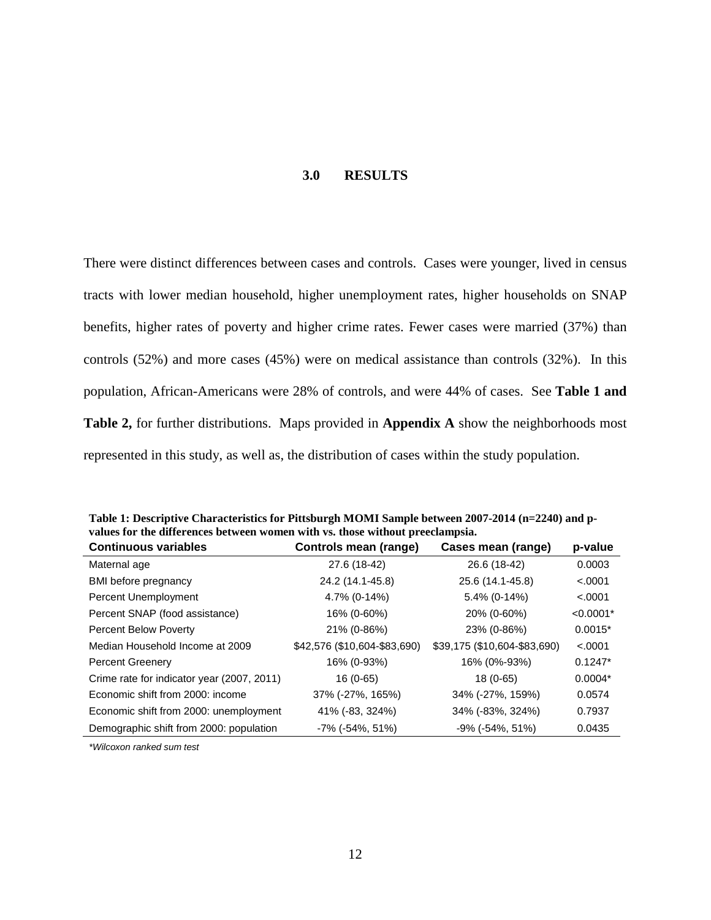# 3.0 RESULTS

There were distinct differences between cases and controls. Cases were younger, lived in census tracts with lower median household, higher unemployment rates, higher households on SNAP benefits, higher rates of poverty and higher crime rates. Fewer cases were married (37%) than controls (52%) and more cases (45%) were on medical assistance than controls (32%). In this population, African-Americans were 28% of controls, and were 44% of cases. See **Table 1 and Table 2,** for further distributions. Maps provided in **Appendix A** show the neighborhoods most represented in this study, as well as, the distribution of cases within the study population.

**Table 1: Descriptive Characteristics for Pittsburgh MOMI Sample between 2007-2014 (n=2240) and p-values for the differences between women with vs. those without preeclampsia.**

| Continuous variables | Controls mean (range) | Cases mean (range) | p-value |
|---|---|---|---|
| Maternal age | 27.6 (18-42) | 26.6 (18-42) | 0.0003 |
| BMI before pregnancy | 24.2 (14.1-45.8) | 25.6 (14.1-45.8) | <.0001 |
| Percent Unemployment | 4.7% (0-14%) | 5.4% (0-14%) | <.0001 |
| Percent SNAP (food assistance) | 16% (0-60%) | 20% (0-60%) | <0.0001* |
| Percent Below Poverty | 21% (0-86%) | 23% (0-86%) | 0.0015* |
| Median Household Income at 2009 | $42,576 ($10,604-$83,690) | $39,175 ($10,604-$83,690) | <.0001 |
| Percent Greenery | 16% (0-93%) | 16% (0%-93%) | 0.1247* |
| Crime rate for indicator year (2007, 2011) | 16 (0-65) | 18 (0-65) | 0.0004* |
| Economic shift from 2000: income | 37% (-27%, 165%) | 34% (-27%, 159%) | 0.0574 |
| Economic shift from 2000: unemployment | 41% (-83, 324%) | 34% (-83%, 324%) | 0.7937 |
| Demographic shift from 2000: population | -7% (-54%, 51%) | -9% (-54%, 51%) | 0.0435 |

*\*Wilcoxon ranked sum test*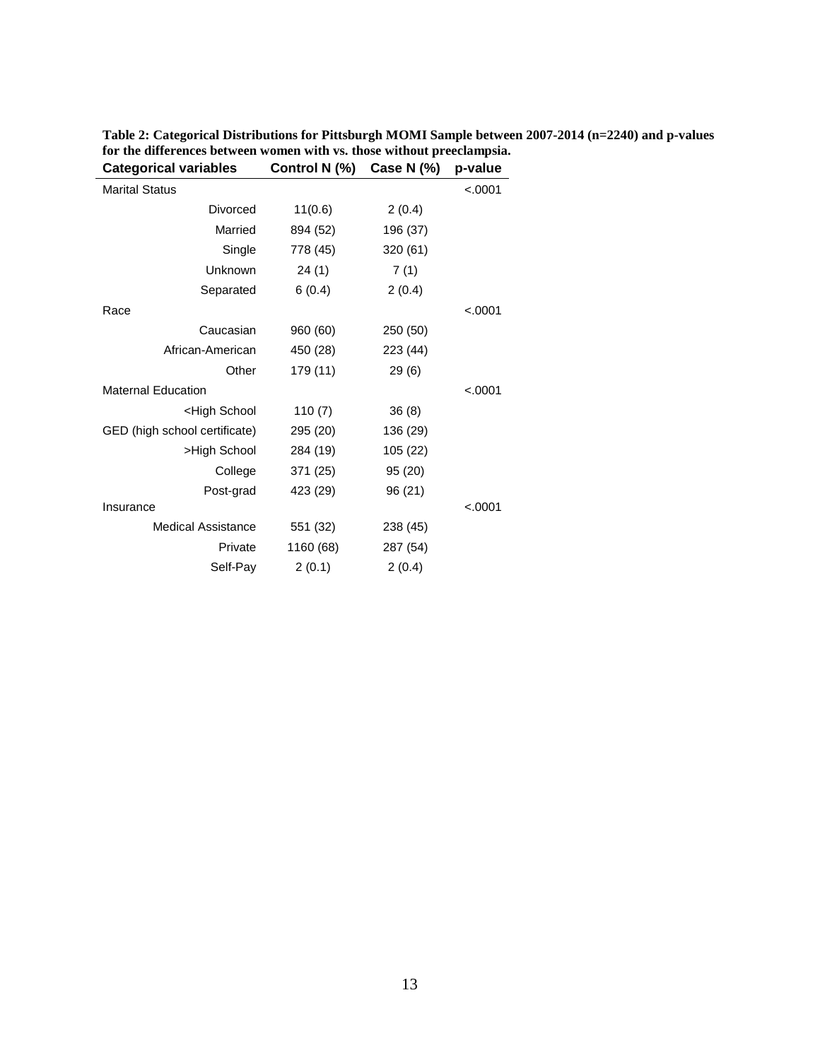**Table 2: Categorical Distributions for Pittsburgh MOMI Sample between 2007-2014 (n=2240) and p-values for the differences between women with vs. those without preeclampsia.**

| Categorical variables | Control N (%) | Case N (%) | p-value |
|---|---|---|---|
| Marital Status | | | <.0001 |
| Divorced | 11(0.6) | 2 (0.4) | |
| Married | 894 (52) | 196 (37) | |
| Single | 778 (45) | 320 (61) | |
| Unknown | 24 (1) | 7 (1) | |
| Separated | 6 (0.4) | 2 (0.4) | |
| Race | | | <.0001 |
| Caucasian | 960 (60) | 250 (50) | |
| African-American | 450 (28) | 223 (44) | |
| Other | 179 (11) | 29 (6) | |
| Maternal Education | | | <.0001 |
| <High School | 110 (7) | 36 (8) | |
| GED (high school certificate) | 295 (20) | 136 (29) | |
| >High School | 284 (19) | 105 (22) | |
| College | 371 (25) | 95 (20) | |
| Post-grad | 423 (29) | 96 (21) | |
| Insurance | | | <.0001 |
| Medical Assistance | 551 (32) | 238 (45) | |
| Private | 1160 (68) | 287 (54) | |
| Self-Pay | 2 (0.1) | 2 (0.4) | |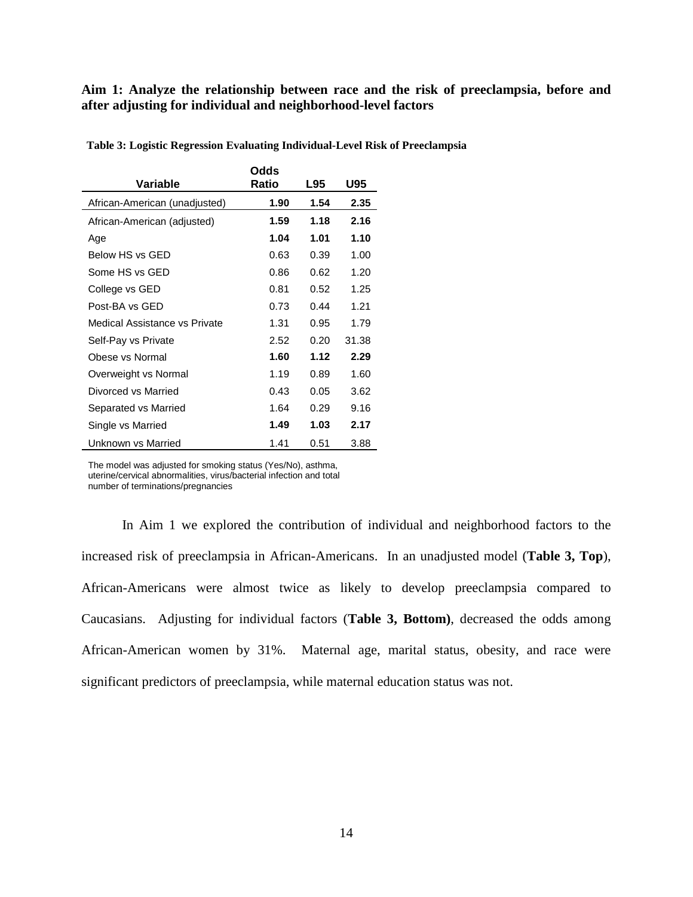**Aim 1: Analyze the relationship between race and the risk of preeclampsia, before and after adjusting for individual and neighborhood-level factors**

**Table 3: Logistic Regression Evaluating Individual-Level Risk of Preeclampsia**

| Variable | Odds Ratio | L95 | U95 |
|---|---|---|---|
| African-American (unadjusted) | **1.90** | **1.54** | **2.35** |
| African-American (adjusted) | **1.59** | **1.18** | **2.16** |
| Age | **1.04** | **1.01** | **1.10** |
| Below HS vs GED | 0.63 | 0.39 | 1.00 |
| Some HS vs GED | 0.86 | 0.62 | 1.20 |
| College vs GED | 0.81 | 0.52 | 1.25 |
| Post-BA vs GED | 0.73 | 0.44 | 1.21 |
| Medical Assistance vs Private | 1.31 | 0.95 | 1.79 |
| Self-Pay vs Private | 2.52 | 0.20 | 31.38 |
| Obese vs Normal | **1.60** | **1.12** | **2.29** |
| Overweight vs Normal | 1.19 | 0.89 | 1.60 |
| Divorced vs Married | 0.43 | 0.05 | 3.62 |
| Separated vs Married | 1.64 | 0.29 | 9.16 |
| Single vs Married | **1.49** | **1.03** | **2.17** |
| Unknown vs Married | 1.41 | 0.51 | 3.88 |

The model was adjusted for smoking status (Yes/No), asthma, uterine/cervical abnormalities, virus/bacterial infection and total number of terminations/pregnancies

In Aim 1 we explored the contribution of individual and neighborhood factors to the increased risk of preeclampsia in African-Americans. In an unadjusted model (**Table 3, Top**), African-Americans were almost twice as likely to develop preeclampsia compared to Caucasians. Adjusting for individual factors (**Table 3, Bottom)**, decreased the odds among African-American women by 31%. Maternal age, marital status, obesity, and race were significant predictors of preeclampsia, while maternal education status was not.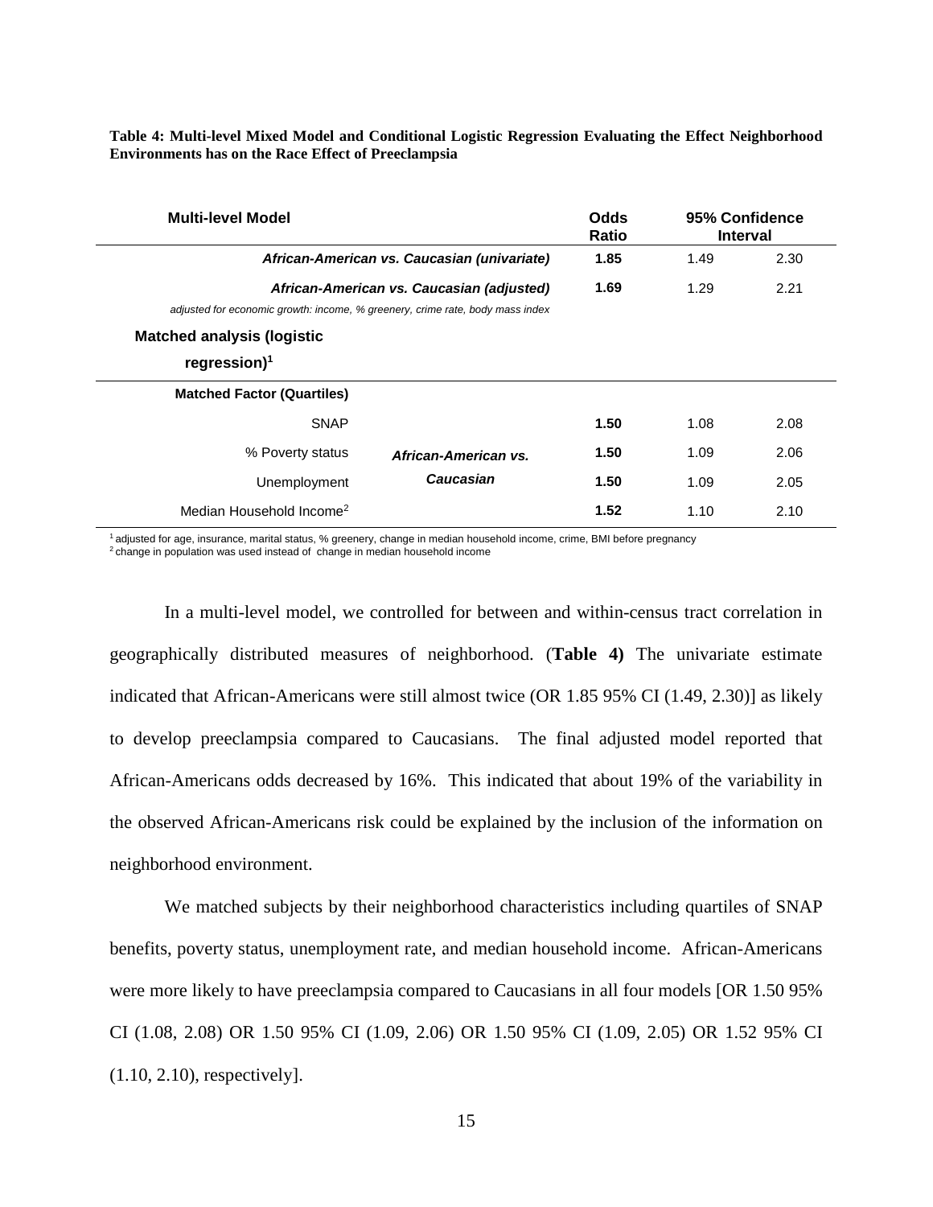**Table 4: Multi-level Mixed Model and Conditional Logistic Regression Evaluating the Effect Neighborhood Environments has on the Race Effect of Preeclampsia**

| **Multi-level Model** | | **Odds Ratio** | **95% Confidence Interval** | |
|---|---|---|---|---|
| | ***African-American vs. Caucasian (univariate)*** | **1.85** | 1.49 | 2.30 |
| | ***African-American vs. Caucasian (adjusted)*** | **1.69** | 1.29 | 2.21 |
| | *adjusted for economic growth: income, % greenery, crime rate, body mass index* | | | |
| **Matched analysis (logistic regression)**[1] | | | | |
| **Matched Factor (Quartiles)** | | | | |
| SNAP | ***African-American vs. Caucasian*** | **1.50** | 1.08 | 2.08 |
| % Poverty status | | **1.50** | 1.09 | 2.06 |
| Unemployment | | **1.50** | 1.09 | 2.05 |
| Median Household Income[2] | | **1.52** | 1.10 | 2.10 |

[1] adjusted for age, insurance, marital status, % greenery, change in median household income, crime, BMI before pregnancy
[2] change in population was used instead of change in median household income

In a multi-level model, we controlled for between and within-census tract correlation in geographically distributed measures of neighborhood. (**Table 4)** The univariate estimate indicated that African-Americans were still almost twice (OR 1.85 95% CI (1.49, 2.30)] as likely to develop preeclampsia compared to Caucasians. The final adjusted model reported that African-Americans odds decreased by 16%. This indicated that about 19% of the variability in the observed African-Americans risk could be explained by the inclusion of the information on neighborhood environment.

We matched subjects by their neighborhood characteristics including quartiles of SNAP benefits, poverty status, unemployment rate, and median household income. African-Americans were more likely to have preeclampsia compared to Caucasians in all four models [OR 1.50 95% CI (1.08, 2.08) OR 1.50 95% CI (1.09, 2.06) OR 1.50 95% CI (1.09, 2.05) OR 1.52 95% CI (1.10, 2.10), respectively].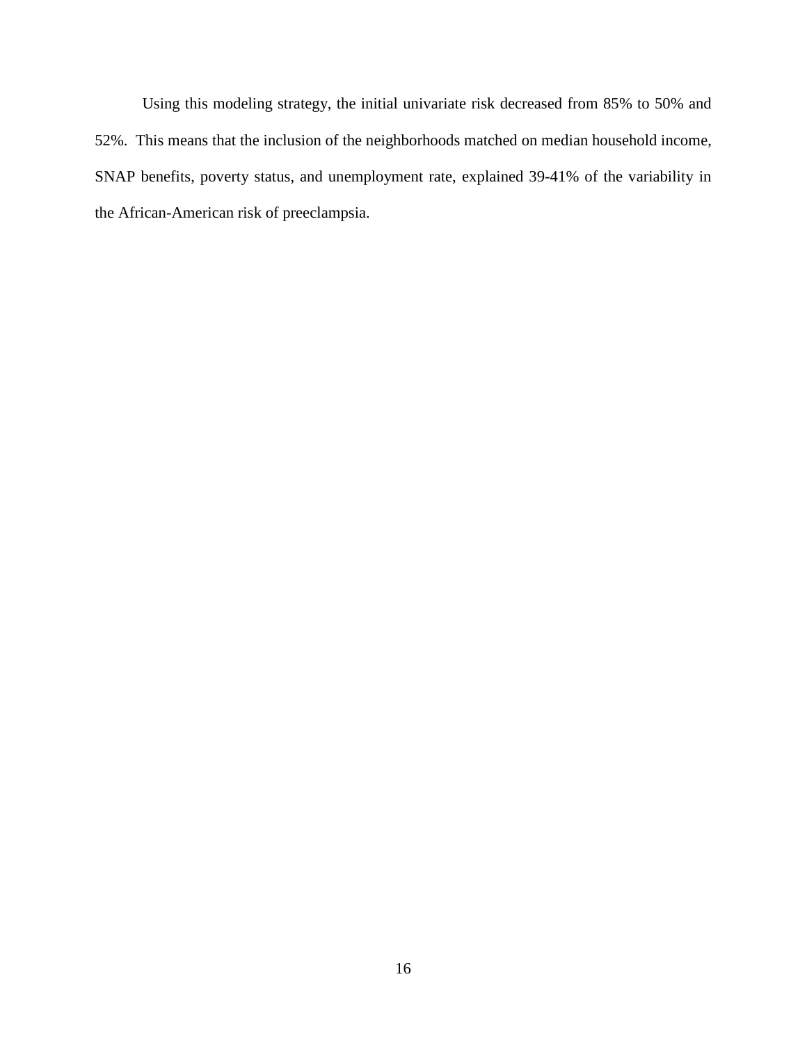Using this modeling strategy, the initial univariate risk decreased from 85% to 50% and 52%. This means that the inclusion of the neighborhoods matched on median household income, SNAP benefits, poverty status, and unemployment rate, explained 39-41% of the variability in the African-American risk of preeclampsia.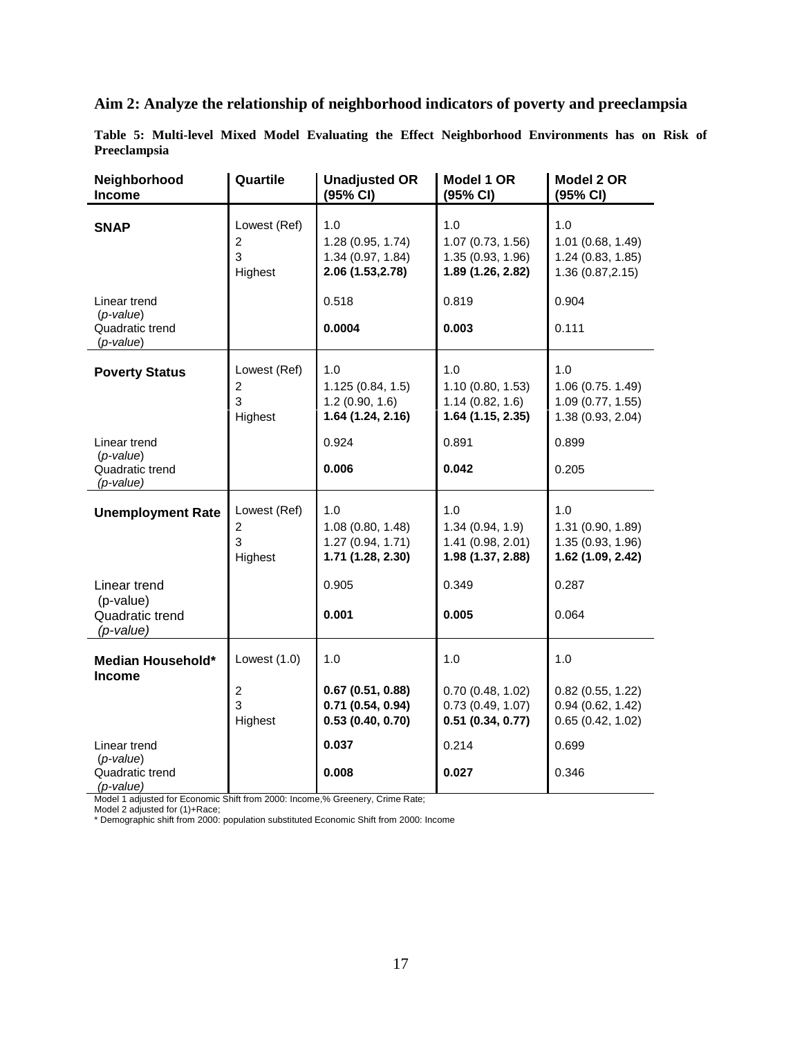## Aim 2: Analyze the relationship of neighborhood indicators of poverty and preeclampsia

**Table 5: Multi-level Mixed Model Evaluating the Effect Neighborhood Environments has on Risk of Preeclampsia**

| Neighborhood Income | Quartile | Unadjusted OR (95% CI) | Model 1 OR (95% CI) | Model 2 OR (95% CI) |
|---|---|---|---|---|
| **SNAP** | Lowest (Ref) | 1.0 | 1.0 | 1.0 |
| | 2 | 1.28 (0.95, 1.74) | 1.07 (0.73, 1.56) | 1.01 (0.68, 1.49) |
| | 3 | 1.34 (0.97, 1.84) | 1.35 (0.93, 1.96) | 1.24 (0.83, 1.85) |
| | Highest | **2.06 (1.53,2.78)** | **1.89 (1.26, 2.82)** | 1.36 (0.87,2.15) |
| Linear trend (*p-value*) | | 0.518 | 0.819 | 0.904 |
| Quadratic trend (*p-value*) | | **0.0004** | **0.003** | 0.111 |
| **Poverty Status** | Lowest (Ref) | 1.0 | 1.0 | 1.0 |
| | 2 | 1.125 (0.84, 1.5) | 1.10 (0.80, 1.53) | 1.06 (0.75. 1.49) |
| | 3 | 1.2 (0.90, 1.6) | 1.14 (0.82, 1.6) | 1.09 (0.77, 1.55) |
| | Highest | **1.64 (1.24, 2.16)** | **1.64 (1.15, 2.35)** | 1.38 (0.93, 2.04) |
| Linear trend (*p-value*) | | 0.924 | 0.891 | 0.899 |
| Quadratic trend (*p-value*) | | **0.006** | **0.042** | 0.205 |
| **Unemployment Rate** | Lowest (Ref) | 1.0 | 1.0 | 1.0 |
| | 2 | 1.08 (0.80, 1.48) | 1.34 (0.94, 1.9) | 1.31 (0.90, 1.89) |
| | 3 | 1.27 (0.94, 1.71) | 1.41 (0.98, 2.01) | 1.35 (0.93, 1.96) |
| | Highest | **1.71 (1.28, 2.30)** | **1.98 (1.37, 2.88)** | **1.62 (1.09, 2.42)** |
| Linear trend (p-value) | | 0.905 | 0.349 | 0.287 |
| Quadratic trend (*p-value*) | | **0.001** | **0.005** | 0.064 |
| **Median Household* Income** | Lowest (1.0) | 1.0 | 1.0 | 1.0 |
| | 2 | **0.67 (0.51, 0.88)** | 0.70 (0.48, 1.02) | 0.82 (0.55, 1.22) |
| | 3 | **0.71 (0.54, 0.94)** | 0.73 (0.49, 1.07) | 0.94 (0.62, 1.42) |
| | Highest | **0.53 (0.40, 0.70)** | **0.51 (0.34, 0.77)** | 0.65 (0.42, 1.02) |
| Linear trend (*p-value*) | | **0.037** | 0.214 | 0.699 |
| Quadratic trend (*p-value*) | | **0.008** | **0.027** | 0.346 |

Model 1 adjusted for Economic Shift from 2000: Income,% Greenery, Crime Rate;
Model 2 adjusted for (1)+Race;
* Demographic shift from 2000: population substituted Economic Shift from 2000: Income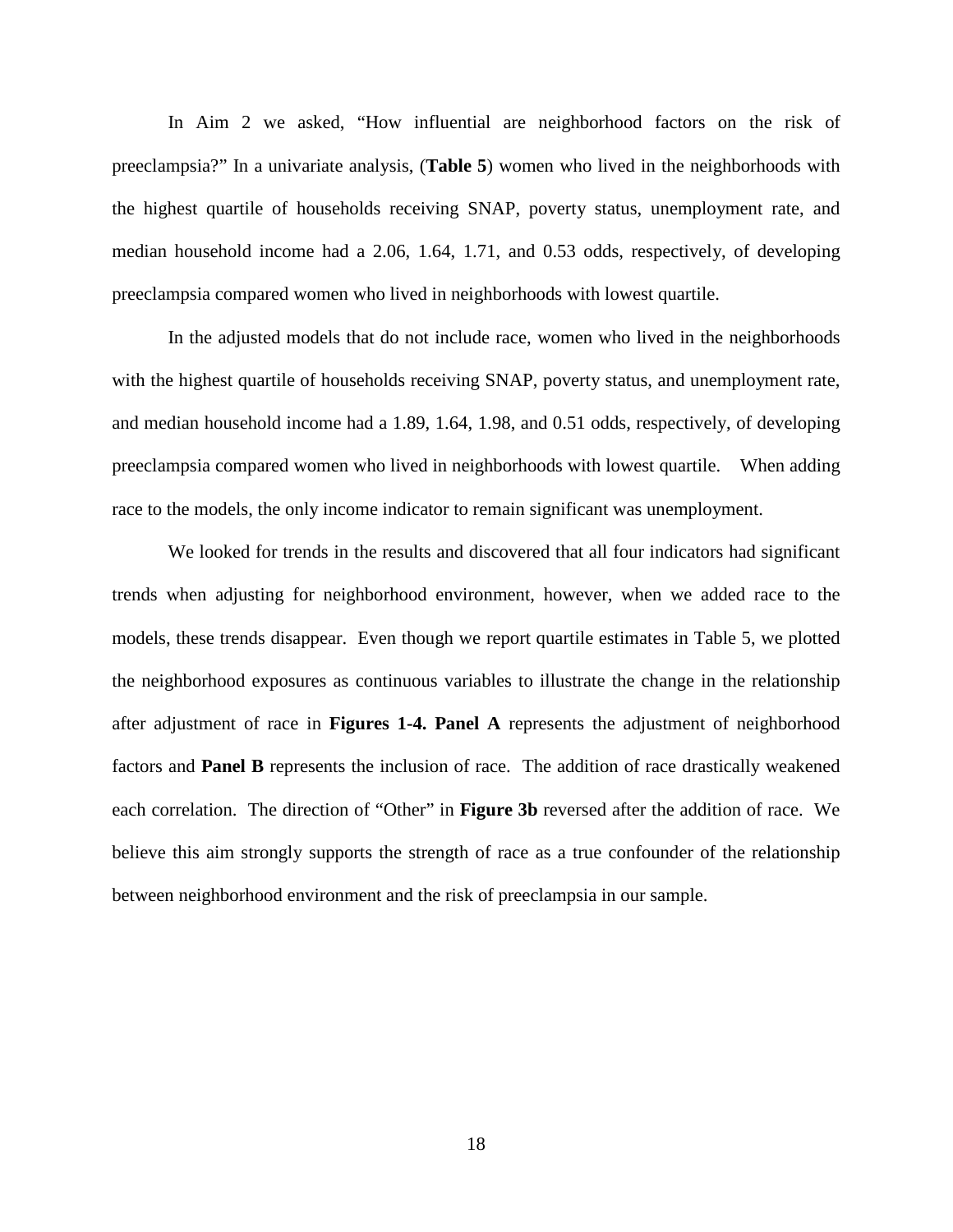In Aim 2 we asked, "How influential are neighborhood factors on the risk of preeclampsia?" In a univariate analysis, (**Table 5**) women who lived in the neighborhoods with the highest quartile of households receiving SNAP, poverty status, unemployment rate, and median household income had a 2.06, 1.64, 1.71, and 0.53 odds, respectively, of developing preeclampsia compared women who lived in neighborhoods with lowest quartile.

In the adjusted models that do not include race, women who lived in the neighborhoods with the highest quartile of households receiving SNAP, poverty status, and unemployment rate, and median household income had a 1.89, 1.64, 1.98, and 0.51 odds, respectively, of developing preeclampsia compared women who lived in neighborhoods with lowest quartile. When adding race to the models, the only income indicator to remain significant was unemployment.

We looked for trends in the results and discovered that all four indicators had significant trends when adjusting for neighborhood environment, however, when we added race to the models, these trends disappear. Even though we report quartile estimates in Table 5, we plotted the neighborhood exposures as continuous variables to illustrate the change in the relationship after adjustment of race in **Figures 1-4. Panel A** represents the adjustment of neighborhood factors and **Panel B** represents the inclusion of race. The addition of race drastically weakened each correlation. The direction of "Other" in **Figure 3b** reversed after the addition of race. We believe this aim strongly supports the strength of race as a true confounder of the relationship between neighborhood environment and the risk of preeclampsia in our sample.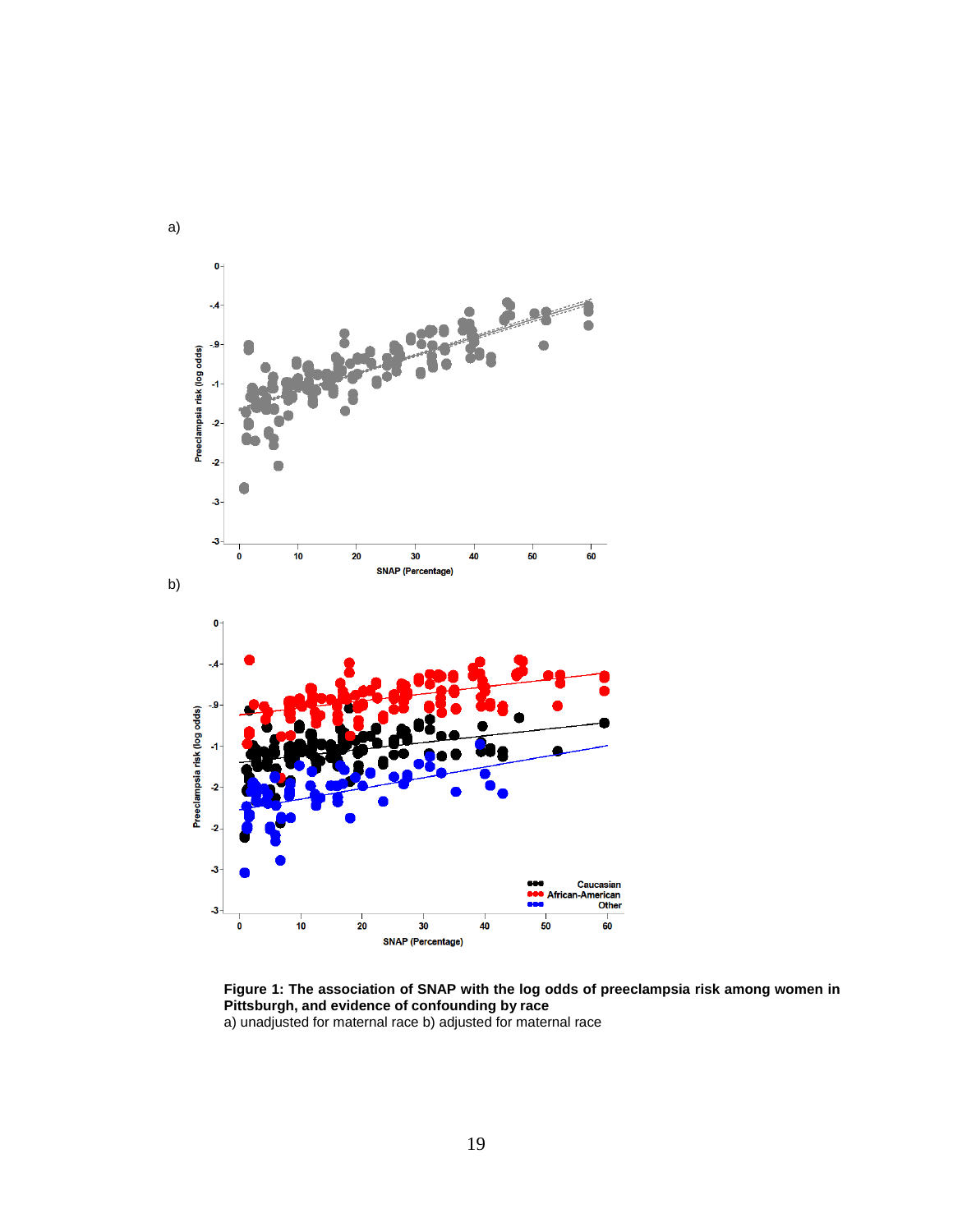a)

b)

**Figure 1: The association of SNAP with the log odds of preeclampsia risk among women in Pittsburgh, and evidence of confounding by race**
a) unadjusted for maternal race b) adjusted for maternal race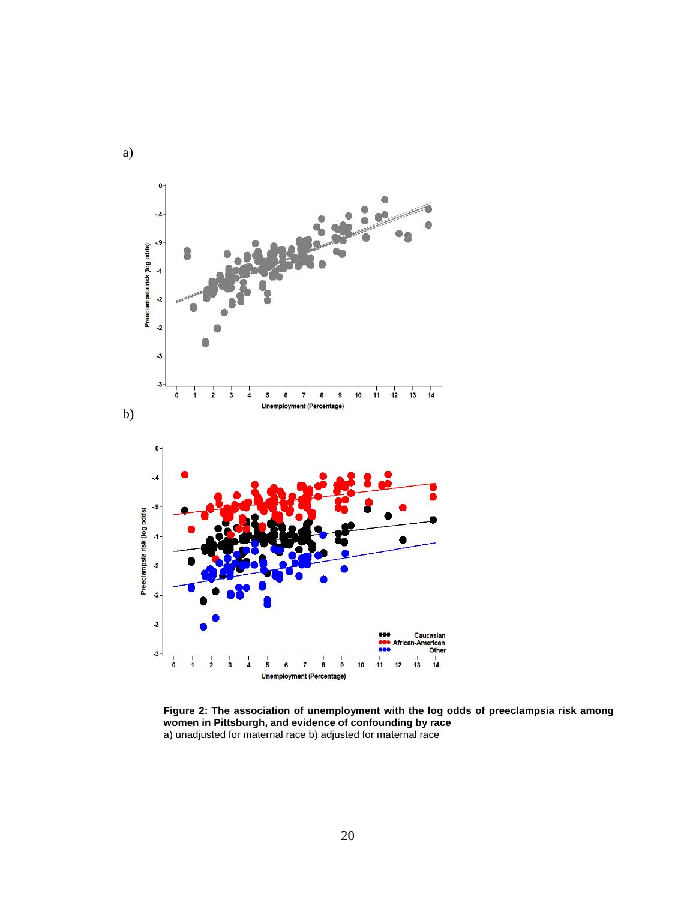a)

b)

**Figure 2: The association of unemployment with the log odds of preeclampsia risk among women in Pittsburgh, and evidence of confounding by race**
a) unadjusted for maternal race b) adjusted for maternal race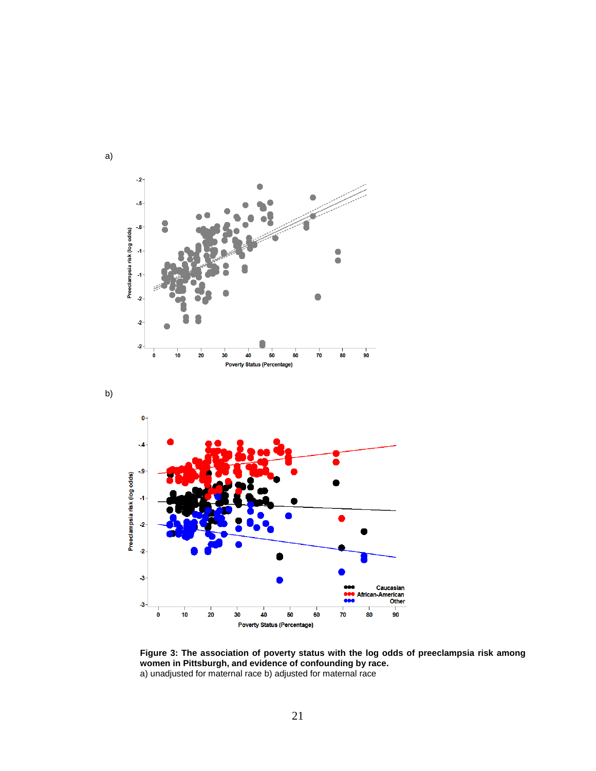a)

b)

**Figure 3: The association of poverty status with the log odds of preeclampsia risk among women in Pittsburgh, and evidence of confounding by race.**
a) unadjusted for maternal race b) adjusted for maternal race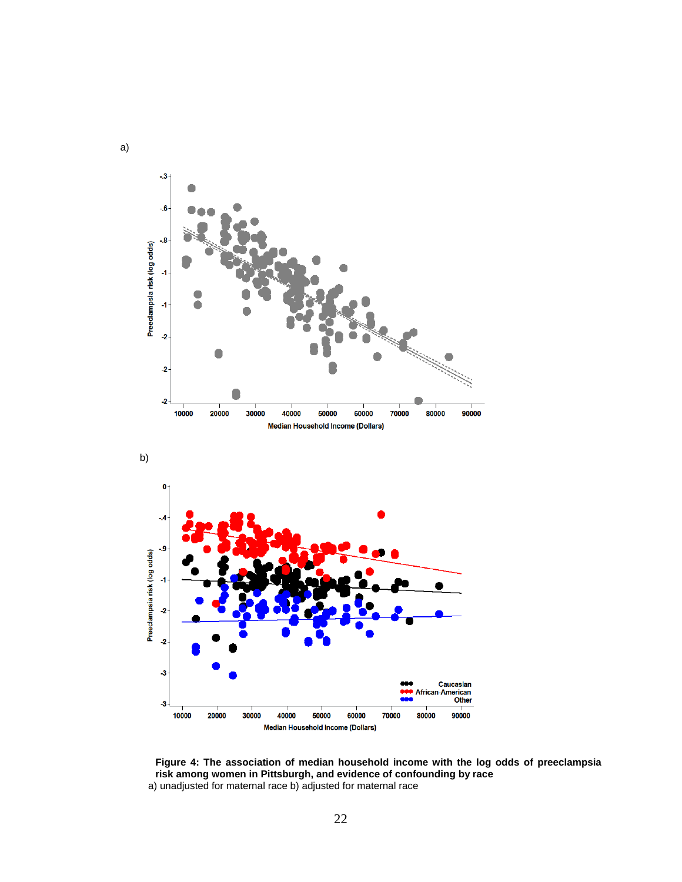a)

b)

**Figure 4: The association of median household income with the log odds of preeclampsia risk among women in Pittsburgh, and evidence of confounding by race**

a) unadjusted for maternal race b) adjusted for maternal race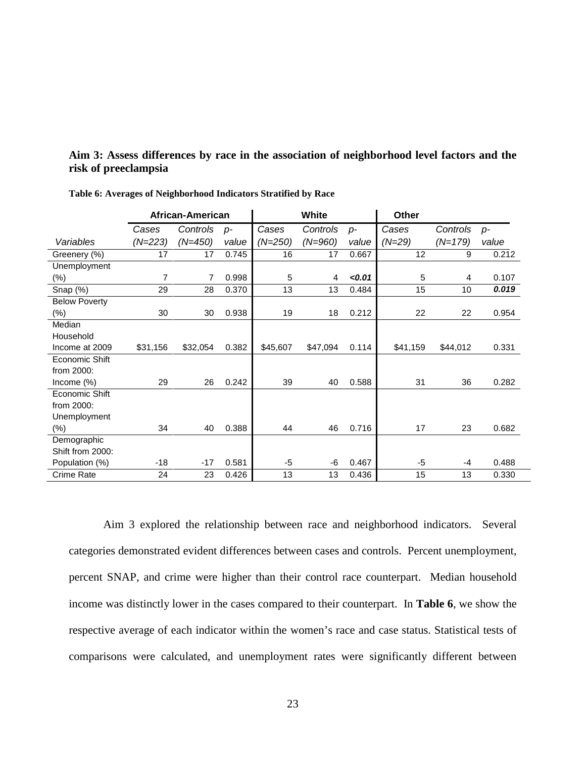**Aim 3: Assess differences by race in the association of neighborhood level factors and the risk of preeclampsia**

**Table 6: Averages of Neighborhood Indicators Stratified by Race**

| | **African-American** | | | **White** | | | **Other** | | |
|---|---|---|---|---|---|---|---|---|---|
| *Variables* | *Cases (N=223)* | *Controls (N=450)* | *p-value* | *Cases (N=250)* | *Controls (N=960)* | *p-value* | *Cases (N=29)* | *Controls (N=179)* | *p-value* |
| Greenery (%) | 17 | 17 | 0.745 | 16 | 17 | 0.667 | 12 | 9 | 0.212 |
| Unemployment (%) | 7 | 7 | 0.998 | 5 | 4 | ***<0.01*** | 5 | 4 | 0.107 |
| Snap (%) | 29 | 28 | 0.370 | 13 | 13 | 0.484 | 15 | 10 | ***0.019*** |
| Below Poverty (%) | 30 | 30 | 0.938 | 19 | 18 | 0.212 | 22 | 22 | 0.954 |
| Median Household Income at 2009 | $31,156 | $32,054 | 0.382 | $45,607 | $47,094 | 0.114 | $41,159 | $44,012 | 0.331 |
| Economic Shift from 2000: Income (%) | 29 | 26 | 0.242 | 39 | 40 | 0.588 | 31 | 36 | 0.282 |
| Economic Shift from 2000: Unemployment (%) | 34 | 40 | 0.388 | 44 | 46 | 0.716 | 17 | 23 | 0.682 |
| Demographic Shift from 2000: Population (%) | -18 | -17 | 0.581 | -5 | -6 | 0.467 | -5 | -4 | 0.488 |
| Crime Rate | 24 | 23 | 0.426 | 13 | 13 | 0.436 | 15 | 13 | 0.330 |

Aim 3 explored the relationship between race and neighborhood indicators. Several categories demonstrated evident differences between cases and controls. Percent unemployment, percent SNAP, and crime were higher than their control race counterpart. Median household income was distinctly lower in the cases compared to their counterpart. In **Table 6**, we show the respective average of each indicator within the women's race and case status. Statistical tests of comparisons were calculated, and unemployment rates were significantly different between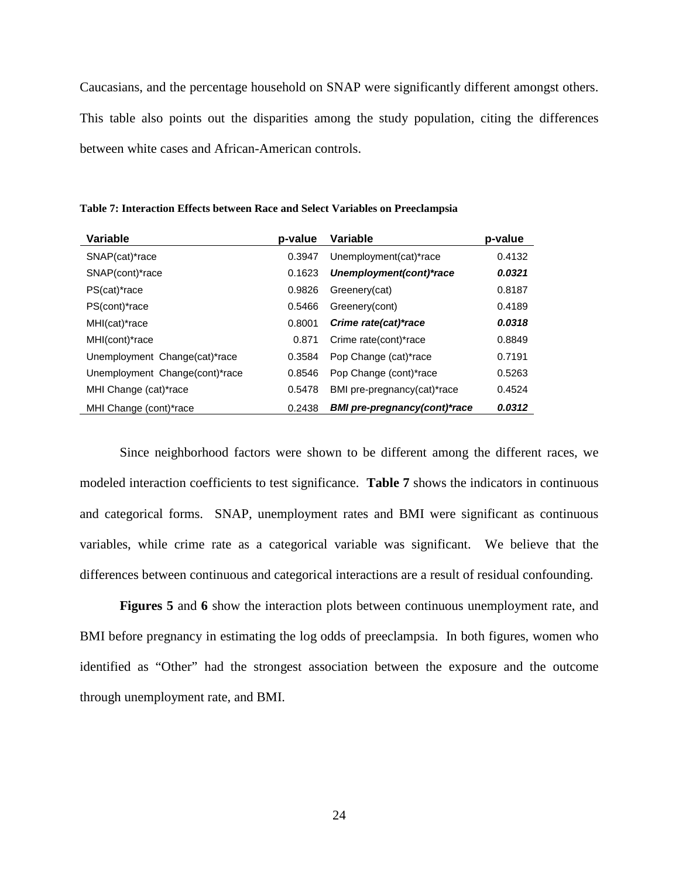Caucasians, and the percentage household on SNAP were significantly different amongst others. This table also points out the disparities among the study population, citing the differences between white cases and African-American controls.

**Table 7: Interaction Effects between Race and Select Variables on Preeclampsia**

| Variable | p-value | Variable | p-value |
|---|---|---|---|
| SNAP(cat)*race | 0.3947 | Unemployment(cat)*race | 0.4132 |
| SNAP(cont)*race | 0.1623 | ***Unemployment(cont)*race*** | ***0.0321*** |
| PS(cat)*race | 0.9826 | Greenery(cat) | 0.8187 |
| PS(cont)*race | 0.5466 | Greenery(cont) | 0.4189 |
| MHI(cat)*race | 0.8001 | ***Crime rate(cat)*race*** | ***0.0318*** |
| MHI(cont)*race | 0.871 | Crime rate(cont)*race | 0.8849 |
| Unemployment Change(cat)*race | 0.3584 | Pop Change (cat)*race | 0.7191 |
| Unemployment Change(cont)*race | 0.8546 | Pop Change (cont)*race | 0.5263 |
| MHI Change (cat)*race | 0.5478 | BMI pre-pregnancy(cat)*race | 0.4524 |
| MHI Change (cont)*race | 0.2438 | ***BMI pre-pregnancy(cont)*race*** | ***0.0312*** |

Since neighborhood factors were shown to be different among the different races, we modeled interaction coefficients to test significance. **Table 7** shows the indicators in continuous and categorical forms. SNAP, unemployment rates and BMI were significant as continuous variables, while crime rate as a categorical variable was significant. We believe that the differences between continuous and categorical interactions are a result of residual confounding.

**Figures 5** and **6** show the interaction plots between continuous unemployment rate, and BMI before pregnancy in estimating the log odds of preeclampsia. In both figures, women who identified as "Other" had the strongest association between the exposure and the outcome through unemployment rate, and BMI.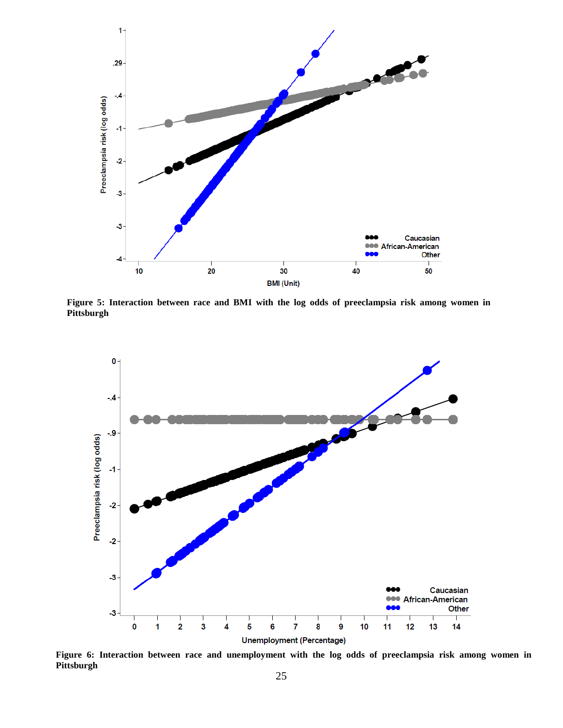**Figure 5: Interaction between race and BMI with the log odds of preeclampsia risk among women in Pittsburgh**

**Figure 6: Interaction between race and unemployment with the log odds of preeclampsia risk among women in Pittsburgh**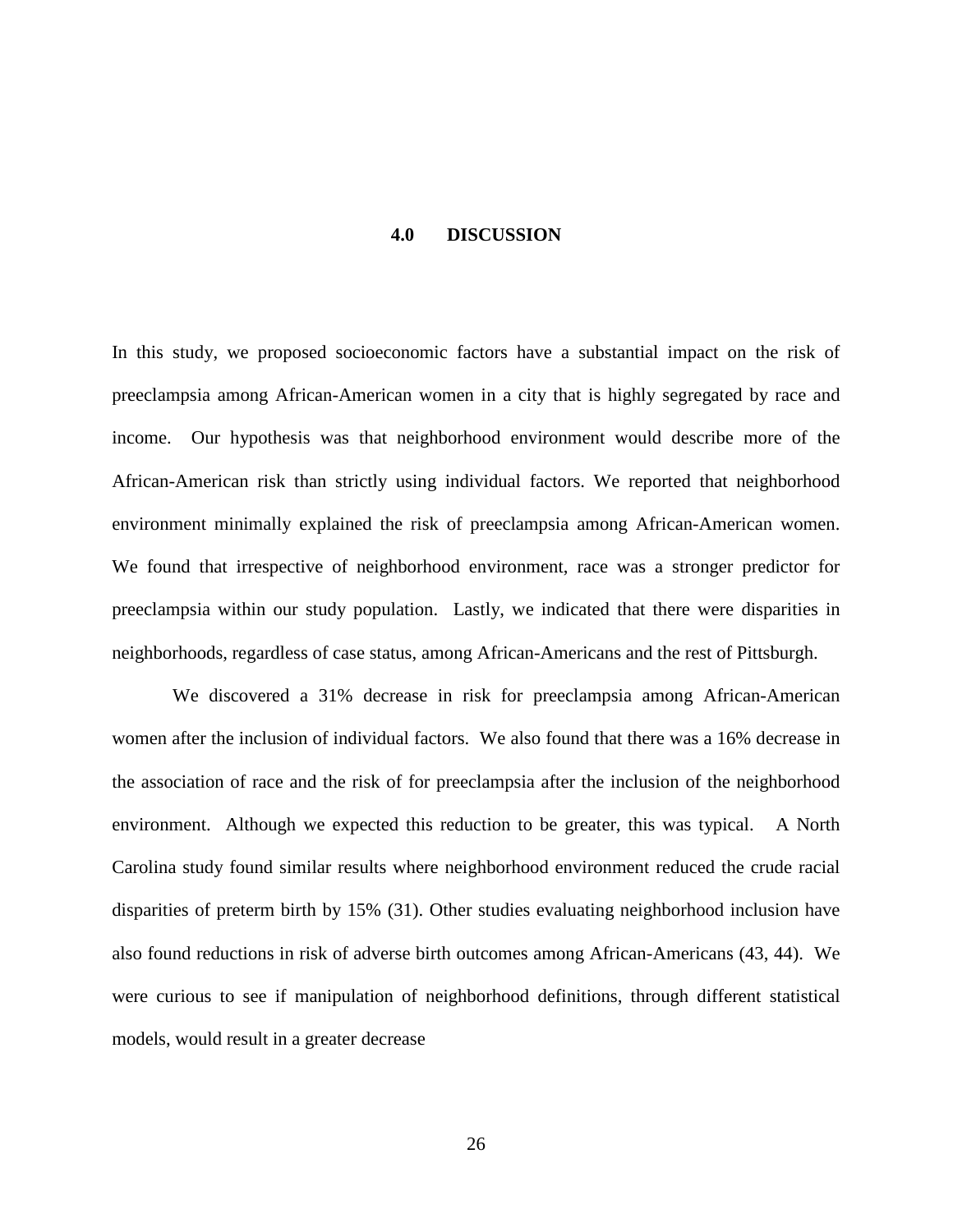# 4.0 DISCUSSION

In this study, we proposed socioeconomic factors have a substantial impact on the risk of preeclampsia among African-American women in a city that is highly segregated by race and income. Our hypothesis was that neighborhood environment would describe more of the African-American risk than strictly using individual factors. We reported that neighborhood environment minimally explained the risk of preeclampsia among African-American women. We found that irrespective of neighborhood environment, race was a stronger predictor for preeclampsia within our study population. Lastly, we indicated that there were disparities in neighborhoods, regardless of case status, among African-Americans and the rest of Pittsburgh.

We discovered a 31% decrease in risk for preeclampsia among African-American women after the inclusion of individual factors. We also found that there was a 16% decrease in the association of race and the risk of for preeclampsia after the inclusion of the neighborhood environment. Although we expected this reduction to be greater, this was typical. A North Carolina study found similar results where neighborhood environment reduced the crude racial disparities of preterm birth by 15% (31). Other studies evaluating neighborhood inclusion have also found reductions in risk of adverse birth outcomes among African-Americans (43, 44). We were curious to see if manipulation of neighborhood definitions, through different statistical models, would result in a greater decrease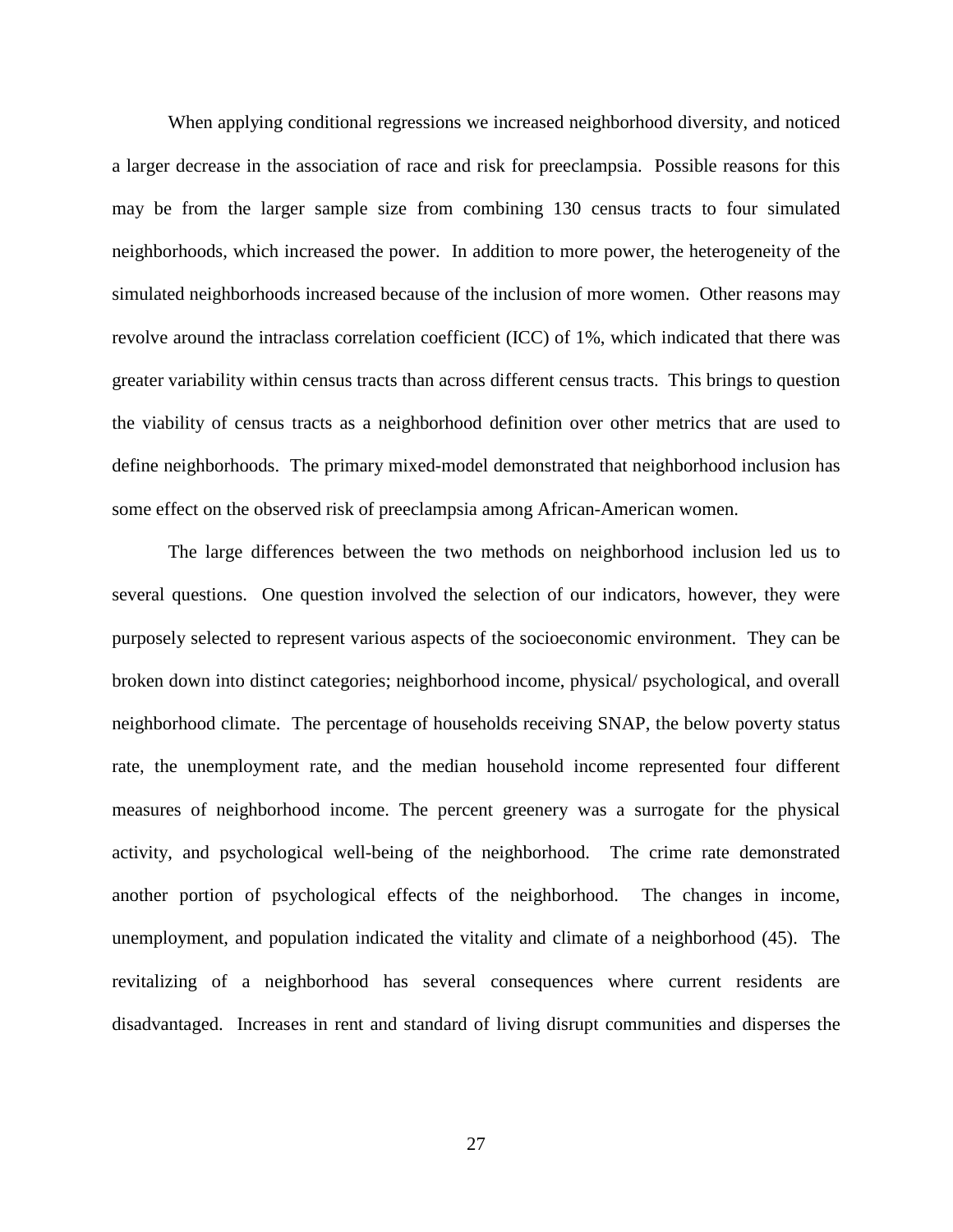When applying conditional regressions we increased neighborhood diversity, and noticed a larger decrease in the association of race and risk for preeclampsia. Possible reasons for this may be from the larger sample size from combining 130 census tracts to four simulated neighborhoods, which increased the power. In addition to more power, the heterogeneity of the simulated neighborhoods increased because of the inclusion of more women. Other reasons may revolve around the intraclass correlation coefficient (ICC) of 1%, which indicated that there was greater variability within census tracts than across different census tracts. This brings to question the viability of census tracts as a neighborhood definition over other metrics that are used to define neighborhoods. The primary mixed-model demonstrated that neighborhood inclusion has some effect on the observed risk of preeclampsia among African-American women.

The large differences between the two methods on neighborhood inclusion led us to several questions. One question involved the selection of our indicators, however, they were purposely selected to represent various aspects of the socioeconomic environment. They can be broken down into distinct categories; neighborhood income, physical/ psychological, and overall neighborhood climate. The percentage of households receiving SNAP, the below poverty status rate, the unemployment rate, and the median household income represented four different measures of neighborhood income. The percent greenery was a surrogate for the physical activity, and psychological well-being of the neighborhood. The crime rate demonstrated another portion of psychological effects of the neighborhood. The changes in income, unemployment, and population indicated the vitality and climate of a neighborhood (45). The revitalizing of a neighborhood has several consequences where current residents are disadvantaged. Increases in rent and standard of living disrupt communities and disperses the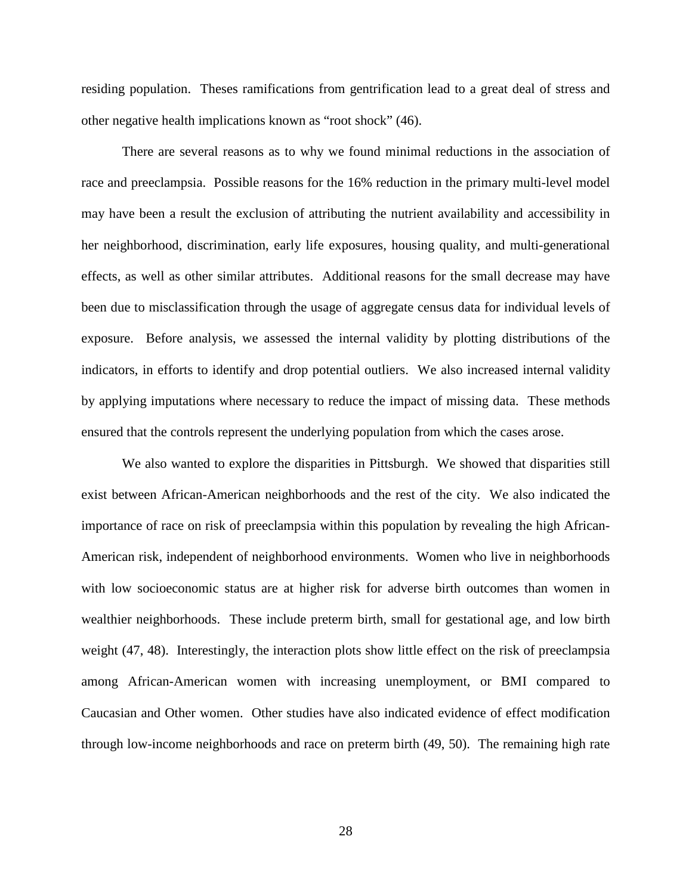residing population. Theses ramifications from gentrification lead to a great deal of stress and other negative health implications known as "root shock" (46).

There are several reasons as to why we found minimal reductions in the association of race and preeclampsia. Possible reasons for the 16% reduction in the primary multi-level model may have been a result the exclusion of attributing the nutrient availability and accessibility in her neighborhood, discrimination, early life exposures, housing quality, and multi-generational effects, as well as other similar attributes. Additional reasons for the small decrease may have been due to misclassification through the usage of aggregate census data for individual levels of exposure. Before analysis, we assessed the internal validity by plotting distributions of the indicators, in efforts to identify and drop potential outliers. We also increased internal validity by applying imputations where necessary to reduce the impact of missing data. These methods ensured that the controls represent the underlying population from which the cases arose.

We also wanted to explore the disparities in Pittsburgh. We showed that disparities still exist between African-American neighborhoods and the rest of the city. We also indicated the importance of race on risk of preeclampsia within this population by revealing the high African-American risk, independent of neighborhood environments. Women who live in neighborhoods with low socioeconomic status are at higher risk for adverse birth outcomes than women in wealthier neighborhoods. These include preterm birth, small for gestational age, and low birth weight (47, 48). Interestingly, the interaction plots show little effect on the risk of preeclampsia among African-American women with increasing unemployment, or BMI compared to Caucasian and Other women. Other studies have also indicated evidence of effect modification through low-income neighborhoods and race on preterm birth (49, 50). The remaining high rate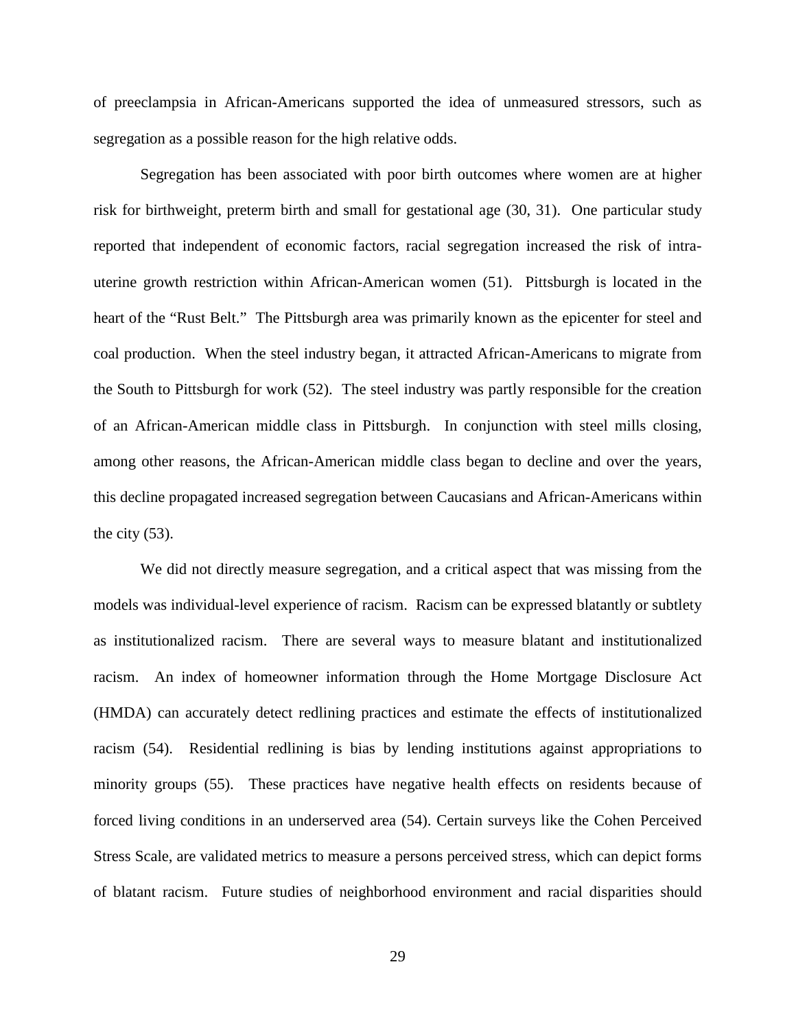of preeclampsia in African-Americans supported the idea of unmeasured stressors, such as segregation as a possible reason for the high relative odds.

Segregation has been associated with poor birth outcomes where women are at higher risk for birthweight, preterm birth and small for gestational age (30, 31). One particular study reported that independent of economic factors, racial segregation increased the risk of intra-uterine growth restriction within African-American women (51). Pittsburgh is located in the heart of the "Rust Belt." The Pittsburgh area was primarily known as the epicenter for steel and coal production. When the steel industry began, it attracted African-Americans to migrate from the South to Pittsburgh for work (52). The steel industry was partly responsible for the creation of an African-American middle class in Pittsburgh. In conjunction with steel mills closing, among other reasons, the African-American middle class began to decline and over the years, this decline propagated increased segregation between Caucasians and African-Americans within the city (53).

We did not directly measure segregation, and a critical aspect that was missing from the models was individual-level experience of racism. Racism can be expressed blatantly or subtlety as institutionalized racism. There are several ways to measure blatant and institutionalized racism. An index of homeowner information through the Home Mortgage Disclosure Act (HMDA) can accurately detect redlining practices and estimate the effects of institutionalized racism (54). Residential redlining is bias by lending institutions against appropriations to minority groups (55). These practices have negative health effects on residents because of forced living conditions in an underserved area (54). Certain surveys like the Cohen Perceived Stress Scale, are validated metrics to measure a persons perceived stress, which can depict forms of blatant racism. Future studies of neighborhood environment and racial disparities should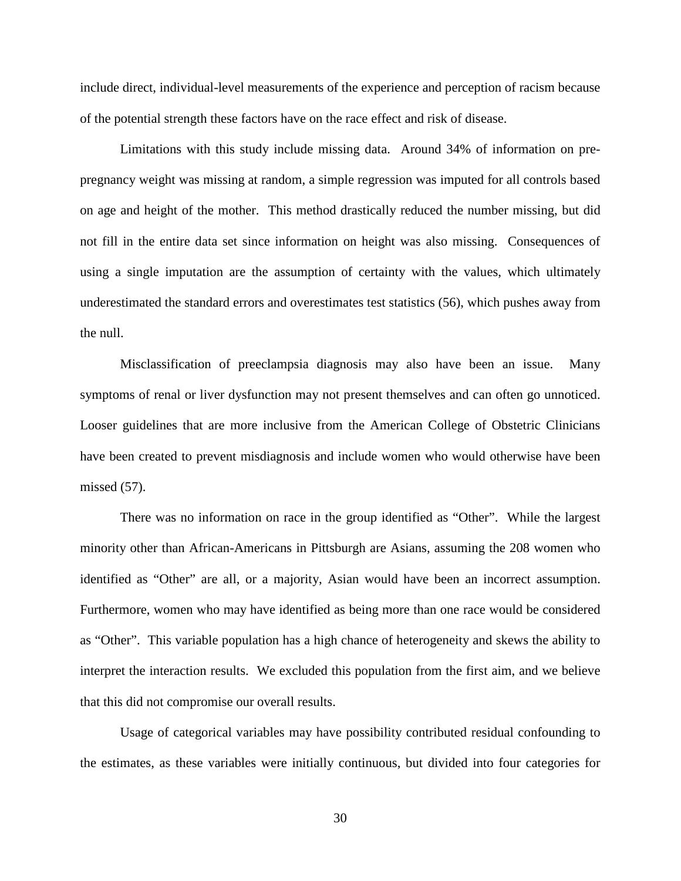include direct, individual-level measurements of the experience and perception of racism because of the potential strength these factors have on the race effect and risk of disease.

Limitations with this study include missing data. Around 34% of information on pre-pregnancy weight was missing at random, a simple regression was imputed for all controls based on age and height of the mother. This method drastically reduced the number missing, but did not fill in the entire data set since information on height was also missing. Consequences of using a single imputation are the assumption of certainty with the values, which ultimately underestimated the standard errors and overestimates test statistics (56), which pushes away from the null.

Misclassification of preeclampsia diagnosis may also have been an issue. Many symptoms of renal or liver dysfunction may not present themselves and can often go unnoticed. Looser guidelines that are more inclusive from the American College of Obstetric Clinicians have been created to prevent misdiagnosis and include women who would otherwise have been missed (57).

There was no information on race in the group identified as "Other". While the largest minority other than African-Americans in Pittsburgh are Asians, assuming the 208 women who identified as "Other" are all, or a majority, Asian would have been an incorrect assumption. Furthermore, women who may have identified as being more than one race would be considered as "Other". This variable population has a high chance of heterogeneity and skews the ability to interpret the interaction results. We excluded this population from the first aim, and we believe that this did not compromise our overall results.

Usage of categorical variables may have possibility contributed residual confounding to the estimates, as these variables were initially continuous, but divided into four categories for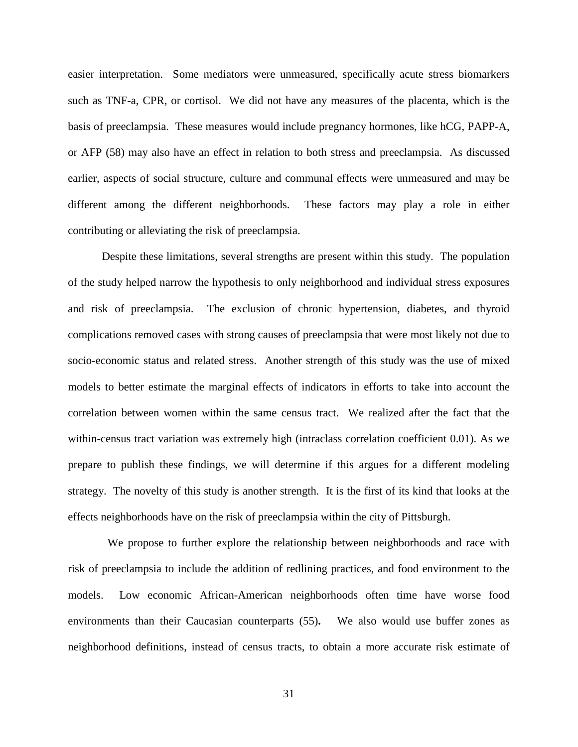easier interpretation. Some mediators were unmeasured, specifically acute stress biomarkers such as TNF-a, CPR, or cortisol. We did not have any measures of the placenta, which is the basis of preeclampsia. These measures would include pregnancy hormones, like hCG, PAPP-A, or AFP (58) may also have an effect in relation to both stress and preeclampsia. As discussed earlier, aspects of social structure, culture and communal effects were unmeasured and may be different among the different neighborhoods. These factors may play a role in either contributing or alleviating the risk of preeclampsia.

Despite these limitations, several strengths are present within this study. The population of the study helped narrow the hypothesis to only neighborhood and individual stress exposures and risk of preeclampsia. The exclusion of chronic hypertension, diabetes, and thyroid complications removed cases with strong causes of preeclampsia that were most likely not due to socio-economic status and related stress. Another strength of this study was the use of mixed models to better estimate the marginal effects of indicators in efforts to take into account the correlation between women within the same census tract. We realized after the fact that the within-census tract variation was extremely high (intraclass correlation coefficient 0.01). As we prepare to publish these findings, we will determine if this argues for a different modeling strategy. The novelty of this study is another strength. It is the first of its kind that looks at the effects neighborhoods have on the risk of preeclampsia within the city of Pittsburgh.

We propose to further explore the relationship between neighborhoods and race with risk of preeclampsia to include the addition of redlining practices, and food environment to the models. Low economic African-American neighborhoods often time have worse food environments than their Caucasian counterparts (55). We also would use buffer zones as neighborhood definitions, instead of census tracts, to obtain a more accurate risk estimate of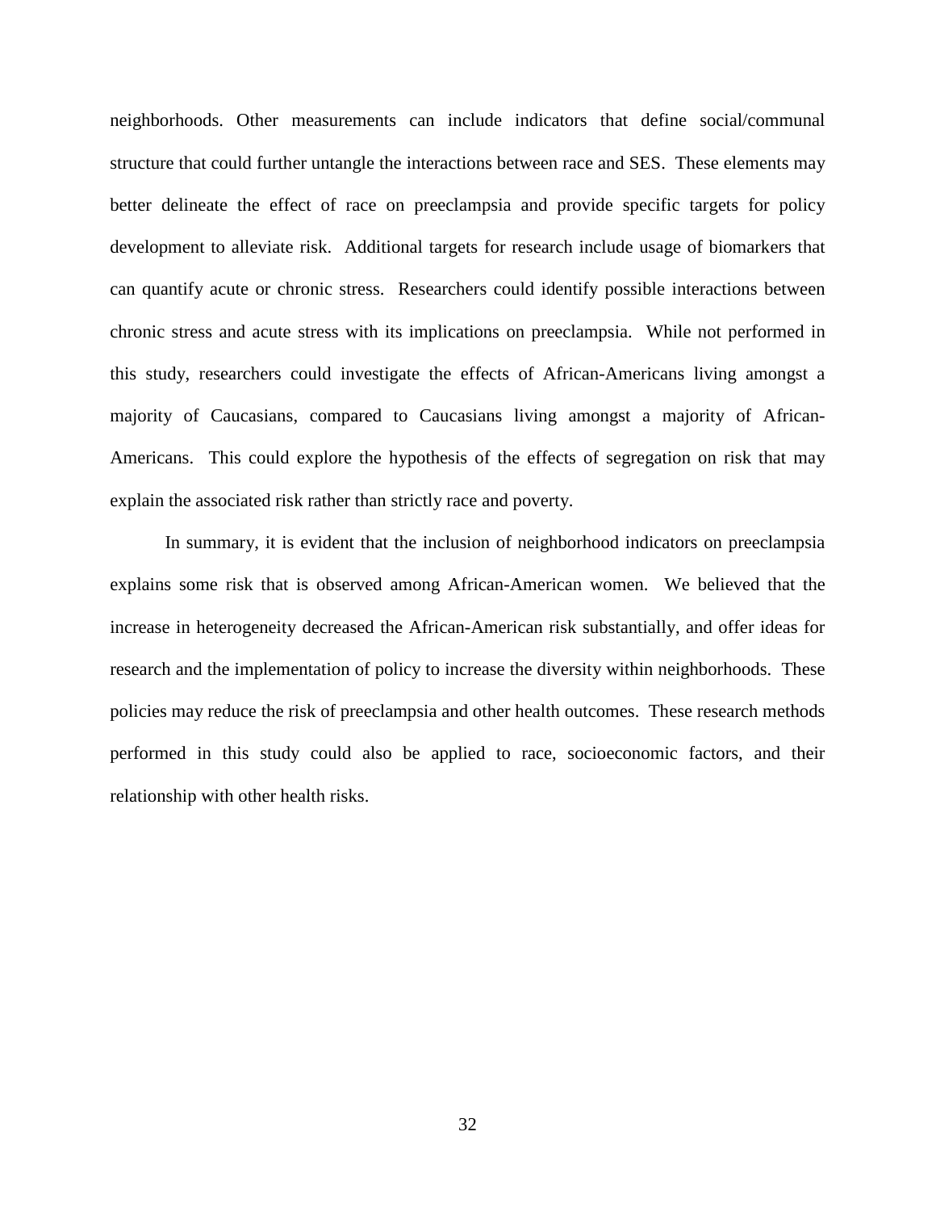neighborhoods. Other measurements can include indicators that define social/communal structure that could further untangle the interactions between race and SES. These elements may better delineate the effect of race on preeclampsia and provide specific targets for policy development to alleviate risk. Additional targets for research include usage of biomarkers that can quantify acute or chronic stress. Researchers could identify possible interactions between chronic stress and acute stress with its implications on preeclampsia. While not performed in this study, researchers could investigate the effects of African-Americans living amongst a majority of Caucasians, compared to Caucasians living amongst a majority of African-Americans. This could explore the hypothesis of the effects of segregation on risk that may explain the associated risk rather than strictly race and poverty.

In summary, it is evident that the inclusion of neighborhood indicators on preeclampsia explains some risk that is observed among African-American women. We believed that the increase in heterogeneity decreased the African-American risk substantially, and offer ideas for research and the implementation of policy to increase the diversity within neighborhoods. These policies may reduce the risk of preeclampsia and other health outcomes. These research methods performed in this study could also be applied to race, socioeconomic factors, and their relationship with other health risks.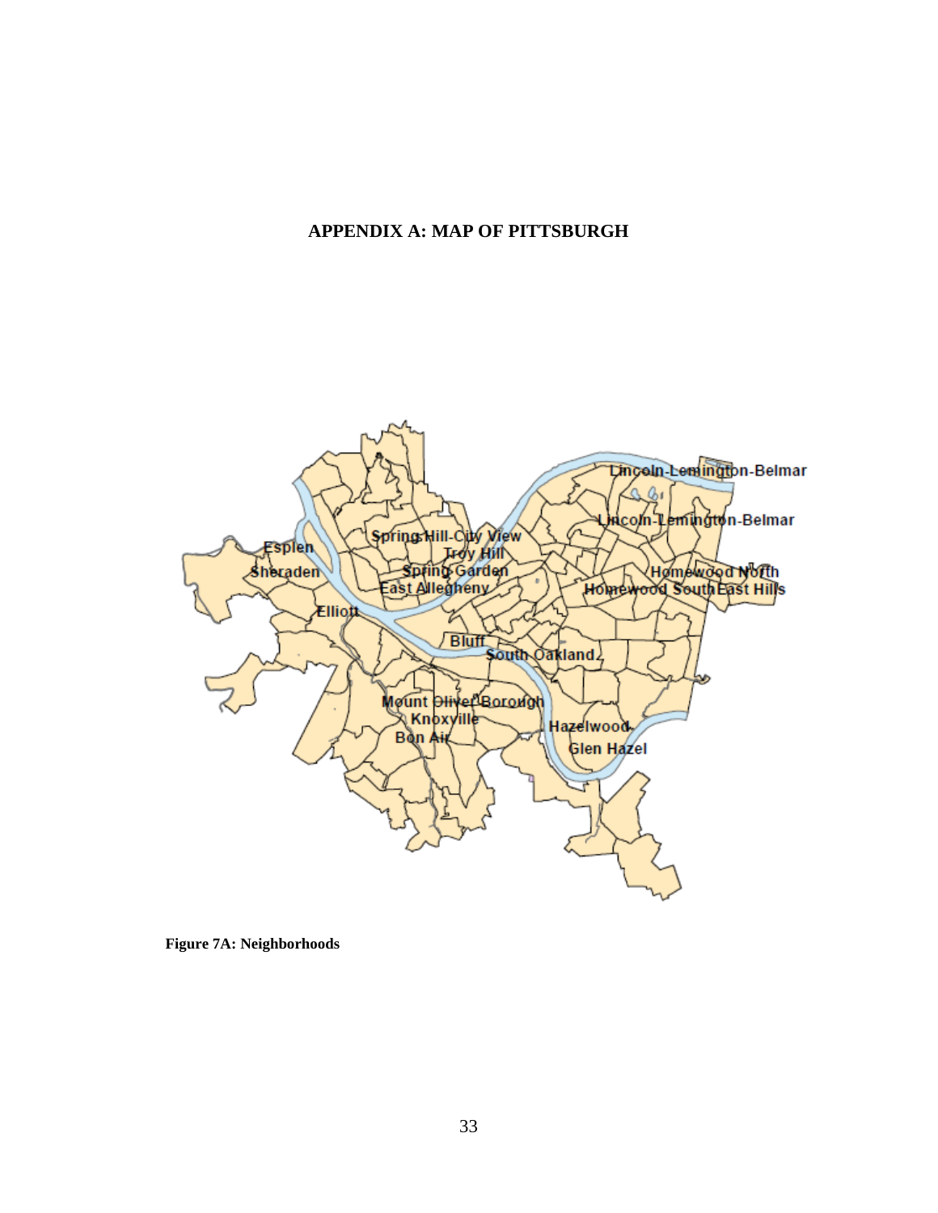# APPENDIX A: MAP OF PITTSBURGH

**Figure 7A: Neighborhoods**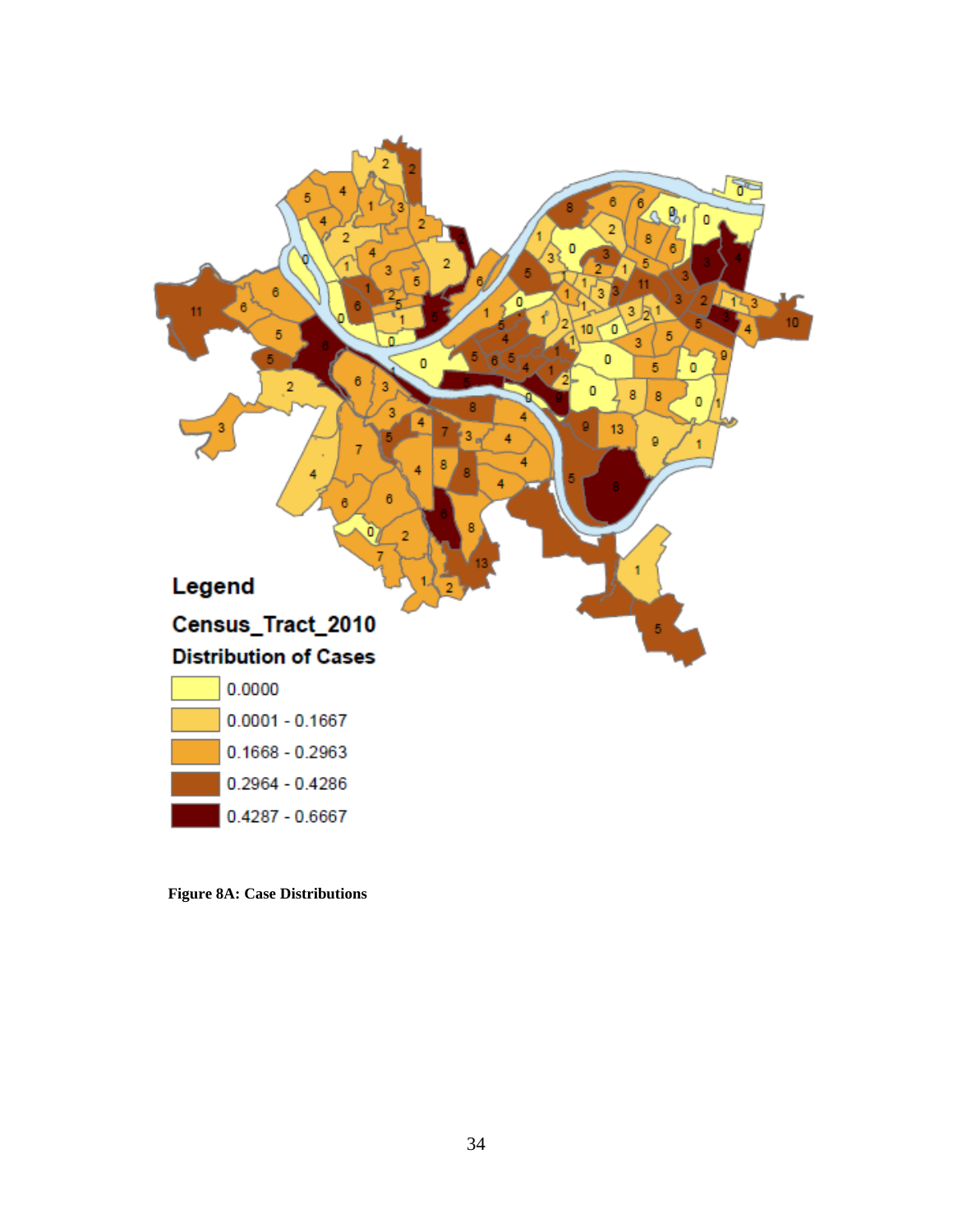Legend

Census_Tract_2010

Distribution of Cases

| Color | Range |
|---|---|
| (lightest) | 0.0000 |
| | 0.0001 - 0.1667 |
| | 0.1668 - 0.2963 |
| | 0.2964 - 0.4286 |
| (darkest) | 0.4287 - 0.6667 |

**Figure 8A: Case Distributions**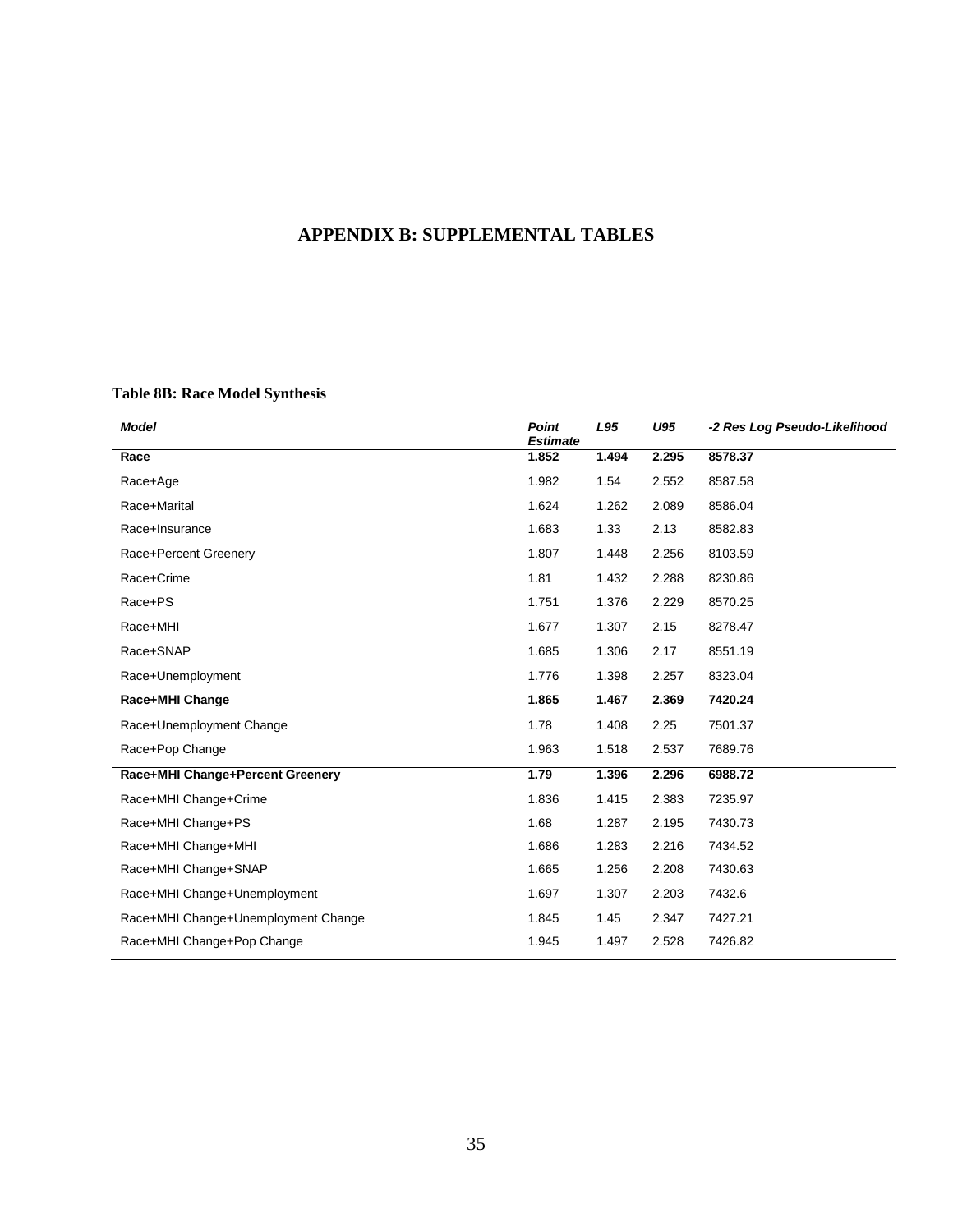# APPENDIX B: SUPPLEMENTAL TABLES

**Table 8B: Race Model Synthesis**

| *Model* | *Point Estimate* | *L95* | *U95* | *-2 Res Log Pseudo-Likelihood* |
|---|---|---|---|---|
| **Race** | **1.852** | **1.494** | **2.295** | **8578.37** |
| Race+Age | 1.982 | 1.54 | 2.552 | 8587.58 |
| Race+Marital | 1.624 | 1.262 | 2.089 | 8586.04 |
| Race+Insurance | 1.683 | 1.33 | 2.13 | 8582.83 |
| Race+Percent Greenery | 1.807 | 1.448 | 2.256 | 8103.59 |
| Race+Crime | 1.81 | 1.432 | 2.288 | 8230.86 |
| Race+PS | 1.751 | 1.376 | 2.229 | 8570.25 |
| Race+MHI | 1.677 | 1.307 | 2.15 | 8278.47 |
| Race+SNAP | 1.685 | 1.306 | 2.17 | 8551.19 |
| Race+Unemployment | 1.776 | 1.398 | 2.257 | 8323.04 |
| **Race+MHI Change** | **1.865** | **1.467** | **2.369** | **7420.24** |
| Race+Unemployment Change | 1.78 | 1.408 | 2.25 | 7501.37 |
| Race+Pop Change | 1.963 | 1.518 | 2.537 | 7689.76 |
| **Race+MHI Change+Percent Greenery** | **1.79** | **1.396** | **2.296** | **6988.72** |
| Race+MHI Change+Crime | 1.836 | 1.415 | 2.383 | 7235.97 |
| Race+MHI Change+PS | 1.68 | 1.287 | 2.195 | 7430.73 |
| Race+MHI Change+MHI | 1.686 | 1.283 | 2.216 | 7434.52 |
| Race+MHI Change+SNAP | 1.665 | 1.256 | 2.208 | 7430.63 |
| Race+MHI Change+Unemployment | 1.697 | 1.307 | 2.203 | 7432.6 |
| Race+MHI Change+Unemployment Change | 1.845 | 1.45 | 2.347 | 7427.21 |
| Race+MHI Change+Pop Change | 1.945 | 1.497 | 2.528 | 7426.82 |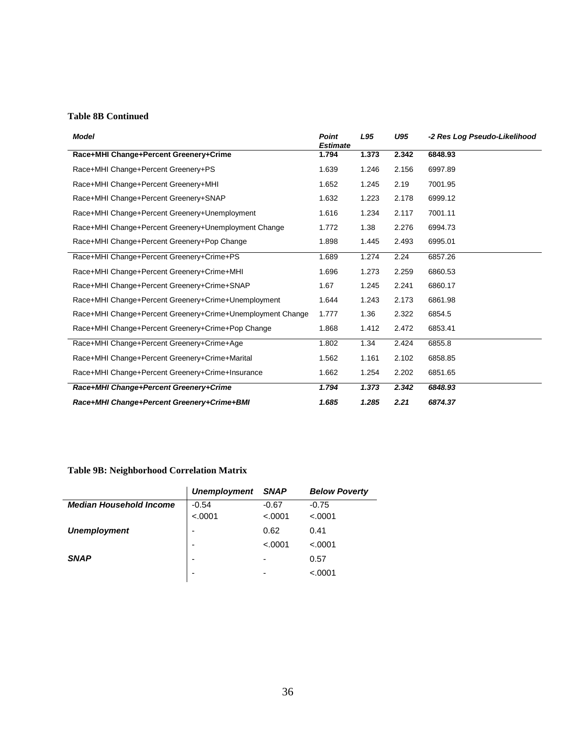**Table 8B Continued**

| *Model* | *Point Estimate* | *L95* | *U95* | *-2 Res Log Pseudo-Likelihood* |
|---|---|---|---|---|
| **Race+MHI Change+Percent Greenery+Crime** | **1.794** | **1.373** | **2.342** | **6848.93** |
| Race+MHI Change+Percent Greenery+PS | 1.639 | 1.246 | 2.156 | 6997.89 |
| Race+MHI Change+Percent Greenery+MHI | 1.652 | 1.245 | 2.19 | 7001.95 |
| Race+MHI Change+Percent Greenery+SNAP | 1.632 | 1.223 | 2.178 | 6999.12 |
| Race+MHI Change+Percent Greenery+Unemployment | 1.616 | 1.234 | 2.117 | 7001.11 |
| Race+MHI Change+Percent Greenery+Unemployment Change | 1.772 | 1.38 | 2.276 | 6994.73 |
| Race+MHI Change+Percent Greenery+Pop Change | 1.898 | 1.445 | 2.493 | 6995.01 |
| Race+MHI Change+Percent Greenery+Crime+PS | 1.689 | 1.274 | 2.24 | 6857.26 |
| Race+MHI Change+Percent Greenery+Crime+MHI | 1.696 | 1.273 | 2.259 | 6860.53 |
| Race+MHI Change+Percent Greenery+Crime+SNAP | 1.67 | 1.245 | 2.241 | 6860.17 |
| Race+MHI Change+Percent Greenery+Crime+Unemployment | 1.644 | 1.243 | 2.173 | 6861.98 |
| Race+MHI Change+Percent Greenery+Crime+Unemployment Change | 1.777 | 1.36 | 2.322 | 6854.5 |
| Race+MHI Change+Percent Greenery+Crime+Pop Change | 1.868 | 1.412 | 2.472 | 6853.41 |
| Race+MHI Change+Percent Greenery+Crime+Age | 1.802 | 1.34 | 2.424 | 6855.8 |
| Race+MHI Change+Percent Greenery+Crime+Marital | 1.562 | 1.161 | 2.102 | 6858.85 |
| Race+MHI Change+Percent Greenery+Crime+Insurance | 1.662 | 1.254 | 2.202 | 6851.65 |
| ***Race+MHI Change+Percent Greenery+Crime*** | ***1.794*** | ***1.373*** | ***2.342*** | ***6848.93*** |
| ***Race+MHI Change+Percent Greenery+Crime+BMI*** | ***1.685*** | ***1.285*** | ***2.21*** | ***6874.37*** |

**Table 9B: Neighborhood Correlation Matrix**

| | *Unemployment* | *SNAP* | *Below Poverty* |
|---|---|---|---|
| ***Median Household Income*** | -0.54 | -0.67 | -0.75 |
| | <.0001 | <.0001 | <.0001 |
| ***Unemployment*** | - | 0.62 | 0.41 |
| | - | <.0001 | <.0001 |
| ***SNAP*** | - | - | 0.57 |
| | - | - | <.0001 |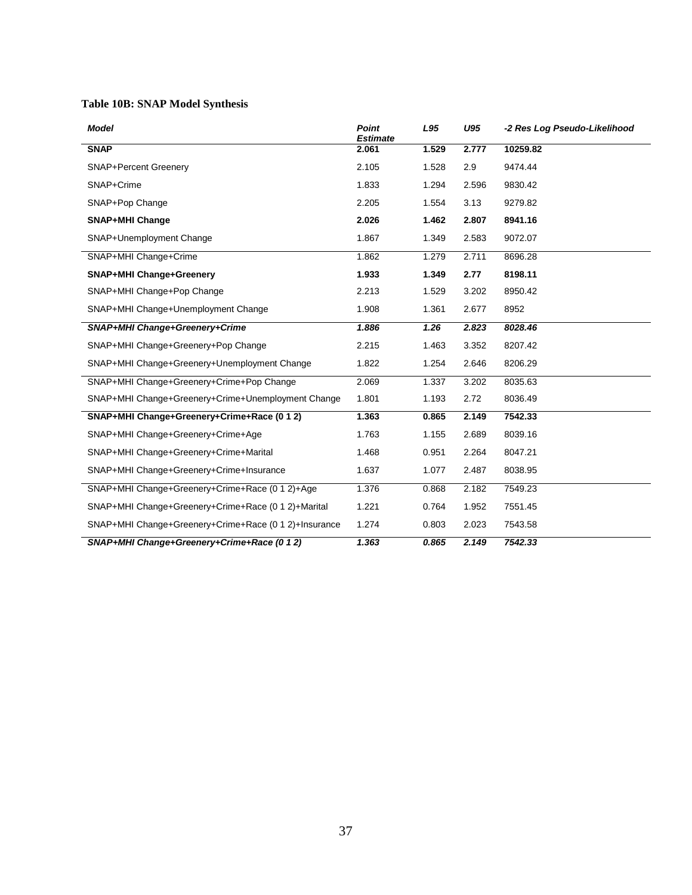**Table 10B: SNAP Model Synthesis**

| *Model* | *Point Estimate* | *L95* | *U95* | *-2 Res Log Pseudo-Likelihood* |
|---|---|---|---|---|
| **SNAP** | **2.061** | **1.529** | **2.777** | **10259.82** |
| SNAP+Percent Greenery | 2.105 | 1.528 | 2.9 | 9474.44 |
| SNAP+Crime | 1.833 | 1.294 | 2.596 | 9830.42 |
| SNAP+Pop Change | 2.205 | 1.554 | 3.13 | 9279.82 |
| **SNAP+MHI Change** | **2.026** | **1.462** | **2.807** | **8941.16** |
| SNAP+Unemployment Change | 1.867 | 1.349 | 2.583 | 9072.07 |
| SNAP+MHI Change+Crime | 1.862 | 1.279 | 2.711 | 8696.28 |
| **SNAP+MHI Change+Greenery** | **1.933** | **1.349** | **2.77** | **8198.11** |
| SNAP+MHI Change+Pop Change | 2.213 | 1.529 | 3.202 | 8950.42 |
| SNAP+MHI Change+Unemployment Change | 1.908 | 1.361 | 2.677 | 8952 |
| ***SNAP+MHI Change+Greenery+Crime*** | ***1.886*** | ***1.26*** | ***2.823*** | ***8028.46*** |
| SNAP+MHI Change+Greenery+Pop Change | 2.215 | 1.463 | 3.352 | 8207.42 |
| SNAP+MHI Change+Greenery+Unemployment Change | 1.822 | 1.254 | 2.646 | 8206.29 |
| SNAP+MHI Change+Greenery+Crime+Pop Change | 2.069 | 1.337 | 3.202 | 8035.63 |
| SNAP+MHI Change+Greenery+Crime+Unemployment Change | 1.801 | 1.193 | 2.72 | 8036.49 |
| **SNAP+MHI Change+Greenery+Crime+Race (0 1 2)** | **1.363** | **0.865** | **2.149** | **7542.33** |
| SNAP+MHI Change+Greenery+Crime+Age | 1.763 | 1.155 | 2.689 | 8039.16 |
| SNAP+MHI Change+Greenery+Crime+Marital | 1.468 | 0.951 | 2.264 | 8047.21 |
| SNAP+MHI Change+Greenery+Crime+Insurance | 1.637 | 1.077 | 2.487 | 8038.95 |
| SNAP+MHI Change+Greenery+Crime+Race (0 1 2)+Age | 1.376 | 0.868 | 2.182 | 7549.23 |
| SNAP+MHI Change+Greenery+Crime+Race (0 1 2)+Marital | 1.221 | 0.764 | 1.952 | 7551.45 |
| SNAP+MHI Change+Greenery+Crime+Race (0 1 2)+Insurance | 1.274 | 0.803 | 2.023 | 7543.58 |
| ***SNAP+MHI Change+Greenery+Crime+Race (0 1 2)*** | ***1.363*** | ***0.865*** | ***2.149*** | ***7542.33*** |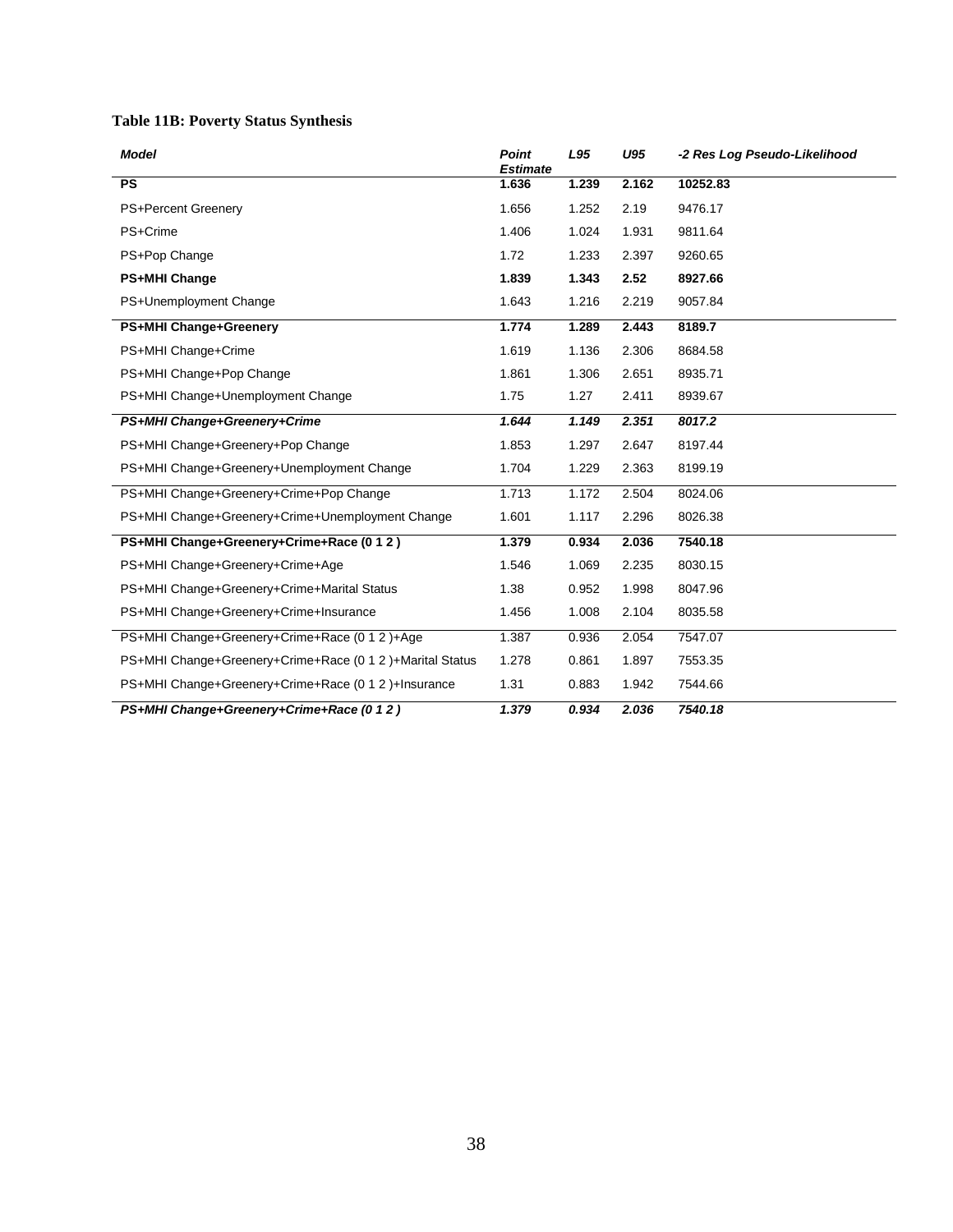**Table 11B: Poverty Status Synthesis**

| *Model* | *Point Estimate* | *L95* | *U95* | *-2 Res Log Pseudo-Likelihood* |
|---|---|---|---|---|
| **PS** | **1.636** | **1.239** | **2.162** | **10252.83** |
| PS+Percent Greenery | 1.656 | 1.252 | 2.19 | 9476.17 |
| PS+Crime | 1.406 | 1.024 | 1.931 | 9811.64 |
| PS+Pop Change | 1.72 | 1.233 | 2.397 | 9260.65 |
| **PS+MHI Change** | **1.839** | **1.343** | **2.52** | **8927.66** |
| PS+Unemployment Change | 1.643 | 1.216 | 2.219 | 9057.84 |
| **PS+MHI Change+Greenery** | **1.774** | **1.289** | **2.443** | **8189.7** |
| PS+MHI Change+Crime | 1.619 | 1.136 | 2.306 | 8684.58 |
| PS+MHI Change+Pop Change | 1.861 | 1.306 | 2.651 | 8935.71 |
| PS+MHI Change+Unemployment Change | 1.75 | 1.27 | 2.411 | 8939.67 |
| ***PS+MHI Change+Greenery+Crime*** | ***1.644*** | ***1.149*** | ***2.351*** | ***8017.2*** |
| PS+MHI Change+Greenery+Pop Change | 1.853 | 1.297 | 2.647 | 8197.44 |
| PS+MHI Change+Greenery+Unemployment Change | 1.704 | 1.229 | 2.363 | 8199.19 |
| PS+MHI Change+Greenery+Crime+Pop Change | 1.713 | 1.172 | 2.504 | 8024.06 |
| PS+MHI Change+Greenery+Crime+Unemployment Change | 1.601 | 1.117 | 2.296 | 8026.38 |
| **PS+MHI Change+Greenery+Crime+Race (0 1 2 )** | **1.379** | **0.934** | **2.036** | **7540.18** |
| PS+MHI Change+Greenery+Crime+Age | 1.546 | 1.069 | 2.235 | 8030.15 |
| PS+MHI Change+Greenery+Crime+Marital Status | 1.38 | 0.952 | 1.998 | 8047.96 |
| PS+MHI Change+Greenery+Crime+Insurance | 1.456 | 1.008 | 2.104 | 8035.58 |
| PS+MHI Change+Greenery+Crime+Race (0 1 2 )+Age | 1.387 | 0.936 | 2.054 | 7547.07 |
| PS+MHI Change+Greenery+Crime+Race (0 1 2 )+Marital Status | 1.278 | 0.861 | 1.897 | 7553.35 |
| PS+MHI Change+Greenery+Crime+Race (0 1 2 )+Insurance | 1.31 | 0.883 | 1.942 | 7544.66 |
| ***PS+MHI Change+Greenery+Crime+Race (0 1 2 )*** | ***1.379*** | ***0.934*** | ***2.036*** | ***7540.18*** |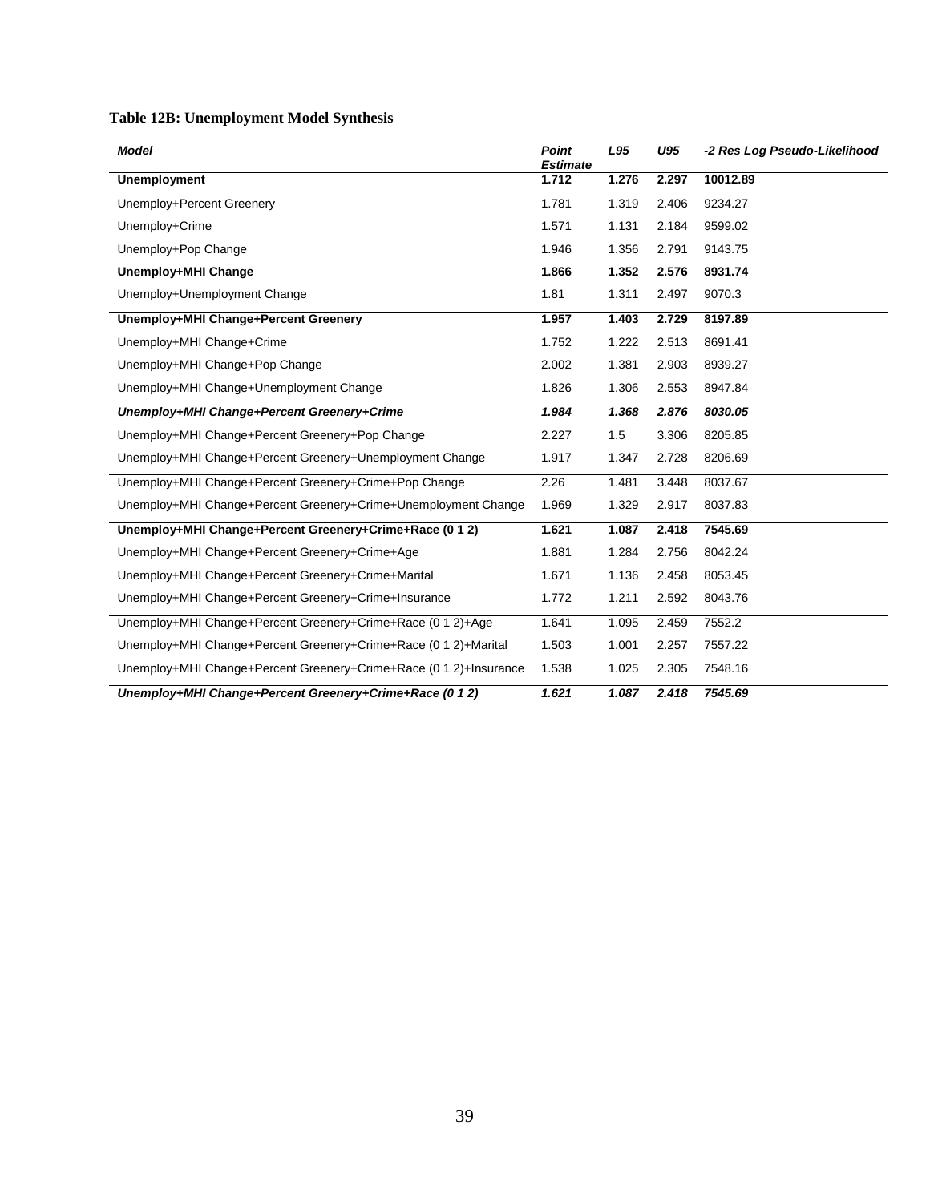**Table 12B: Unemployment Model Synthesis**

| *Model* | *Point Estimate* | *L95* | *U95* | *-2 Res Log Pseudo-Likelihood* |
|---|---|---|---|---|
| **Unemployment** | **1.712** | **1.276** | **2.297** | **10012.89** |
| Unemploy+Percent Greenery | 1.781 | 1.319 | 2.406 | 9234.27 |
| Unemploy+Crime | 1.571 | 1.131 | 2.184 | 9599.02 |
| Unemploy+Pop Change | 1.946 | 1.356 | 2.791 | 9143.75 |
| **Unemploy+MHI Change** | **1.866** | **1.352** | **2.576** | **8931.74** |
| Unemploy+Unemployment Change | 1.81 | 1.311 | 2.497 | 9070.3 |
| **Unemploy+MHI Change+Percent Greenery** | **1.957** | **1.403** | **2.729** | **8197.89** |
| Unemploy+MHI Change+Crime | 1.752 | 1.222 | 2.513 | 8691.41 |
| Unemploy+MHI Change+Pop Change | 2.002 | 1.381 | 2.903 | 8939.27 |
| Unemploy+MHI Change+Unemployment Change | 1.826 | 1.306 | 2.553 | 8947.84 |
| ***Unemploy+MHI Change+Percent Greenery+Crime*** | ***1.984*** | ***1.368*** | ***2.876*** | ***8030.05*** |
| Unemploy+MHI Change+Percent Greenery+Pop Change | 2.227 | 1.5 | 3.306 | 8205.85 |
| Unemploy+MHI Change+Percent Greenery+Unemployment Change | 1.917 | 1.347 | 2.728 | 8206.69 |
| Unemploy+MHI Change+Percent Greenery+Crime+Pop Change | 2.26 | 1.481 | 3.448 | 8037.67 |
| Unemploy+MHI Change+Percent Greenery+Crime+Unemployment Change | 1.969 | 1.329 | 2.917 | 8037.83 |
| **Unemploy+MHI Change+Percent Greenery+Crime+Race (0 1 2)** | **1.621** | **1.087** | **2.418** | **7545.69** |
| Unemploy+MHI Change+Percent Greenery+Crime+Age | 1.881 | 1.284 | 2.756 | 8042.24 |
| Unemploy+MHI Change+Percent Greenery+Crime+Marital | 1.671 | 1.136 | 2.458 | 8053.45 |
| Unemploy+MHI Change+Percent Greenery+Crime+Insurance | 1.772 | 1.211 | 2.592 | 8043.76 |
| Unemploy+MHI Change+Percent Greenery+Crime+Race (0 1 2)+Age | 1.641 | 1.095 | 2.459 | 7552.2 |
| Unemploy+MHI Change+Percent Greenery+Crime+Race (0 1 2)+Marital | 1.503 | 1.001 | 2.257 | 7557.22 |
| Unemploy+MHI Change+Percent Greenery+Crime+Race (0 1 2)+Insurance | 1.538 | 1.025 | 2.305 | 7548.16 |
| ***Unemploy+MHI Change+Percent Greenery+Crime+Race (0 1 2)*** | ***1.621*** | ***1.087*** | ***2.418*** | ***7545.69*** |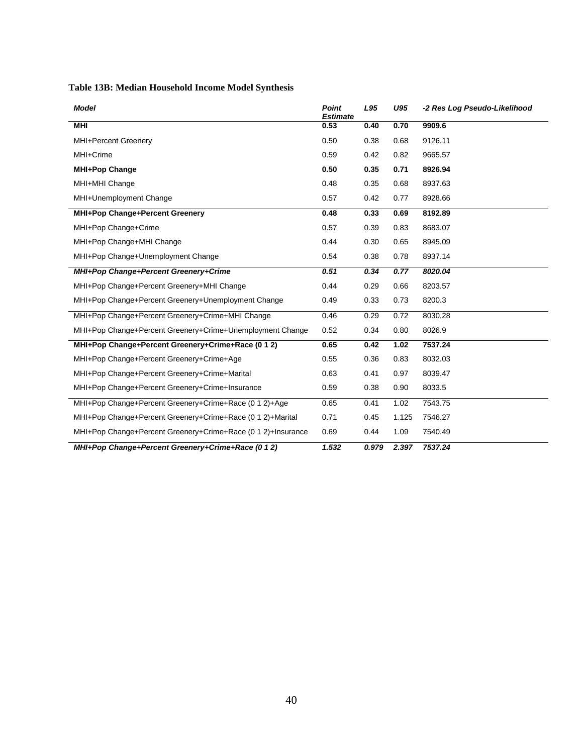**Table 13B: Median Household Income Model Synthesis**

| *Model* | *Point Estimate* | *L95* | *U95* | *-2 Res Log Pseudo-Likelihood* |
|---|---|---|---|---|
| **MHI** | **0.53** | **0.40** | **0.70** | **9909.6** |
| MHI+Percent Greenery | 0.50 | 0.38 | 0.68 | 9126.11 |
| MHI+Crime | 0.59 | 0.42 | 0.82 | 9665.57 |
| **MHI+Pop Change** | **0.50** | **0.35** | **0.71** | **8926.94** |
| MHI+MHI Change | 0.48 | 0.35 | 0.68 | 8937.63 |
| MHI+Unemployment Change | 0.57 | 0.42 | 0.77 | 8928.66 |
| **MHI+Pop Change+Percent Greenery** | **0.48** | **0.33** | **0.69** | **8192.89** |
| MHI+Pop Change+Crime | 0.57 | 0.39 | 0.83 | 8683.07 |
| MHI+Pop Change+MHI Change | 0.44 | 0.30 | 0.65 | 8945.09 |
| MHI+Pop Change+Unemployment Change | 0.54 | 0.38 | 0.78 | 8937.14 |
| ***MHI+Pop Change+Percent Greenery+Crime*** | ***0.51*** | ***0.34*** | ***0.77*** | ***8020.04*** |
| MHI+Pop Change+Percent Greenery+MHI Change | 0.44 | 0.29 | 0.66 | 8203.57 |
| MHI+Pop Change+Percent Greenery+Unemployment Change | 0.49 | 0.33 | 0.73 | 8200.3 |
| MHI+Pop Change+Percent Greenery+Crime+MHI Change | 0.46 | 0.29 | 0.72 | 8030.28 |
| MHI+Pop Change+Percent Greenery+Crime+Unemployment Change | 0.52 | 0.34 | 0.80 | 8026.9 |
| **MHI+Pop Change+Percent Greenery+Crime+Race (0 1 2)** | **0.65** | **0.42** | **1.02** | **7537.24** |
| MHI+Pop Change+Percent Greenery+Crime+Age | 0.55 | 0.36 | 0.83 | 8032.03 |
| MHI+Pop Change+Percent Greenery+Crime+Marital | 0.63 | 0.41 | 0.97 | 8039.47 |
| MHI+Pop Change+Percent Greenery+Crime+Insurance | 0.59 | 0.38 | 0.90 | 8033.5 |
| MHI+Pop Change+Percent Greenery+Crime+Race (0 1 2)+Age | 0.65 | 0.41 | 1.02 | 7543.75 |
| MHI+Pop Change+Percent Greenery+Crime+Race (0 1 2)+Marital | 0.71 | 0.45 | 1.125 | 7546.27 |
| MHI+Pop Change+Percent Greenery+Crime+Race (0 1 2)+Insurance | 0.69 | 0.44 | 1.09 | 7540.49 |
| ***MHI+Pop Change+Percent Greenery+Crime+Race (0 1 2)*** | ***1.532*** | ***0.979*** | ***2.397*** | ***7537.24*** |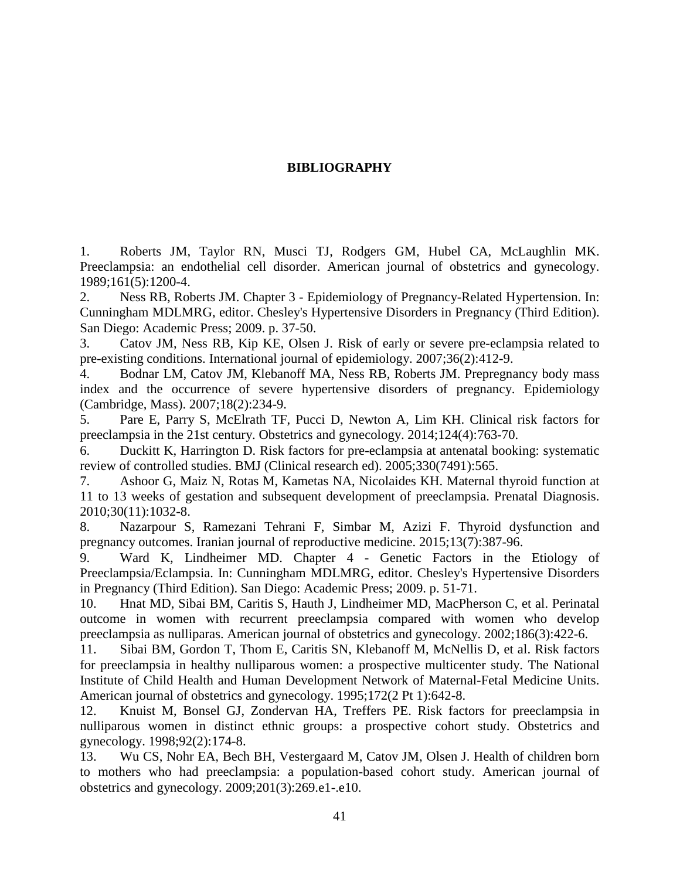## BIBLIOGRAPHY

1. Roberts JM, Taylor RN, Musci TJ, Rodgers GM, Hubel CA, McLaughlin MK. Preeclampsia: an endothelial cell disorder. American journal of obstetrics and gynecology. 1989;161(5):1200-4.
2. Ness RB, Roberts JM. Chapter 3 - Epidemiology of Pregnancy-Related Hypertension. In: Cunningham MDLMRG, editor. Chesley's Hypertensive Disorders in Pregnancy (Third Edition). San Diego: Academic Press; 2009. p. 37-50.
3. Catov JM, Ness RB, Kip KE, Olsen J. Risk of early or severe pre-eclampsia related to pre-existing conditions. International journal of epidemiology. 2007;36(2):412-9.
4. Bodnar LM, Catov JM, Klebanoff MA, Ness RB, Roberts JM. Prepregnancy body mass index and the occurrence of severe hypertensive disorders of pregnancy. Epidemiology (Cambridge, Mass). 2007;18(2):234-9.
5. Pare E, Parry S, McElrath TF, Pucci D, Newton A, Lim KH. Clinical risk factors for preeclampsia in the 21st century. Obstetrics and gynecology. 2014;124(4):763-70.
6. Duckitt K, Harrington D. Risk factors for pre-eclampsia at antenatal booking: systematic review of controlled studies. BMJ (Clinical research ed). 2005;330(7491):565.
7. Ashoor G, Maiz N, Rotas M, Kametas NA, Nicolaides KH. Maternal thyroid function at 11 to 13 weeks of gestation and subsequent development of preeclampsia. Prenatal Diagnosis. 2010;30(11):1032-8.
8. Nazarpour S, Ramezani Tehrani F, Simbar M, Azizi F. Thyroid dysfunction and pregnancy outcomes. Iranian journal of reproductive medicine. 2015;13(7):387-96.
9. Ward K, Lindheimer MD. Chapter 4 - Genetic Factors in the Etiology of Preeclampsia/Eclampsia. In: Cunningham MDLMRG, editor. Chesley's Hypertensive Disorders in Pregnancy (Third Edition). San Diego: Academic Press; 2009. p. 51-71.
10. Hnat MD, Sibai BM, Caritis S, Hauth J, Lindheimer MD, MacPherson C, et al. Perinatal outcome in women with recurrent preeclampsia compared with women who develop preeclampsia as nulliparas. American journal of obstetrics and gynecology. 2002;186(3):422-6.
11. Sibai BM, Gordon T, Thom E, Caritis SN, Klebanoff M, McNellis D, et al. Risk factors for preeclampsia in healthy nulliparous women: a prospective multicenter study. The National Institute of Child Health and Human Development Network of Maternal-Fetal Medicine Units. American journal of obstetrics and gynecology. 1995;172(2 Pt 1):642-8.
12. Knuist M, Bonsel GJ, Zondervan HA, Treffers PE. Risk factors for preeclampsia in nulliparous women in distinct ethnic groups: a prospective cohort study. Obstetrics and gynecology. 1998;92(2):174-8.
13. Wu CS, Nohr EA, Bech BH, Vestergaard M, Catov JM, Olsen J. Health of children born to mothers who had preeclampsia: a population-based cohort study. American journal of obstetrics and gynecology. 2009;201(3):269.e1-.e10.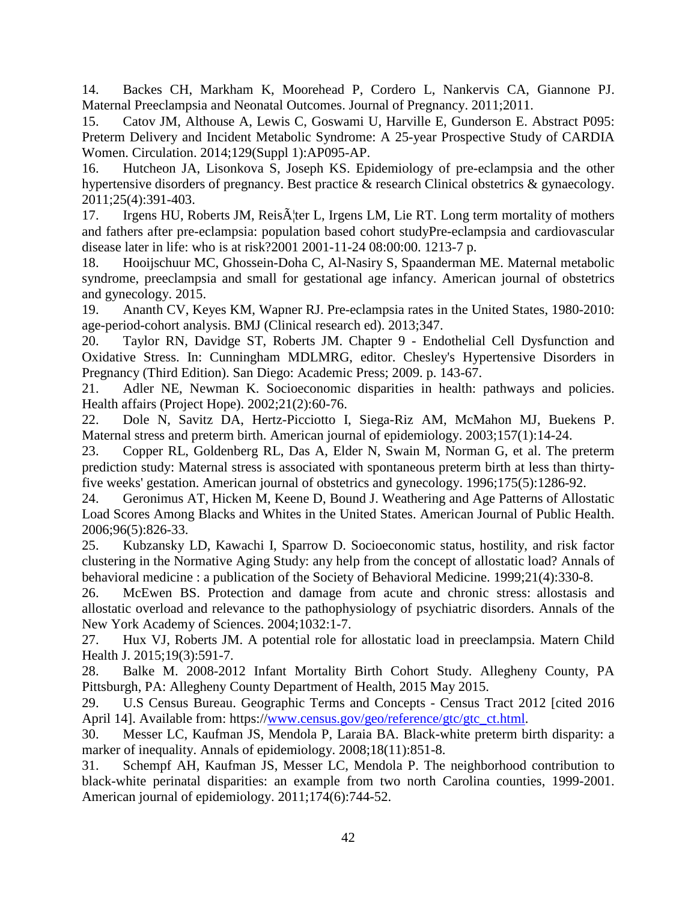14. Backes CH, Markham K, Moorehead P, Cordero L, Nankervis CA, Giannone PJ. Maternal Preeclampsia and Neonatal Outcomes. Journal of Pregnancy. 2011;2011.

15. Catov JM, Althouse A, Lewis C, Goswami U, Harville E, Gunderson E. Abstract P095: Preterm Delivery and Incident Metabolic Syndrome: A 25-year Prospective Study of CARDIA Women. Circulation. 2014;129(Suppl 1):AP095-AP.

16. Hutcheon JA, Lisonkova S, Joseph KS. Epidemiology of pre-eclampsia and the other hypertensive disorders of pregnancy. Best practice & research Clinical obstetrics & gynaecology. 2011;25(4):391-403.

17. Irgens HU, Roberts JM, ReisÃ¦ter L, Irgens LM, Lie RT. Long term mortality of mothers and fathers after pre-eclampsia: population based cohort studyPre-eclampsia and cardiovascular disease later in life: who is at risk?2001 2001-11-24 08:00:00. 1213-7 p.

18. Hooijschuur MC, Ghossein-Doha C, Al-Nasiry S, Spaanderman ME. Maternal metabolic syndrome, preeclampsia and small for gestational age infancy. American journal of obstetrics and gynecology. 2015.

19. Ananth CV, Keyes KM, Wapner RJ. Pre-eclampsia rates in the United States, 1980-2010: age-period-cohort analysis. BMJ (Clinical research ed). 2013;347.

20. Taylor RN, Davidge ST, Roberts JM. Chapter 9 - Endothelial Cell Dysfunction and Oxidative Stress. In: Cunningham MDLMRG, editor. Chesley's Hypertensive Disorders in Pregnancy (Third Edition). San Diego: Academic Press; 2009. p. 143-67.

21. Adler NE, Newman K. Socioeconomic disparities in health: pathways and policies. Health affairs (Project Hope). 2002;21(2):60-76.

22. Dole N, Savitz DA, Hertz-Picciotto I, Siega-Riz AM, McMahon MJ, Buekens P. Maternal stress and preterm birth. American journal of epidemiology. 2003;157(1):14-24.

23. Copper RL, Goldenberg RL, Das A, Elder N, Swain M, Norman G, et al. The preterm prediction study: Maternal stress is associated with spontaneous preterm birth at less than thirty-five weeks' gestation. American journal of obstetrics and gynecology. 1996;175(5):1286-92.

24. Geronimus AT, Hicken M, Keene D, Bound J. Weathering and Age Patterns of Allostatic Load Scores Among Blacks and Whites in the United States. American Journal of Public Health. 2006;96(5):826-33.

25. Kubzansky LD, Kawachi I, Sparrow D. Socioeconomic status, hostility, and risk factor clustering in the Normative Aging Study: any help from the concept of allostatic load? Annals of behavioral medicine : a publication of the Society of Behavioral Medicine. 1999;21(4):330-8.

26. McEwen BS. Protection and damage from acute and chronic stress: allostasis and allostatic overload and relevance to the pathophysiology of psychiatric disorders. Annals of the New York Academy of Sciences. 2004;1032:1-7.

27. Hux VJ, Roberts JM. A potential role for allostatic load in preeclampsia. Matern Child Health J. 2015;19(3):591-7.

28. Balke M. 2008-2012 Infant Mortality Birth Cohort Study. Allegheny County, PA Pittsburgh, PA: Allegheny County Department of Health, 2015 May 2015.

29. U.S Census Bureau. Geographic Terms and Concepts - Census Tract 2012 [cited 2016 April 14]. Available from: https://www.census.gov/geo/reference/gtc/gtc_ct.html.

30. Messer LC, Kaufman JS, Mendola P, Laraia BA. Black-white preterm birth disparity: a marker of inequality. Annals of epidemiology. 2008;18(11):851-8.

31. Schempf AH, Kaufman JS, Messer LC, Mendola P. The neighborhood contribution to black-white perinatal disparities: an example from two north Carolina counties, 1999-2001. American journal of epidemiology. 2011;174(6):744-52.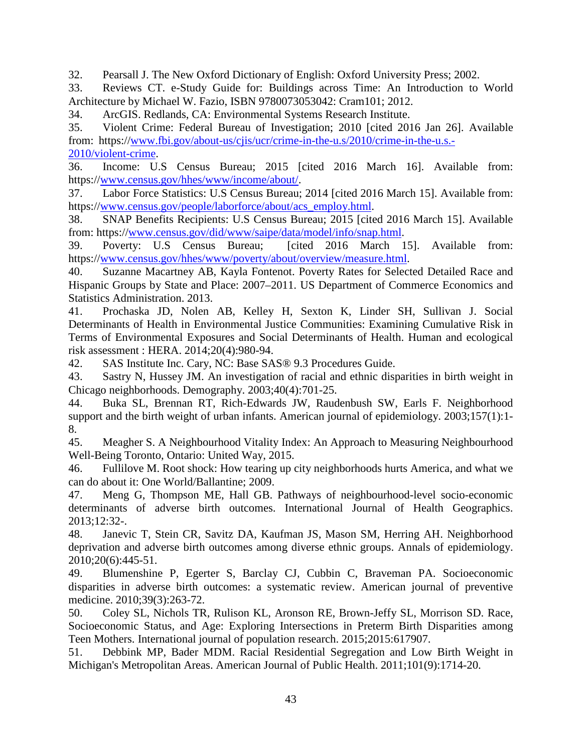32. Pearsall J. The New Oxford Dictionary of English: Oxford University Press; 2002.
33. Reviews CT. e-Study Guide for: Buildings across Time: An Introduction to World Architecture by Michael W. Fazio, ISBN 9780073053042: Cram101; 2012.
34. ArcGIS. Redlands, CA: Environmental Systems Research Institute.
35. Violent Crime: Federal Bureau of Investigation; 2010 [cited 2016 Jan 26]. Available from: https://www.fbi.gov/about-us/cjis/ucr/crime-in-the-u.s/2010/crime-in-the-u.s.-2010/violent-crime.
36. Income: U.S Census Bureau; 2015 [cited 2016 March 16]. Available from: https://www.census.gov/hhes/www/income/about/.
37. Labor Force Statistics: U.S Census Bureau; 2014 [cited 2016 March 15]. Available from: https://www.census.gov/people/laborforce/about/acs_employ.html.
38. SNAP Benefits Recipients: U.S Census Bureau; 2015 [cited 2016 March 15]. Available from: https://www.census.gov/did/www/saipe/data/model/info/snap.html.
39. Poverty: U.S Census Bureau; [cited 2016 March 15]. Available from: https://www.census.gov/hhes/www/poverty/about/overview/measure.html.
40. Suzanne Macartney AB, Kayla Fontenot. Poverty Rates for Selected Detailed Race and Hispanic Groups by State and Place: 2007–2011. US Department of Commerce Economics and Statistics Administration. 2013.
41. Prochaska JD, Nolen AB, Kelley H, Sexton K, Linder SH, Sullivan J. Social Determinants of Health in Environmental Justice Communities: Examining Cumulative Risk in Terms of Environmental Exposures and Social Determinants of Health. Human and ecological risk assessment : HERA. 2014;20(4):980-94.
42. SAS Institute Inc. Cary, NC: Base SAS® 9.3 Procedures Guide.
43. Sastry N, Hussey JM. An investigation of racial and ethnic disparities in birth weight in Chicago neighborhoods. Demography. 2003;40(4):701-25.
44. Buka SL, Brennan RT, Rich-Edwards JW, Raudenbush SW, Earls F. Neighborhood support and the birth weight of urban infants. American journal of epidemiology. 2003;157(1):1-8.
45. Meagher S. A Neighbourhood Vitality Index: An Approach to Measuring Neighbourhood Well-Being Toronto, Ontario: United Way, 2015.
46. Fullilove M. Root shock: How tearing up city neighborhoods hurts America, and what we can do about it: One World/Ballantine; 2009.
47. Meng G, Thompson ME, Hall GB. Pathways of neighbourhood-level socio-economic determinants of adverse birth outcomes. International Journal of Health Geographics. 2013;12:32-.
48. Janevic T, Stein CR, Savitz DA, Kaufman JS, Mason SM, Herring AH. Neighborhood deprivation and adverse birth outcomes among diverse ethnic groups. Annals of epidemiology. 2010;20(6):445-51.
49. Blumenshine P, Egerter S, Barclay CJ, Cubbin C, Braveman PA. Socioeconomic disparities in adverse birth outcomes: a systematic review. American journal of preventive medicine. 2010;39(3):263-72.
50. Coley SL, Nichols TR, Rulison KL, Aronson RE, Brown-Jeffy SL, Morrison SD. Race, Socioeconomic Status, and Age: Exploring Intersections in Preterm Birth Disparities among Teen Mothers. International journal of population research. 2015;2015:617907.
51. Debbink MP, Bader MDM. Racial Residential Segregation and Low Birth Weight in Michigan's Metropolitan Areas. American Journal of Public Health. 2011;101(9):1714-20.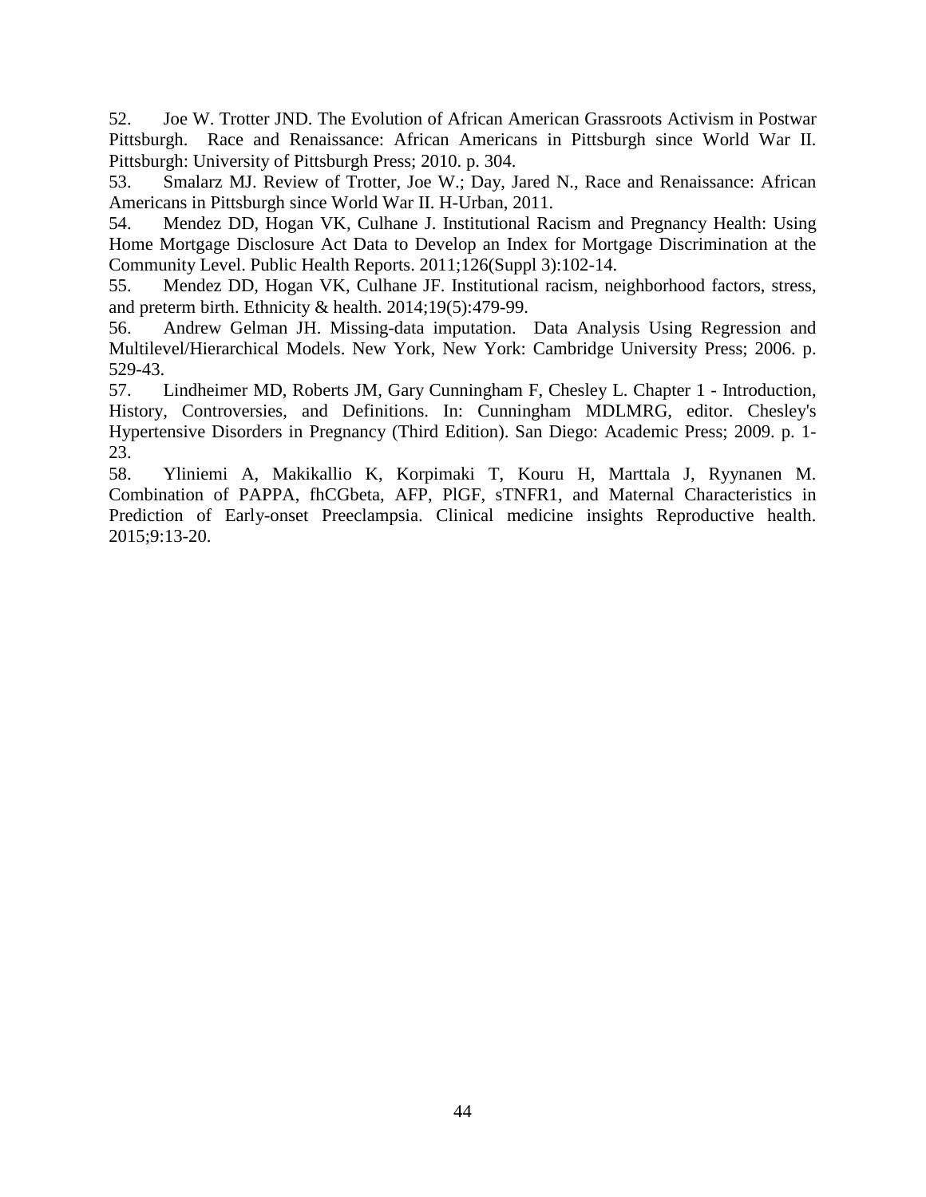52. Joe W. Trotter JND. The Evolution of African American Grassroots Activism in Postwar Pittsburgh. Race and Renaissance: African Americans in Pittsburgh since World War II. Pittsburgh: University of Pittsburgh Press; 2010. p. 304.

53. Smalarz MJ. Review of Trotter, Joe W.; Day, Jared N., Race and Renaissance: African Americans in Pittsburgh since World War II. H-Urban, 2011.

54. Mendez DD, Hogan VK, Culhane J. Institutional Racism and Pregnancy Health: Using Home Mortgage Disclosure Act Data to Develop an Index for Mortgage Discrimination at the Community Level. Public Health Reports. 2011;126(Suppl 3):102-14.

55. Mendez DD, Hogan VK, Culhane JF. Institutional racism, neighborhood factors, stress, and preterm birth. Ethnicity & health. 2014;19(5):479-99.

56. Andrew Gelman JH. Missing-data imputation. Data Analysis Using Regression and Multilevel/Hierarchical Models. New York, New York: Cambridge University Press; 2006. p. 529-43.

57. Lindheimer MD, Roberts JM, Gary Cunningham F, Chesley L. Chapter 1 - Introduction, History, Controversies, and Definitions. In: Cunningham MDLMRG, editor. Chesley's Hypertensive Disorders in Pregnancy (Third Edition). San Diego: Academic Press; 2009. p. 1-23.

58. Yliniemi A, Makikallio K, Korpimaki T, Kouru H, Marttala J, Ryynanen M. Combination of PAPPA, fhCGbeta, AFP, PlGF, sTNFR1, and Maternal Characteristics in Prediction of Early-onset Preeclampsia. Clinical medicine insights Reproductive health. 2015;9:13-20.